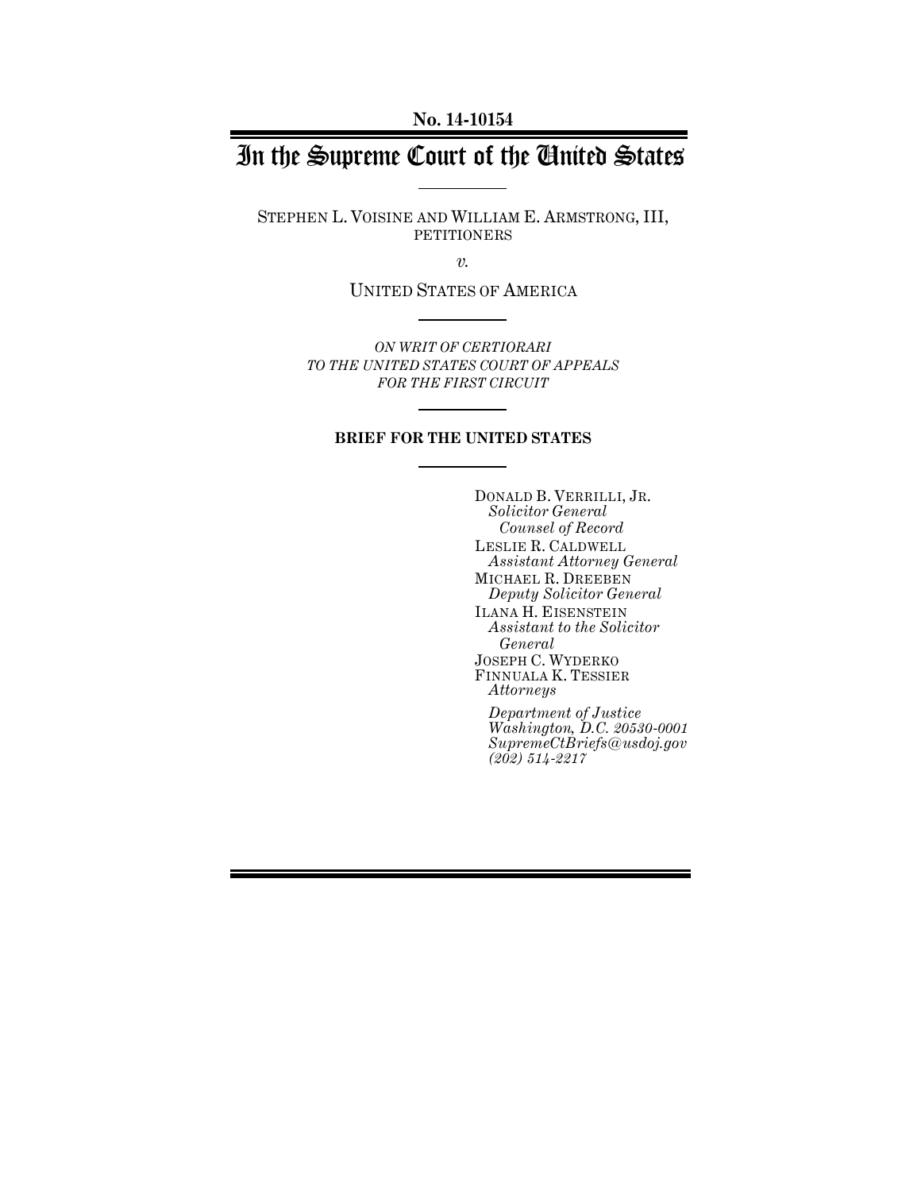No. 14-10154

# In the Supreme Court of the United States

STEPHEN L. VOISINE AND WILLIAM E. ARMSTRONG, III, PETITIONERS

*v.*

UNITED STATES OF AMERICA

*ON WRIT OF CERTIORARI TO THE UNITED STATES COURT OF APPEALS FOR THE FIRST CIRCUIT*

**BRIEF FOR THE UNITED STATES**

DONALD B. VERRILLI, JR.
*Solicitor General*
*Counsel of Record*
LESLIE R. CALDWELL
*Assistant Attorney General*
MICHAEL R. DREEBEN
*Deputy Solicitor General*
ILANA H. EISENSTEIN
*Assistant to the Solicitor General*
JOSEPH C. WYDERKO
FINNUALA K. TESSIER
*Attorneys*

*Department of Justice*
*Washington, D.C. 20530-0001*
*SupremeCtBriefs@usdoj.gov*
*(202) 514-2217*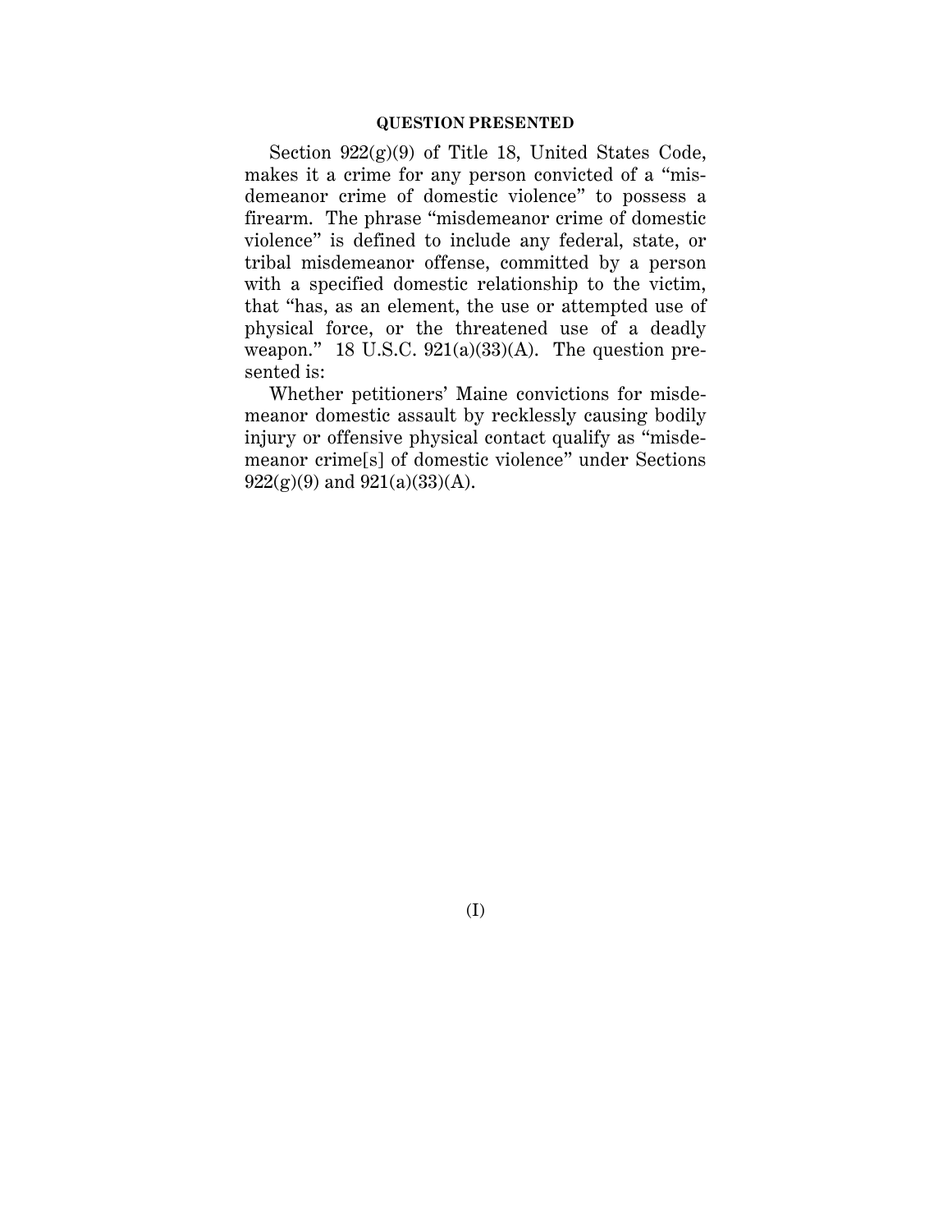## QUESTION PRESENTED

Section 922(g)(9) of Title 18, United States Code, makes it a crime for any person convicted of a "misdemeanor crime of domestic violence" to possess a firearm. The phrase "misdemeanor crime of domestic violence" is defined to include any federal, state, or tribal misdemeanor offense, committed by a person with a specified domestic relationship to the victim, that "has, as an element, the use or attempted use of physical force, or the threatened use of a deadly weapon." 18 U.S.C. 921(a)(33)(A). The question presented is:

Whether petitioners' Maine convictions for misdemeanor domestic assault by recklessly causing bodily injury or offensive physical contact qualify as "misdemeanor crime[s] of domestic violence" under Sections 922(g)(9) and 921(a)(33)(A).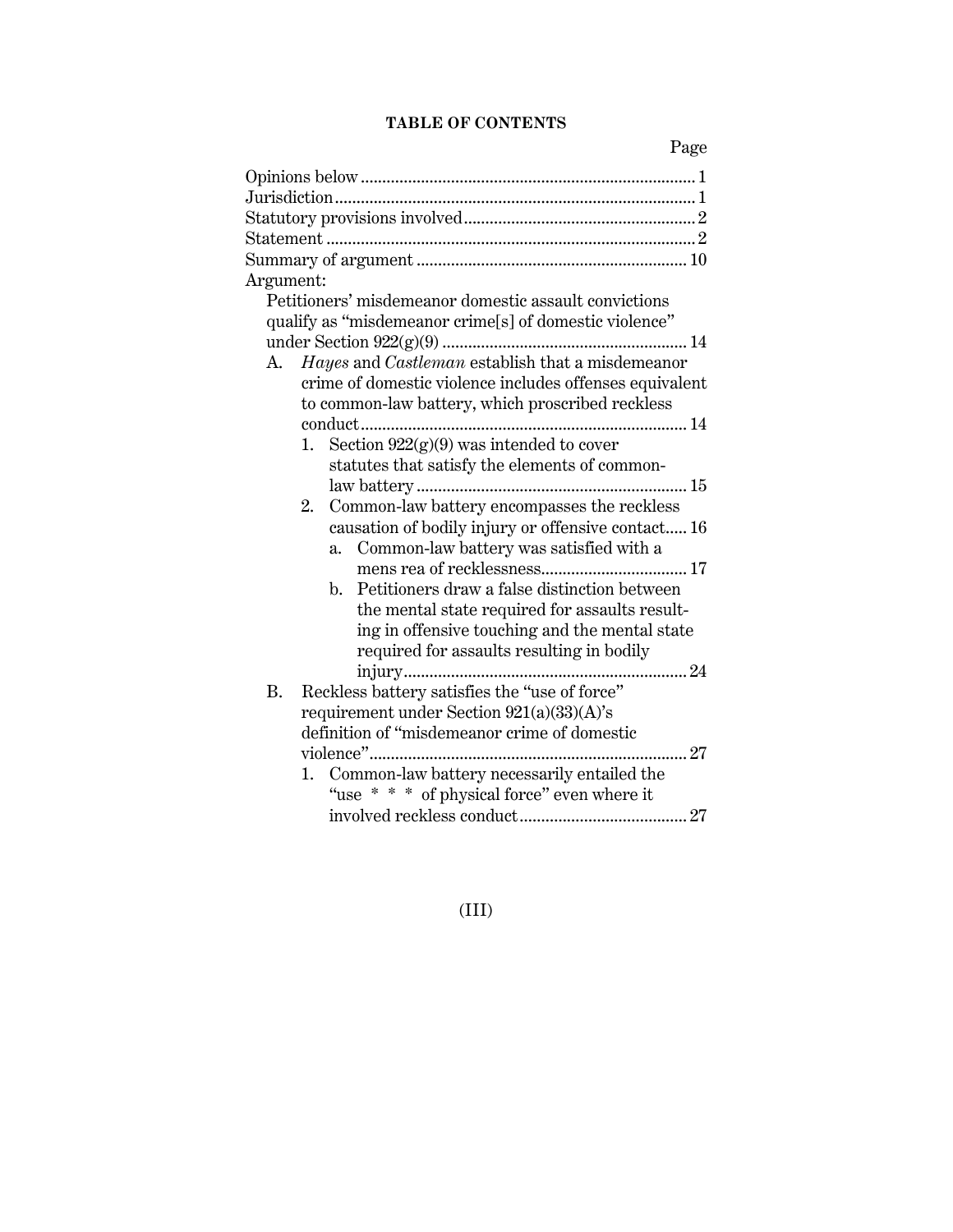**TABLE OF CONTENTS**

Page

Opinions below ... 1
Jurisdiction ... 1
Statutory provisions involved ... 2
Statement ... 2
Summary of argument ... 10
Argument:

Petitioners' misdemeanor domestic assault convictions qualify as "misdemeanor crime[s] of domestic violence" under Section 922(g)(9) ... 14

- A. *Hayes* and *Castleman* establish that a misdemeanor crime of domestic violence includes offenses equivalent to common-law battery, which proscribed reckless conduct ... 14
  - 1. Section 922(g)(9) was intended to cover statutes that satisfy the elements of common-law battery ... 15
  - 2. Common-law battery encompasses the reckless causation of bodily injury or offensive contact ... 16
    - a. Common-law battery was satisfied with a mens rea of recklessness ... 17
    - b. Petitioners draw a false distinction between the mental state required for assaults resulting in offensive touching and the mental state required for assaults resulting in bodily injury ... 24
- B. Reckless battery satisfies the "use of force" requirement under Section 921(a)(33)(A)'s definition of "misdemeanor crime of domestic violence" ... 27
  - 1. Common-law battery necessarily entailed the "use * * * of physical force" even where it involved reckless conduct ... 27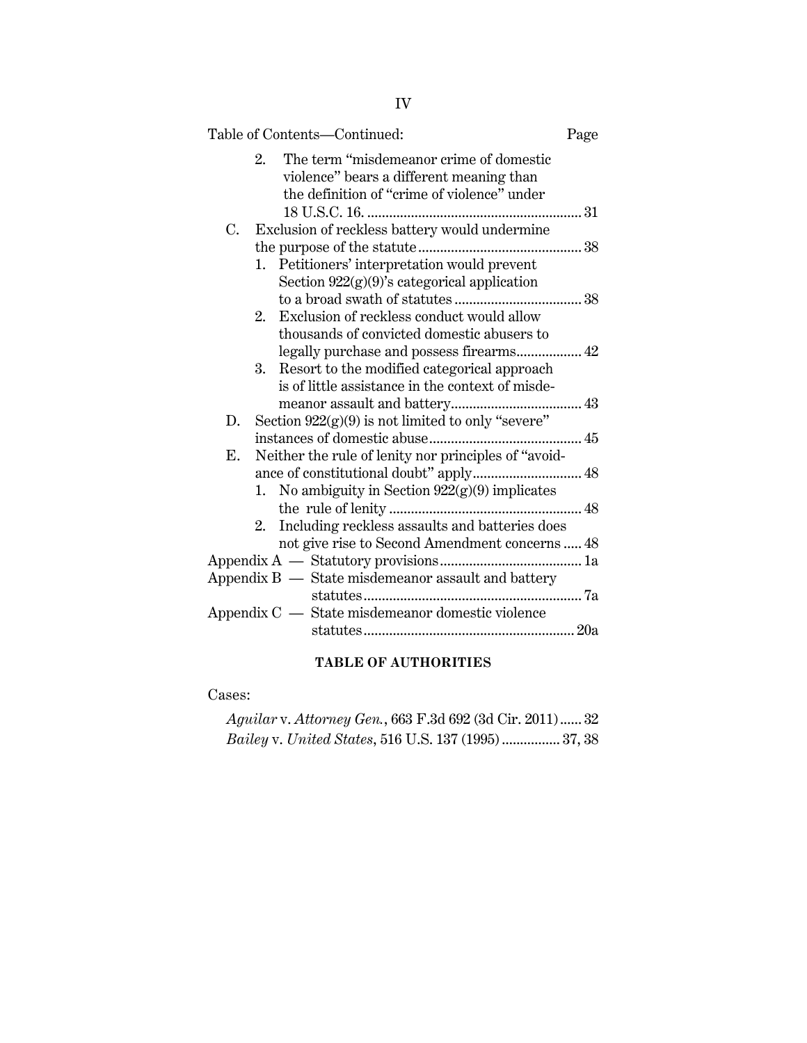Table of Contents—Continued: Page

- 2. The term "misdemeanor crime of domestic violence" bears a different meaning than the definition of "crime of violence" under 18 U.S.C. 16. ... 31
- C. Exclusion of reckless battery would undermine the purpose of the statute ... 38
  - 1. Petitioners' interpretation would prevent Section 922(g)(9)'s categorical application to a broad swath of statutes ... 38
  - 2. Exclusion of reckless conduct would allow thousands of convicted domestic abusers to legally purchase and possess firearms ... 42
  - 3. Resort to the modified categorical approach is of little assistance in the context of misdemeanor assault and battery ... 43
- D. Section 922(g)(9) is not limited to only "severe" instances of domestic abuse ... 45
- E. Neither the rule of lenity nor principles of "avoidance of constitutional doubt" apply ... 48
  - 1. No ambiguity in Section 922(g)(9) implicates the rule of lenity ... 48
  - 2. Including reckless assaults and batteries does not give rise to Second Amendment concerns ... 48

Appendix A — Statutory provisions ... 1a

Appendix B — State misdemeanor assault and battery statutes ... 7a

Appendix C — State misdemeanor domestic violence statutes ... 20a

## TABLE OF AUTHORITIES

Cases:

*Aguilar* v. *Attorney Gen.*, 663 F.3d 692 (3d Cir. 2011) ... 32

*Bailey* v. *United States*, 516 U.S. 137 (1995) ... 37, 38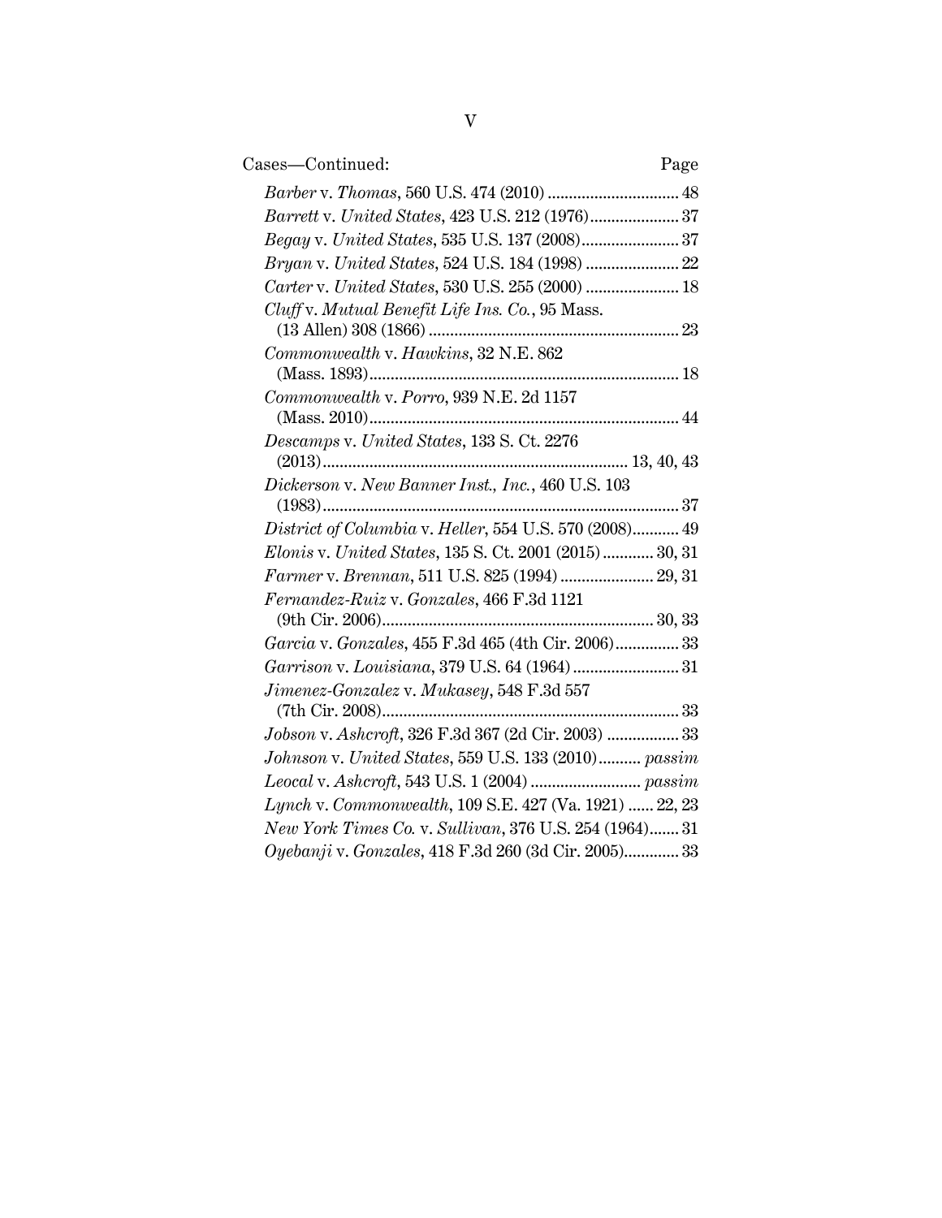Cases—Continued: Page

*Barber* v. *Thomas*, 560 U.S. 474 (2010) .............................. 48

*Barrett* v. *United States*, 423 U.S. 212 (1976)..................... 37

*Begay* v. *United States*, 535 U.S. 137 (2008)....................... 37

*Bryan* v. *United States*, 524 U.S. 184 (1998) ...................... 22

*Carter* v. *United States*, 530 U.S. 255 (2000) ...................... 18

*Cluff* v. *Mutual Benefit Life Ins. Co.*, 95 Mass. (13 Allen) 308 (1866) .......................................................... 23

*Commonwealth* v. *Hawkins*, 32 N.E. 862 (Mass. 1893)......................................................................... 18

*Commonwealth* v. *Porro*, 939 N.E. 2d 1157 (Mass. 2010)......................................................................... 44

*Descamps* v. *United States*, 133 S. Ct. 2276 (2013)........................................................................ 13, 40, 43

*Dickerson* v. *New Banner Inst., Inc.*, 460 U.S. 103 (1983).................................................................................... 37

*District of Columbia* v. *Heller*, 554 U.S. 570 (2008)........... 49

*Elonis* v. *United States*, 135 S. Ct. 2001 (2015) ............ 30, 31

*Farmer* v. *Brennan*, 511 U.S. 825 (1994) ...................... 29, 31

*Fernandez-Ruiz* v. *Gonzales*, 466 F.3d 1121 (9th Cir. 2006)................................................................ 30, 33

*Garcia* v. *Gonzales*, 455 F.3d 465 (4th Cir. 2006)............... 33

*Garrison* v. *Louisiana*, 379 U.S. 64 (1964)......................... 31

*Jimenez-Gonzalez* v. *Mukasey*, 548 F.3d 557 (7th Cir. 2008)...................................................................... 33

*Jobson* v. *Ashcroft*, 326 F.3d 367 (2d Cir. 2003) ................. 33

*Johnson* v. *United States*, 559 U.S. 133 (2010).......... *passim*

*Leocal* v. *Ashcroft*, 543 U.S. 1 (2004) .......................... *passim*

*Lynch* v. *Commonwealth*, 109 S.E. 427 (Va. 1921) ...... 22, 23

*New York Times Co.* v. *Sullivan*, 376 U.S. 254 (1964)....... 31

*Oyebanji* v. *Gonzales*, 418 F.3d 260 (3d Cir. 2005)............. 33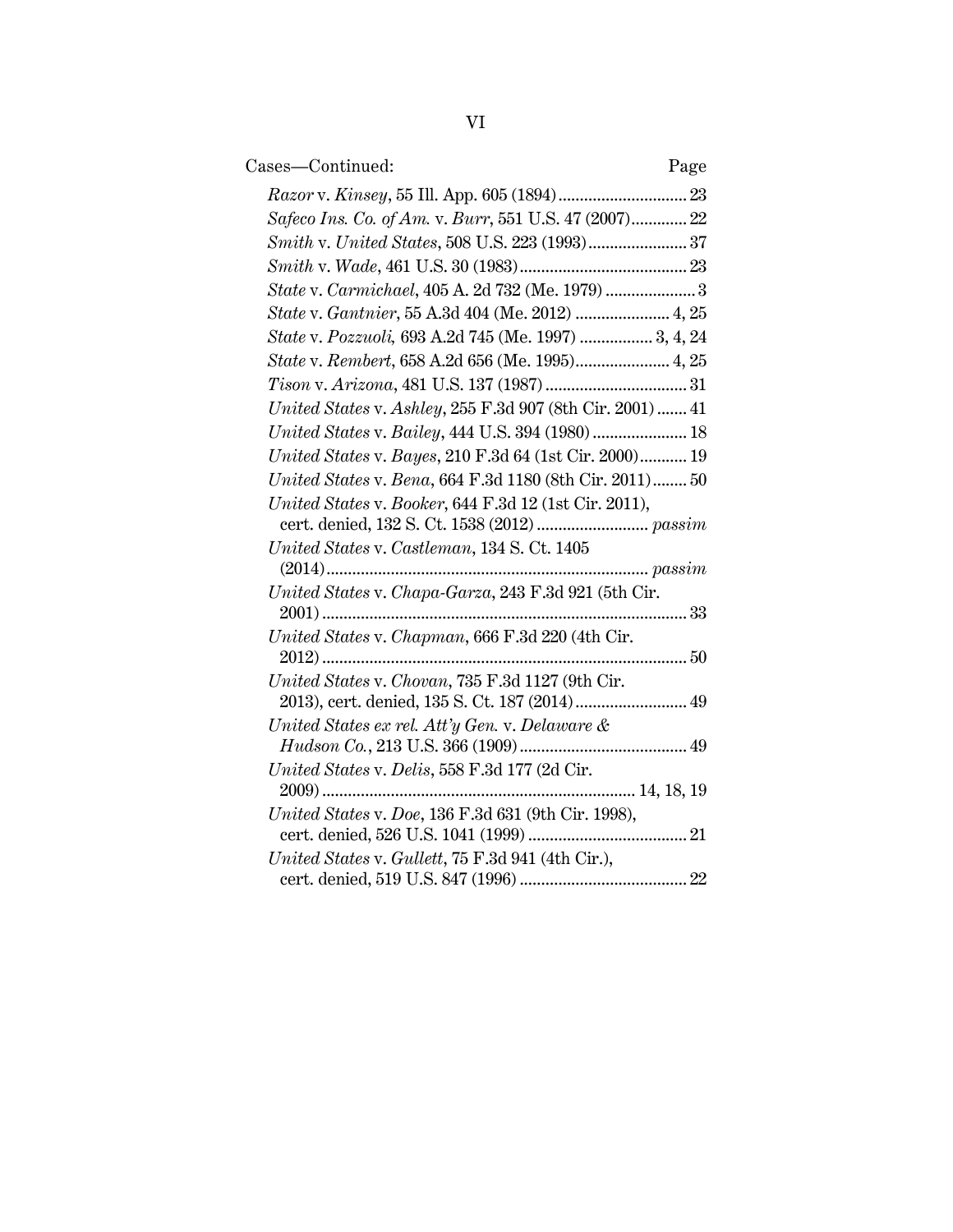Cases—Continued: Page

*Razor* v. *Kinsey*, 55 Ill. App. 605 (1894) .............................. 23

*Safeco Ins. Co. of Am.* v. *Burr*, 551 U.S. 47 (2007) ............. 22

*Smith* v. *United States*, 508 U.S. 223 (1993) ....................... 37

*Smith* v. *Wade*, 461 U.S. 30 (1983) ....................................... 23

*State* v. *Carmichael*, 405 A. 2d 732 (Me. 1979) ..................... 3

*State* v. *Gantnier*, 55 A.3d 404 (Me. 2012) ...................... 4, 25

*State* v. *Pozzuoli*, 693 A.2d 745 (Me. 1997) ................. 3, 4, 24

*State* v. *Rembert*, 658 A.2d 656 (Me. 1995) ...................... 4, 25

*Tison* v. *Arizona*, 481 U.S. 137 (1987) ................................. 31

*United States* v. *Ashley*, 255 F.3d 907 (8th Cir. 2001) ....... 41

*United States* v. *Bailey*, 444 U.S. 394 (1980) ...................... 18

*United States* v. *Bayes*, 210 F.3d 64 (1st Cir. 2000) ........... 19

*United States* v. *Bena*, 664 F.3d 1180 (8th Cir. 2011) ........ 50

*United States* v. *Booker*, 644 F.3d 12 (1st Cir. 2011), cert. denied, 132 S. Ct. 1538 (2012) .......................... *passim*

*United States* v. *Castleman*, 134 S. Ct. 1405 (2014) .......................................................................... *passim*

*United States* v. *Chapa-Garza*, 243 F.3d 921 (5th Cir. 2001) ..................................................................................... 33

*United States* v. *Chapman*, 666 F.3d 220 (4th Cir. 2012) ..................................................................................... 50

*United States* v. *Chovan*, 735 F.3d 1127 (9th Cir. 2013), cert. denied, 135 S. Ct. 187 (2014) .......................... 49

*United States ex rel. Att'y Gen.* v. *Delaware & Hudson Co.*, 213 U.S. 366 (1909) ....................................... 49

*United States* v. *Delis*, 558 F.3d 177 (2d Cir. 2009) ......................................................................... 14, 18, 19

*United States* v. *Doe*, 136 F.3d 631 (9th Cir. 1998), cert. denied, 526 U.S. 1041 (1999) ..................................... 21

*United States* v. *Gullett*, 75 F.3d 941 (4th Cir.), cert. denied, 519 U.S. 847 (1996) ....................................... 22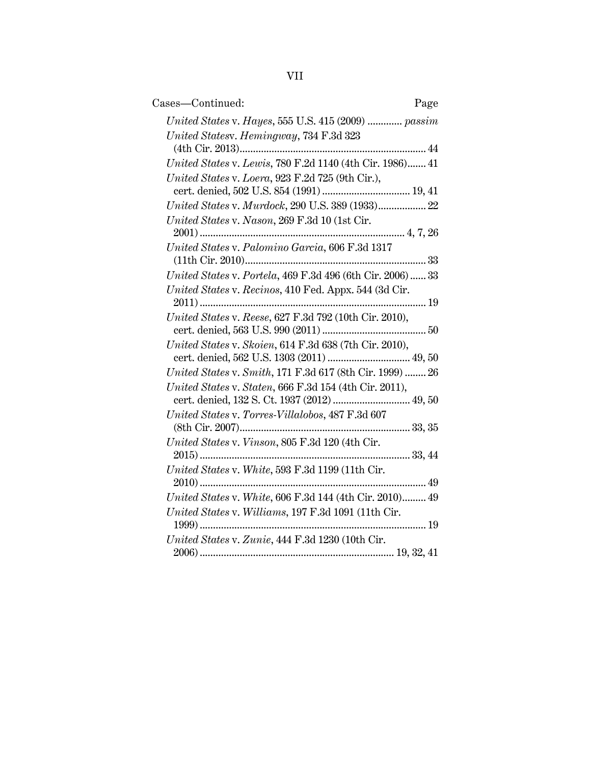Cases—Continued: Page

*United States* v. *Hayes*, 555 U.S. 415 (2009) ............ *passim*

*United States*v. *Hemingway*, 734 F.3d 323 (4th Cir. 2013)..................................................................... 44

*United States* v. *Lewis*, 780 F.2d 1140 (4th Cir. 1986)....... 41

*United States* v. *Loera*, 923 F.2d 725 (9th Cir.), cert. denied, 502 U.S. 854 (1991) ................................ 19, 41

*United States* v. *Murdock*, 290 U.S. 389 (1933).................. 22

*United States* v. *Nason*, 269 F.3d 10 (1st Cir. 2001) ............................................................................ 4, 7, 26

*United States* v. *Palomino Garcia*, 606 F.3d 1317 (11th Cir. 2010).................................................................... 33

*United States* v. *Portela*, 469 F.3d 496 (6th Cir. 2006) ...... 33

*United States* v. *Recinos*, 410 Fed. Appx. 544 (3d Cir. 2011) .................................................................................... 19

*United States* v. *Reese*, 627 F.3d 792 (10th Cir. 2010), cert. denied, 563 U.S. 990 (2011) ...................................... 50

*United States* v. *Skoien*, 614 F.3d 638 (7th Cir. 2010), cert. denied, 562 U.S. 1303 (2011) .............................. 49, 50

*United States* v. *Smith*, 171 F.3d 617 (8th Cir. 1999) ........ 26

*United States* v. *Staten*, 666 F.3d 154 (4th Cir. 2011), cert. denied, 132 S. Ct. 1937 (2012) ............................ 49, 50

*United States* v. *Torres-Villalobos*, 487 F.3d 607 (8th Cir. 2007)............................................................... 33, 35

*United States* v. *Vinson*, 805 F.3d 120 (4th Cir. 2015) .............................................................................. 33, 44

*United States* v. *White*, 593 F.3d 1199 (11th Cir. 2010) .................................................................................... 49

*United States* v. *White*, 606 F.3d 144 (4th Cir. 2010)......... 49

*United States* v. *Williams*, 197 F.3d 1091 (11th Cir. 1999) .................................................................................... 19

*United States* v. *Zunie*, 444 F.3d 1230 (10th Cir. 2006) ........................................................................ 19, 32, 41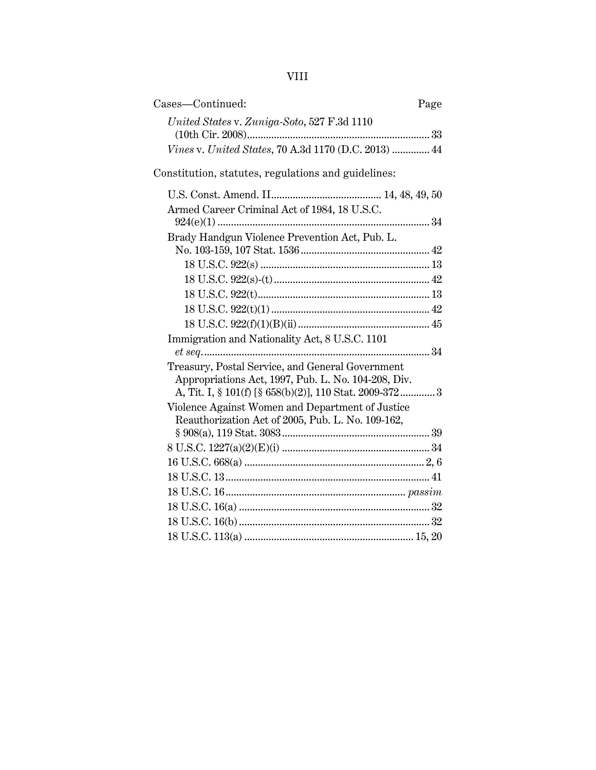Cases—Continued: Page

*United States* v. *Zuniga-Soto*, 527 F.3d 1110 (10th Cir. 2008) .......... 33

*Vines* v. *United States*, 70 A.3d 1170 (D.C. 2013) .......... 44

Constitution, statutes, regulations and guidelines:

U.S. Const. Amend. II .......... 14, 48, 49, 50

Armed Career Criminal Act of 1984, 18 U.S.C. 924(e)(1) .......... 34

Brady Handgun Violence Prevention Act, Pub. L. No. 103-159, 107 Stat. 1536 .......... 42

- 18 U.S.C. 922(s) .......... 13
- 18 U.S.C. 922(s)-(t) .......... 42
- 18 U.S.C. 922(t) .......... 13
- 18 U.S.C. 922(t)(1) .......... 42
- 18 U.S.C. 922(f)(1)(B)(ii) .......... 45

Immigration and Nationality Act, 8 U.S.C. 1101 *et seq.* .......... 34

Treasury, Postal Service, and General Government Appropriations Act, 1997, Pub. L. No. 104-208, Div. A, Tit. I, § 101(f) [§ 658(b)(2)], 110 Stat. 2009-372 .......... 3

Violence Against Women and Department of Justice Reauthorization Act of 2005, Pub. L. No. 109-162, § 908(a), 119 Stat. 3083 .......... 39

8 U.S.C. 1227(a)(2)(E)(i) .......... 34

16 U.S.C. 668(a) .......... 2, 6

18 U.S.C. 13 .......... 41

18 U.S.C. 16 .......... *passim*

18 U.S.C. 16(a) .......... 32

18 U.S.C. 16(b) .......... 32

18 U.S.C. 113(a) .......... 15, 20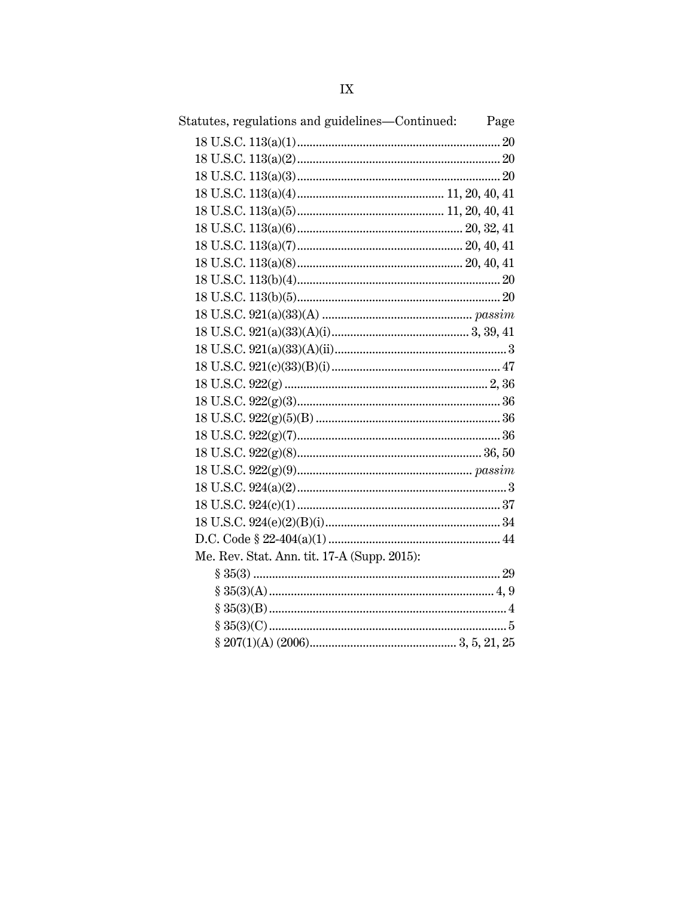Statutes, regulations and guidelines—Continued: Page

18 U.S.C. 113(a)(1) ........ 20
18 U.S.C. 113(a)(2) ........ 20
18 U.S.C. 113(a)(3) ........ 20
18 U.S.C. 113(a)(4) ........ 11, 20, 40, 41
18 U.S.C. 113(a)(5) ........ 11, 20, 40, 41
18 U.S.C. 113(a)(6) ........ 20, 32, 41
18 U.S.C. 113(a)(7) ........ 20, 40, 41
18 U.S.C. 113(a)(8) ........ 20, 40, 41
18 U.S.C. 113(b)(4) ........ 20
18 U.S.C. 113(b)(5) ........ 20
18 U.S.C. 921(a)(33)(A) ........ *passim*
18 U.S.C. 921(a)(33)(A)(i) ........ 3, 39, 41
18 U.S.C. 921(a)(33)(A)(ii) ........ 3
18 U.S.C. 921(c)(33)(B)(i) ........ 47
18 U.S.C. 922(g) ........ 2, 36
18 U.S.C. 922(g)(3) ........ 36
18 U.S.C. 922(g)(5)(B) ........ 36
18 U.S.C. 922(g)(7) ........ 36
18 U.S.C. 922(g)(8) ........ 36, 50
18 U.S.C. 922(g)(9) ........ *passim*
18 U.S.C. 924(a)(2) ........ 3
18 U.S.C. 924(c)(1) ........ 37
18 U.S.C. 924(e)(2)(B)(i) ........ 34
D.C. Code § 22-404(a)(1) ........ 44
Me. Rev. Stat. Ann. tit. 17-A (Supp. 2015):
- § 35(3) ........ 29
- § 35(3)(A) ........ 4, 9
- § 35(3)(B) ........ 4
- § 35(3)(C) ........ 5
- § 207(1)(A) (2006) ........ 3, 5, 21, 25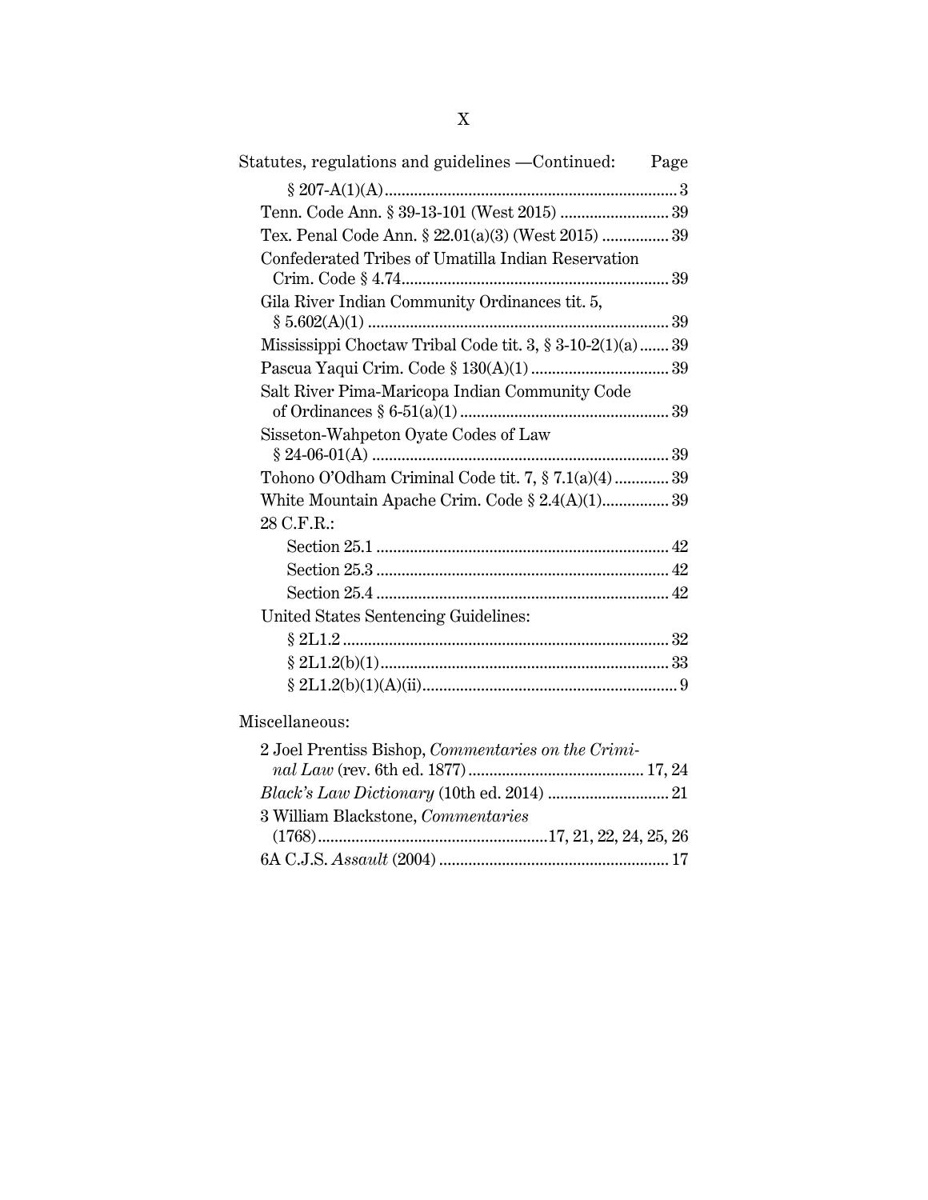Statutes, regulations and guidelines —Continued: Page

- § 207-A(1)(A) ... 3
- Tenn. Code Ann. § 39-13-101 (West 2015) ... 39
- Tex. Penal Code Ann. § 22.01(a)(3) (West 2015) ... 39
- Confederated Tribes of Umatilla Indian Reservation Crim. Code § 4.74 ... 39
- Gila River Indian Community Ordinances tit. 5, § 5.602(A)(1) ... 39
- Mississippi Choctaw Tribal Code tit. 3, § 3-10-2(1)(a) ... 39
- Pascua Yaqui Crim. Code § 130(A)(1) ... 39
- Salt River Pima-Maricopa Indian Community Code of Ordinances § 6-51(a)(1) ... 39
- Sisseton-Wahpeton Oyate Codes of Law § 24-06-01(A) ... 39
- Tohono O'Odham Criminal Code tit. 7, § 7.1(a)(4) ... 39
- White Mountain Apache Crim. Code § 2.4(A)(1) ... 39
- 28 C.F.R.:
  - Section 25.1 ... 42
  - Section 25.3 ... 42
  - Section 25.4 ... 42
- United States Sentencing Guidelines:
  - § 2L1.2 ... 32
  - § 2L1.2(b)(1) ... 33
  - § 2L1.2(b)(1)(A)(ii) ... 9

Miscellaneous:

- 2 Joel Prentiss Bishop, *Commentaries on the Criminal Law* (rev. 6th ed. 1877) ... 17, 24
- *Black's Law Dictionary* (10th ed. 2014) ... 21
- 3 William Blackstone, *Commentaries* (1768) ... 17, 21, 22, 24, 25, 26
- 6A C.J.S. *Assault* (2004) ... 17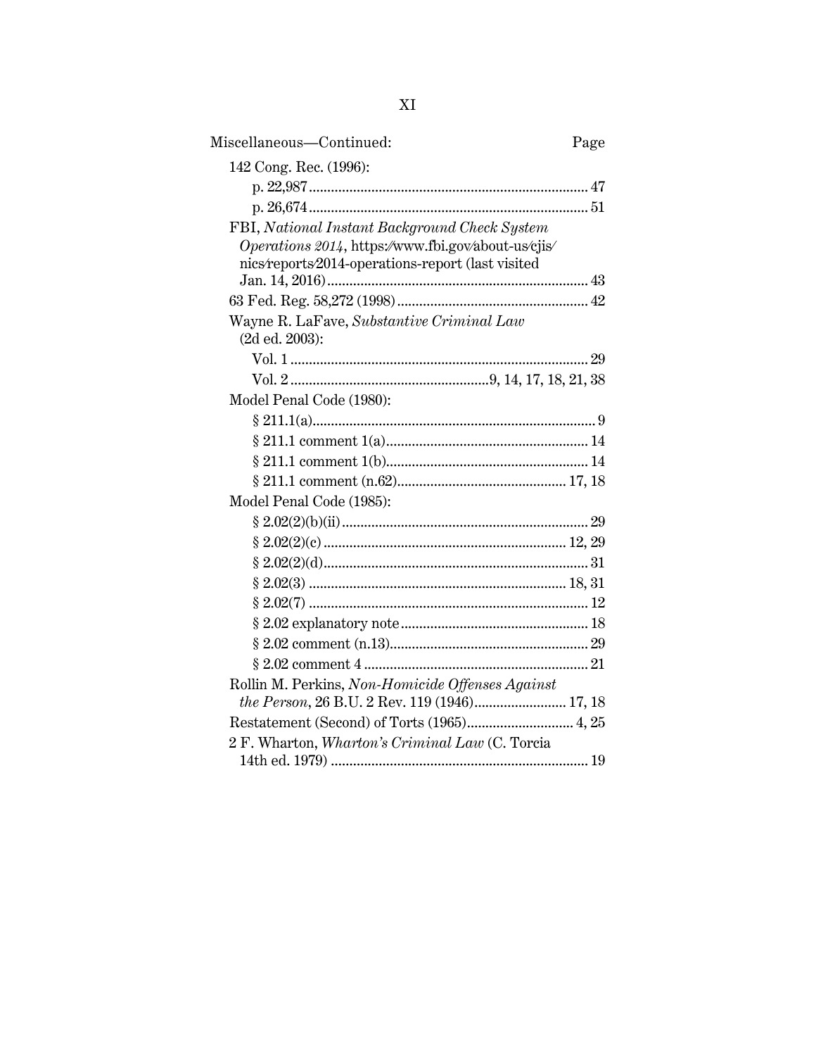Miscellaneous—Continued: Page

142 Cong. Rec. (1996):

- p. 22,987 ........................................................................ 47
- p. 26,674 ........................................................................ 51

FBI, *National Instant Background Check System Operations 2014*, https://www.fbi.gov/about-us/cjis/nics/reports/2014-operations-report (last visited Jan. 14, 2016) ..................................................................... 43

63 Fed. Reg. 58,272 (1998) .................................................. 42

Wayne R. LaFave, *Substantive Criminal Law* (2d ed. 2003):

- Vol. 1 ............................................................................... 29
- Vol. 2 ..................................................... 9, 14, 17, 18, 21, 38

Model Penal Code (1980):

- § 211.1(a) ........................................................................... 9
- § 211.1 comment 1(a) ...................................................... 14
- § 211.1 comment 1(b) ...................................................... 14
- § 211.1 comment (n.62) ............................................. 17, 18

Model Penal Code (1985):

- § 2.02(2)(b)(ii) .................................................................. 29
- § 2.02(2)(c) ................................................................ 12, 29
- § 2.02(2)(d) ...................................................................... 31
- § 2.02(3) .................................................................... 18, 31
- § 2.02(7) .......................................................................... 12
- § 2.02 explanatory note ................................................... 18
- § 2.02 comment (n.13) ..................................................... 29
- § 2.02 comment 4 ............................................................ 21

Rollin M. Perkins, *Non-Homicide Offenses Against the Person*, 26 B.U. 2 Rev. 119 (1946) ........................ 17, 18

Restatement (Second) of Torts (1965) ............................ 4, 25

2 F. Wharton, *Wharton's Criminal Law* (C. Torcia 14th ed. 1979) ..................................................................... 19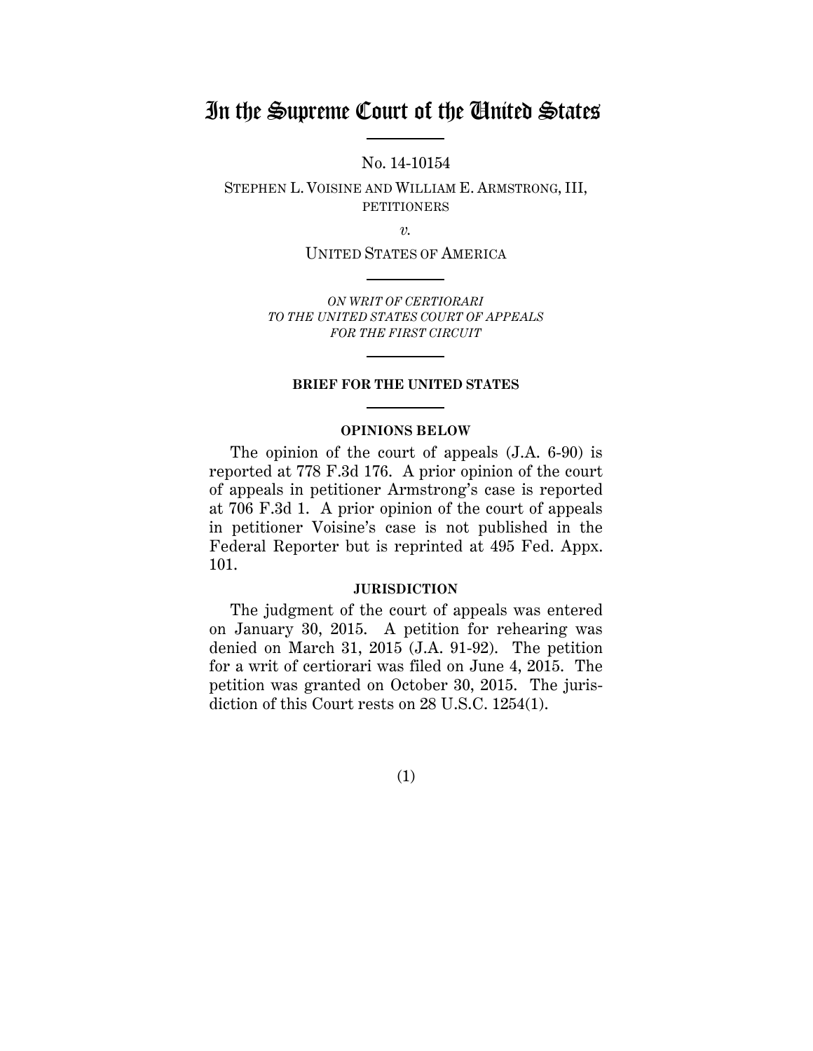# In the Supreme Court of the United States

No. 14-10154

STEPHEN L. VOISINE AND WILLIAM E. ARMSTRONG, III, PETITIONERS

*v.*

UNITED STATES OF AMERICA

*ON WRIT OF CERTIORARI TO THE UNITED STATES COURT OF APPEALS FOR THE FIRST CIRCUIT*

**BRIEF FOR THE UNITED STATES**

**OPINIONS BELOW**

The opinion of the court of appeals (J.A. 6-90) is reported at 778 F.3d 176. A prior opinion of the court of appeals in petitioner Armstrong's case is reported at 706 F.3d 1. A prior opinion of the court of appeals in petitioner Voisine's case is not published in the Federal Reporter but is reprinted at 495 Fed. Appx. 101.

**JURISDICTION**

The judgment of the court of appeals was entered on January 30, 2015. A petition for rehearing was denied on March 31, 2015 (J.A. 91-92). The petition for a writ of certiorari was filed on June 4, 2015. The petition was granted on October 30, 2015. The jurisdiction of this Court rests on 28 U.S.C. 1254(1).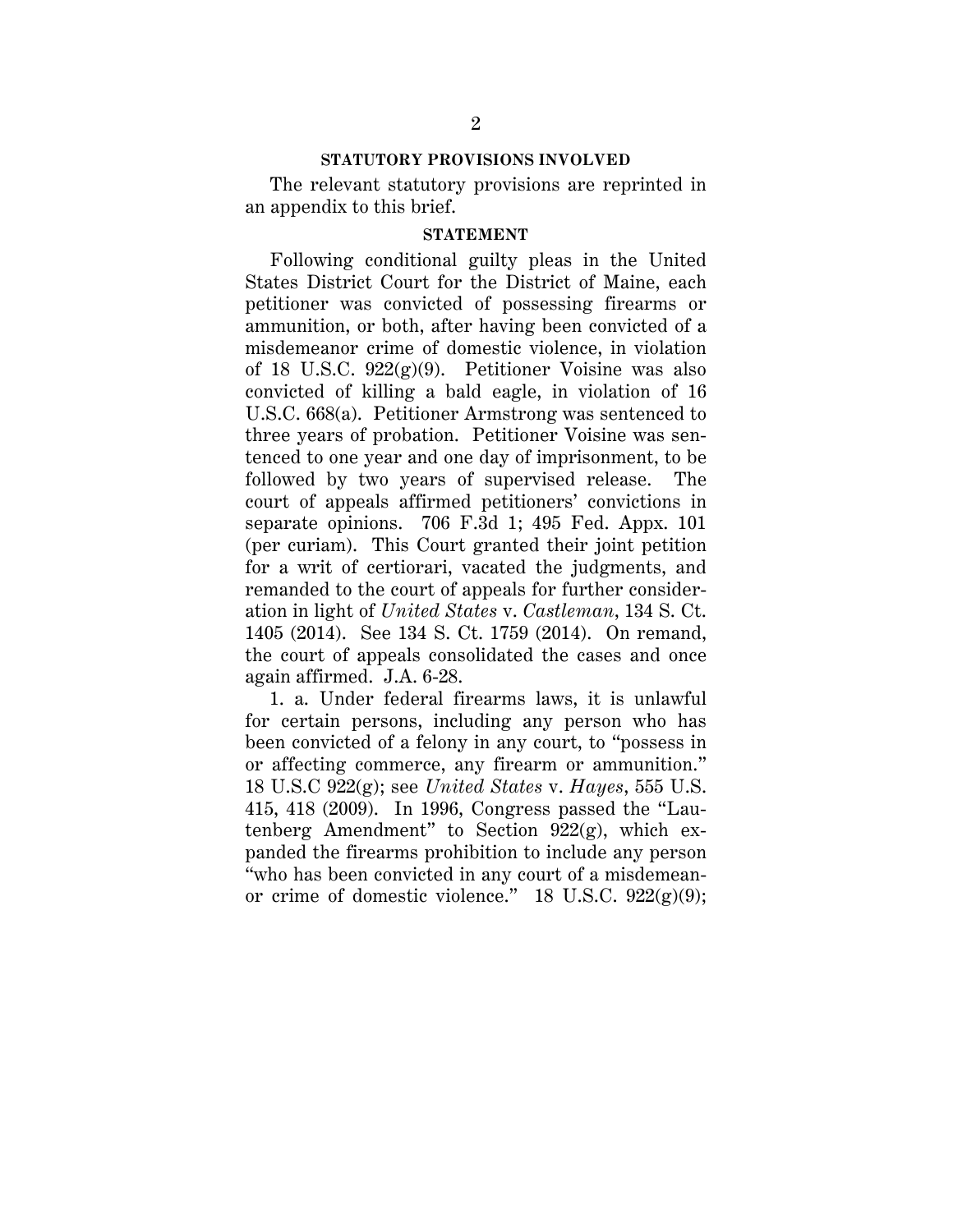## STATUTORY PROVISIONS INVOLVED

The relevant statutory provisions are reprinted in an appendix to this brief.

## STATEMENT

Following conditional guilty pleas in the United States District Court for the District of Maine, each petitioner was convicted of possessing firearms or ammunition, or both, after having been convicted of a misdemeanor crime of domestic violence, in violation of 18 U.S.C. 922(g)(9). Petitioner Voisine was also convicted of killing a bald eagle, in violation of 16 U.S.C. 668(a). Petitioner Armstrong was sentenced to three years of probation. Petitioner Voisine was sentenced to one year and one day of imprisonment, to be followed by two years of supervised release. The court of appeals affirmed petitioners' convictions in separate opinions. 706 F.3d 1; 495 Fed. Appx. 101 (per curiam). This Court granted their joint petition for a writ of certiorari, vacated the judgments, and remanded to the court of appeals for further consideration in light of *United States* v. *Castleman*, 134 S. Ct. 1405 (2014). See 134 S. Ct. 1759 (2014). On remand, the court of appeals consolidated the cases and once again affirmed. J.A. 6-28.

1. a. Under federal firearms laws, it is unlawful for certain persons, including any person who has been convicted of a felony in any court, to "possess in or affecting commerce, any firearm or ammunition." 18 U.S.C 922(g); see *United States* v. *Hayes*, 555 U.S. 415, 418 (2009). In 1996, Congress passed the "Lautenberg Amendment" to Section 922(g), which expanded the firearms prohibition to include any person "who has been convicted in any court of a misdemeanor crime of domestic violence." 18 U.S.C. 922(g)(9);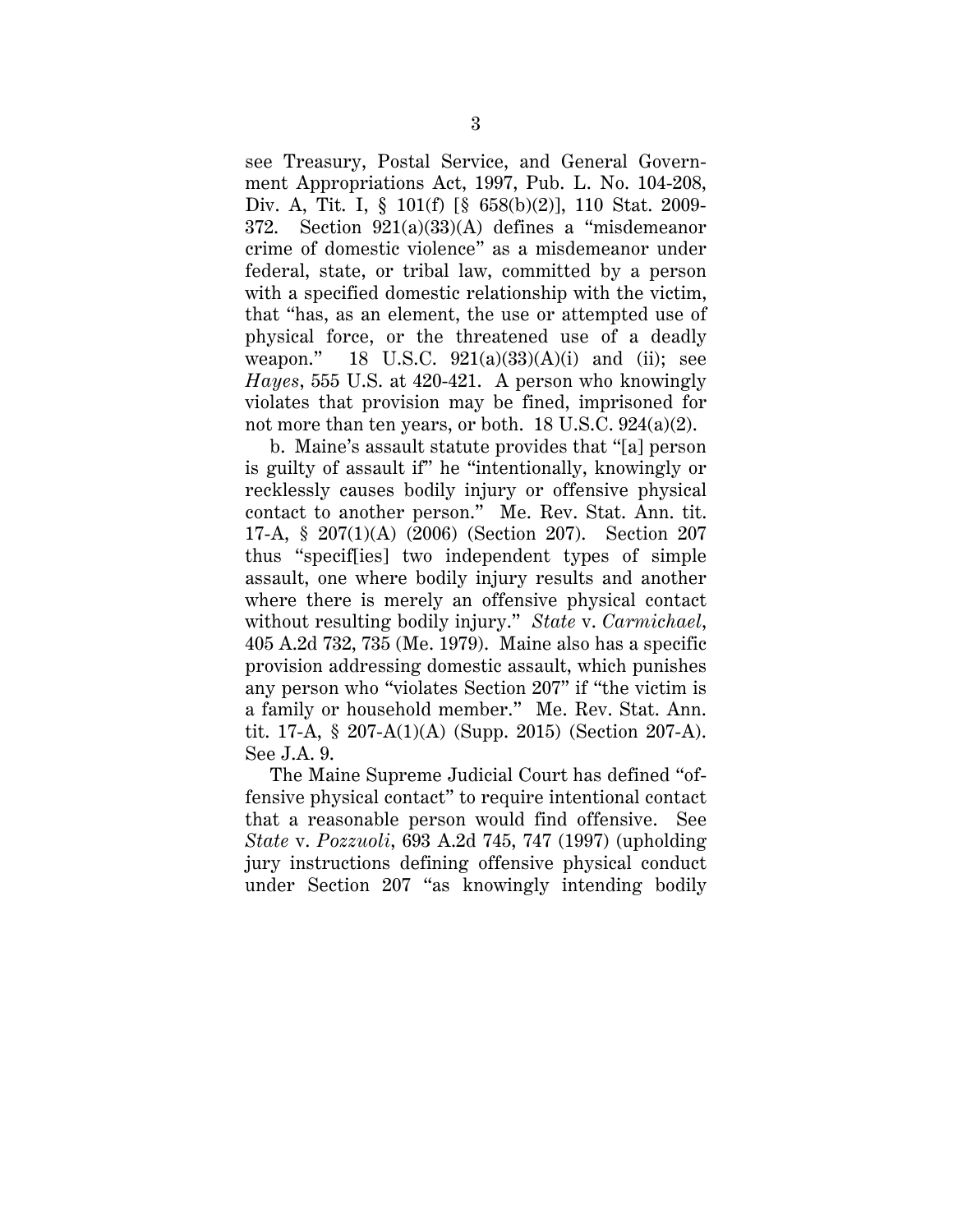see Treasury, Postal Service, and General Government Appropriations Act, 1997, Pub. L. No. 104-208, Div. A, Tit. I, § 101(f) [§ 658(b)(2)], 110 Stat. 2009-372. Section 921(a)(33)(A) defines a "misdemeanor crime of domestic violence" as a misdemeanor under federal, state, or tribal law, committed by a person with a specified domestic relationship with the victim, that "has, as an element, the use or attempted use of physical force, or the threatened use of a deadly weapon." 18 U.S.C. 921(a)(33)(A)(i) and (ii); see *Hayes*, 555 U.S. at 420-421. A person who knowingly violates that provision may be fined, imprisoned for not more than ten years, or both. 18 U.S.C. 924(a)(2).

b. Maine's assault statute provides that "[a] person is guilty of assault if" he "intentionally, knowingly or recklessly causes bodily injury or offensive physical contact to another person." Me. Rev. Stat. Ann. tit. 17-A, § 207(1)(A) (2006) (Section 207). Section 207 thus "specif[ies] two independent types of simple assault, one where bodily injury results and another where there is merely an offensive physical contact without resulting bodily injury." *State* v. *Carmichael*, 405 A.2d 732, 735 (Me. 1979). Maine also has a specific provision addressing domestic assault, which punishes any person who "violates Section 207" if "the victim is a family or household member." Me. Rev. Stat. Ann. tit. 17-A, § 207-A(1)(A) (Supp. 2015) (Section 207-A). See J.A. 9.

The Maine Supreme Judicial Court has defined "offensive physical contact" to require intentional contact that a reasonable person would find offensive. See *State* v. *Pozzuoli*, 693 A.2d 745, 747 (1997) (upholding jury instructions defining offensive physical conduct under Section 207 "as knowingly intending bodily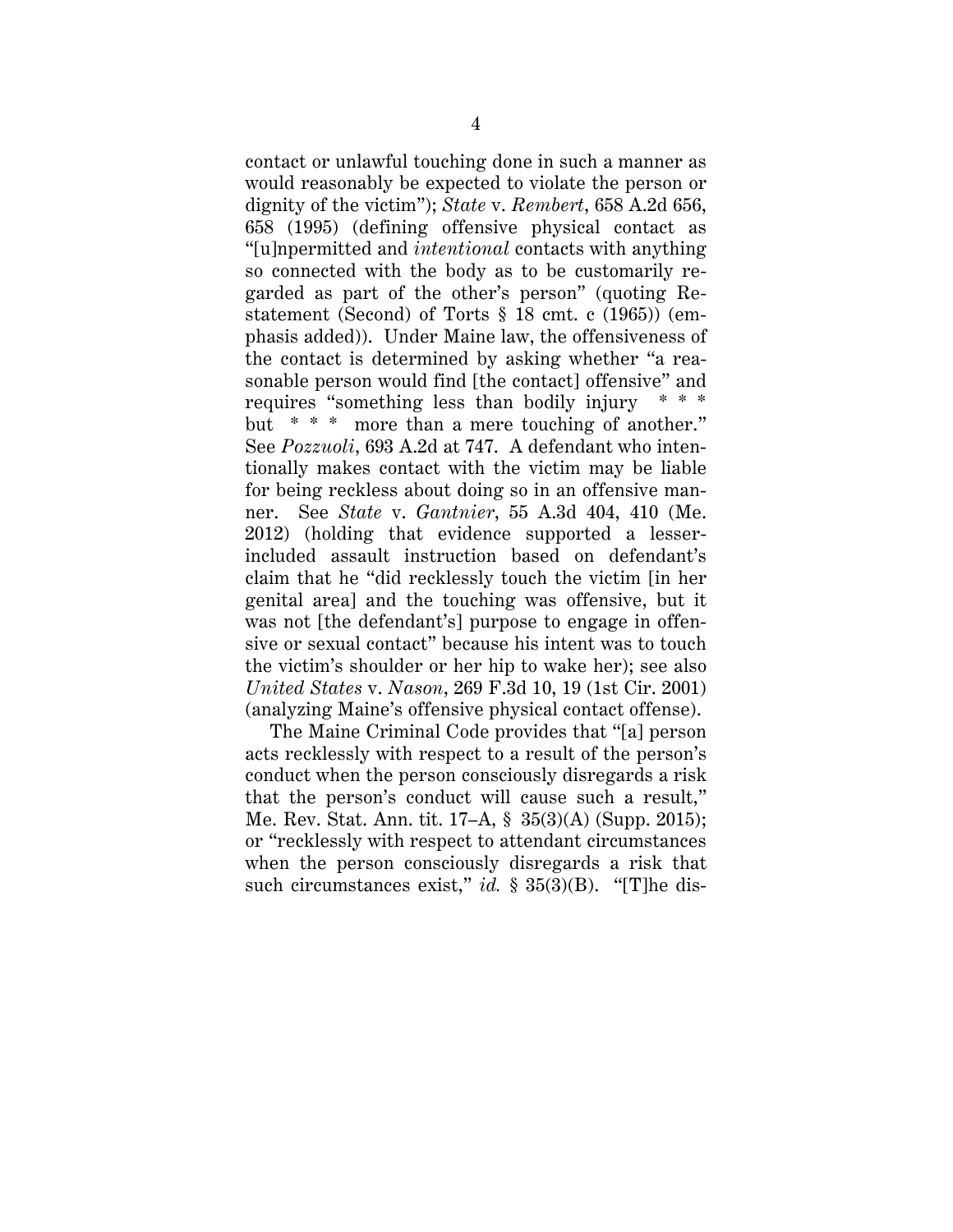contact or unlawful touching done in such a manner as would reasonably be expected to violate the person or dignity of the victim"); *State* v. *Rembert*, 658 A.2d 656, 658 (1995) (defining offensive physical contact as "[u]npermitted and *intentional* contacts with anything so connected with the body as to be customarily regarded as part of the other's person" (quoting Restatement (Second) of Torts § 18 cmt. c (1965)) (emphasis added)). Under Maine law, the offensiveness of the contact is determined by asking whether "a reasonable person would find [the contact] offensive" and requires "something less than bodily injury * * * but * * * more than a mere touching of another." See *Pozzuoli*, 693 A.2d at 747. A defendant who intentionally makes contact with the victim may be liable for being reckless about doing so in an offensive manner. See *State* v. *Gantnier*, 55 A.3d 404, 410 (Me. 2012) (holding that evidence supported a lesser-included assault instruction based on defendant's claim that he "did recklessly touch the victim [in her genital area] and the touching was offensive, but it was not [the defendant's] purpose to engage in offensive or sexual contact" because his intent was to touch the victim's shoulder or her hip to wake her); see also *United States* v. *Nason*, 269 F.3d 10, 19 (1st Cir. 2001) (analyzing Maine's offensive physical contact offense).

The Maine Criminal Code provides that "[a] person acts recklessly with respect to a result of the person's conduct when the person consciously disregards a risk that the person's conduct will cause such a result," Me. Rev. Stat. Ann. tit. 17–A, § 35(3)(A) (Supp. 2015); or "recklessly with respect to attendant circumstances when the person consciously disregards a risk that such circumstances exist," *id.* § 35(3)(B). "[T]he dis-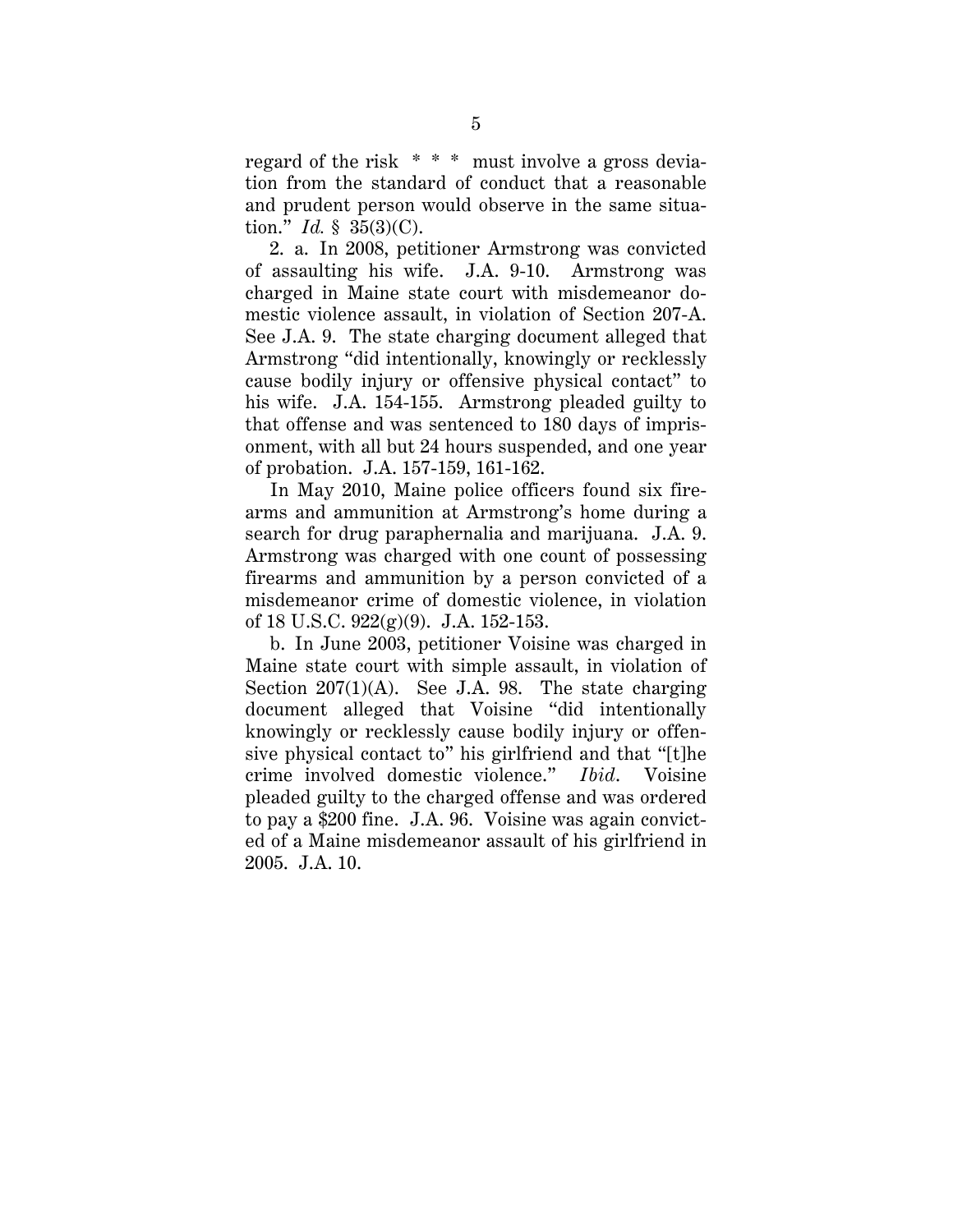regard of the risk * * * must involve a gross deviation from the standard of conduct that a reasonable and prudent person would observe in the same situation." *Id.* § 35(3)(C).

2. a. In 2008, petitioner Armstrong was convicted of assaulting his wife. J.A. 9-10. Armstrong was charged in Maine state court with misdemeanor domestic violence assault, in violation of Section 207-A. See J.A. 9. The state charging document alleged that Armstrong "did intentionally, knowingly or recklessly cause bodily injury or offensive physical contact" to his wife. J.A. 154-155. Armstrong pleaded guilty to that offense and was sentenced to 180 days of imprisonment, with all but 24 hours suspended, and one year of probation. J.A. 157-159, 161-162.

In May 2010, Maine police officers found six firearms and ammunition at Armstrong's home during a search for drug paraphernalia and marijuana. J.A. 9. Armstrong was charged with one count of possessing firearms and ammunition by a person convicted of a misdemeanor crime of domestic violence, in violation of 18 U.S.C. 922(g)(9). J.A. 152-153.

b. In June 2003, petitioner Voisine was charged in Maine state court with simple assault, in violation of Section 207(1)(A). See J.A. 98. The state charging document alleged that Voisine "did intentionally knowingly or recklessly cause bodily injury or offensive physical contact to" his girlfriend and that "[t]he crime involved domestic violence." *Ibid.* Voisine pleaded guilty to the charged offense and was ordered to pay a $200 fine. J.A. 96. Voisine was again convicted of a Maine misdemeanor assault of his girlfriend in 2005. J.A. 10.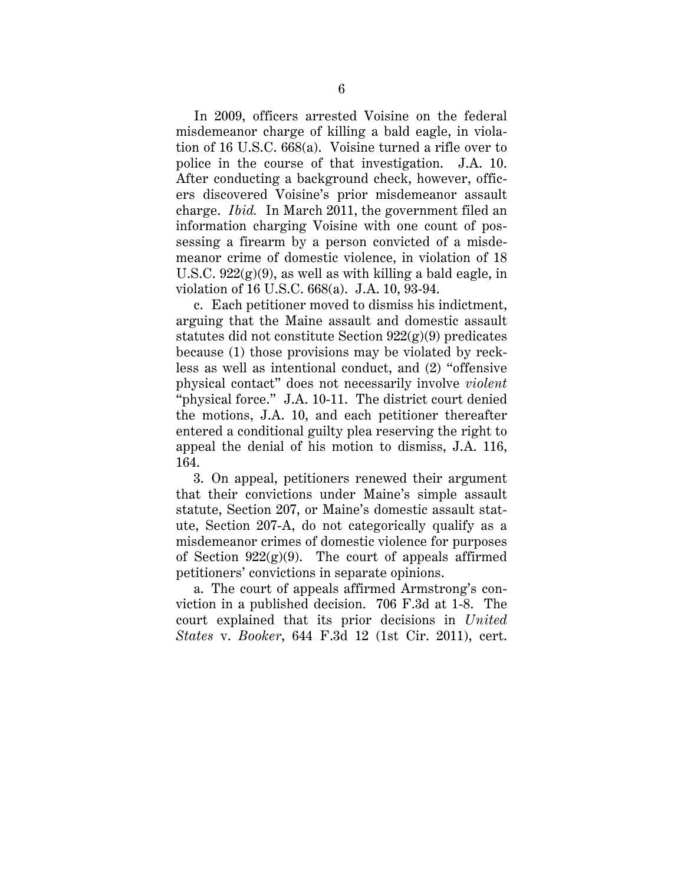In 2009, officers arrested Voisine on the federal misdemeanor charge of killing a bald eagle, in violation of 16 U.S.C. 668(a). Voisine turned a rifle over to police in the course of that investigation. J.A. 10. After conducting a background check, however, officers discovered Voisine's prior misdemeanor assault charge. *Ibid.* In March 2011, the government filed an information charging Voisine with one count of possessing a firearm by a person convicted of a misdemeanor crime of domestic violence, in violation of 18 U.S.C. 922(g)(9), as well as with killing a bald eagle, in violation of 16 U.S.C. 668(a). J.A. 10, 93-94.

c. Each petitioner moved to dismiss his indictment, arguing that the Maine assault and domestic assault statutes did not constitute Section 922(g)(9) predicates because (1) those provisions may be violated by reckless as well as intentional conduct, and (2) "offensive physical contact" does not necessarily involve *violent* "physical force." J.A. 10-11. The district court denied the motions, J.A. 10, and each petitioner thereafter entered a conditional guilty plea reserving the right to appeal the denial of his motion to dismiss, J.A. 116, 164.

3. On appeal, petitioners renewed their argument that their convictions under Maine's simple assault statute, Section 207, or Maine's domestic assault statute, Section 207-A, do not categorically qualify as a misdemeanor crimes of domestic violence for purposes of Section 922(g)(9). The court of appeals affirmed petitioners' convictions in separate opinions.

a. The court of appeals affirmed Armstrong's conviction in a published decision. 706 F.3d at 1-8. The court explained that its prior decisions in *United States* v. *Booker*, 644 F.3d 12 (1st Cir. 2011), cert.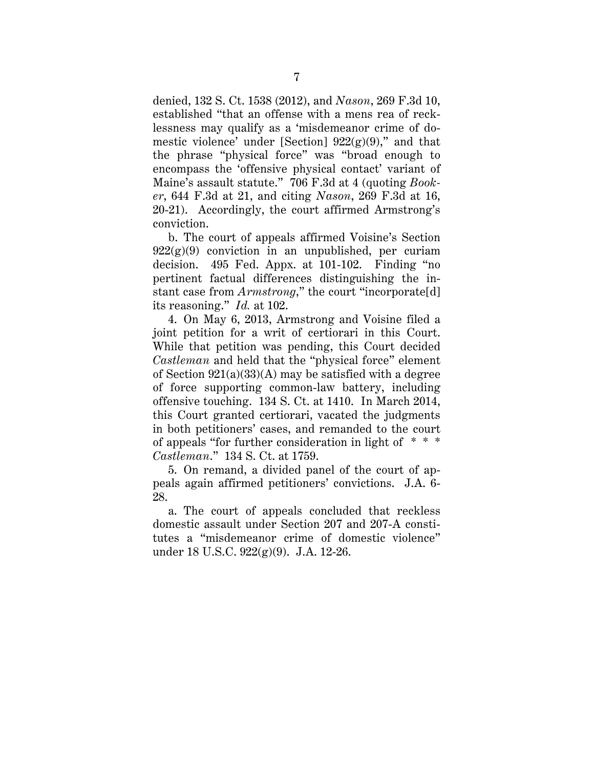denied, 132 S. Ct. 1538 (2012), and *Nason*, 269 F.3d 10, established "that an offense with a mens rea of recklessness may qualify as a 'misdemeanor crime of domestic violence' under [Section] 922(g)(9)," and that the phrase "physical force" was "broad enough to encompass the 'offensive physical contact' variant of Maine's assault statute." 706 F.3d at 4 (quoting *Booker*, 644 F.3d at 21, and citing *Nason*, 269 F.3d at 16, 20-21). Accordingly, the court affirmed Armstrong's conviction.

b. The court of appeals affirmed Voisine's Section 922(g)(9) conviction in an unpublished, per curiam decision. 495 Fed. Appx. at 101-102. Finding "no pertinent factual differences distinguishing the instant case from *Armstrong*," the court "incorporate[d] its reasoning." *Id.* at 102.

4. On May 6, 2013, Armstrong and Voisine filed a joint petition for a writ of certiorari in this Court. While that petition was pending, this Court decided *Castleman* and held that the "physical force" element of Section 921(a)(33)(A) may be satisfied with a degree of force supporting common-law battery, including offensive touching. 134 S. Ct. at 1410. In March 2014, this Court granted certiorari, vacated the judgments in both petitioners' cases, and remanded to the court of appeals "for further consideration in light of * * * *Castleman*." 134 S. Ct. at 1759.

5. On remand, a divided panel of the court of appeals again affirmed petitioners' convictions. J.A. 6-28.

a. The court of appeals concluded that reckless domestic assault under Section 207 and 207-A constitutes a "misdemeanor crime of domestic violence" under 18 U.S.C. 922(g)(9). J.A. 12-26.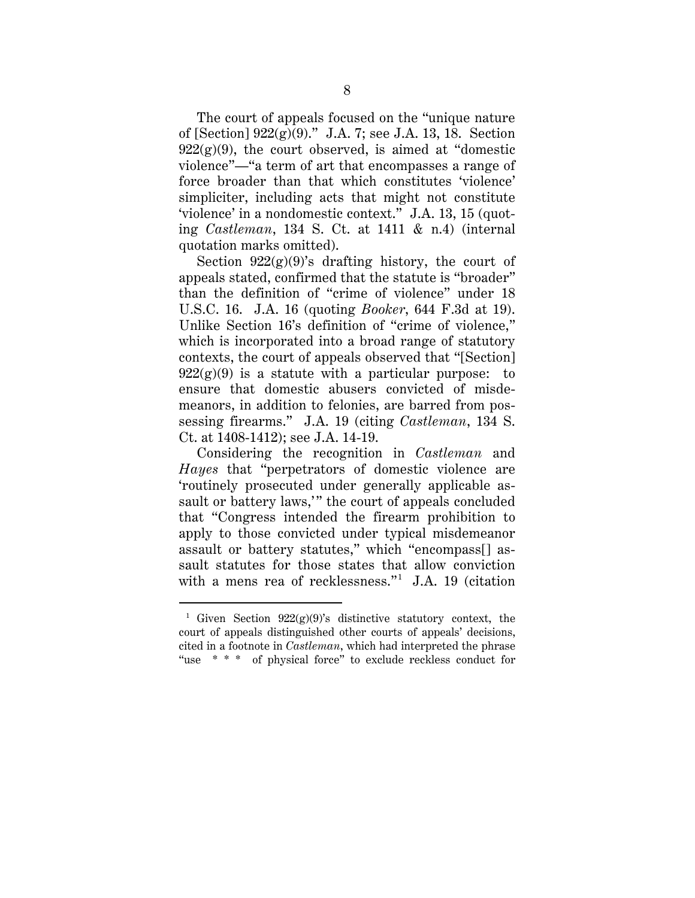The court of appeals focused on the "unique nature of [Section] 922(g)(9)." J.A. 7; see J.A. 13, 18. Section 922(g)(9), the court observed, is aimed at "domestic violence"—"a term of art that encompasses a range of force broader than that which constitutes 'violence' simpliciter, including acts that might not constitute 'violence' in a nondomestic context." J.A. 13, 15 (quoting *Castleman*, 134 S. Ct. at 1411 & n.4) (internal quotation marks omitted).

Section 922(g)(9)'s drafting history, the court of appeals stated, confirmed that the statute is "broader" than the definition of "crime of violence" under 18 U.S.C. 16. J.A. 16 (quoting *Booker*, 644 F.3d at 19). Unlike Section 16's definition of "crime of violence," which is incorporated into a broad range of statutory contexts, the court of appeals observed that "[Section] 922(g)(9) is a statute with a particular purpose: to ensure that domestic abusers convicted of misdemeanors, in addition to felonies, are barred from possessing firearms." J.A. 19 (citing *Castleman*, 134 S. Ct. at 1408-1412); see J.A. 14-19.

Considering the recognition in *Castleman* and *Hayes* that "perpetrators of domestic violence are 'routinely prosecuted under generally applicable assault or battery laws,'" the court of appeals concluded that "Congress intended the firearm prohibition to apply to those convicted under typical misdemeanor assault or battery statutes," which "encompass[] assault statutes for those states that allow conviction with a mens rea of recklessness."[1] J.A. 19 (citation

---

[1] Given Section 922(g)(9)'s distinctive statutory context, the court of appeals distinguished other courts of appeals' decisions, cited in a footnote in *Castleman*, which had interpreted the phrase "use * * * of physical force" to exclude reckless conduct for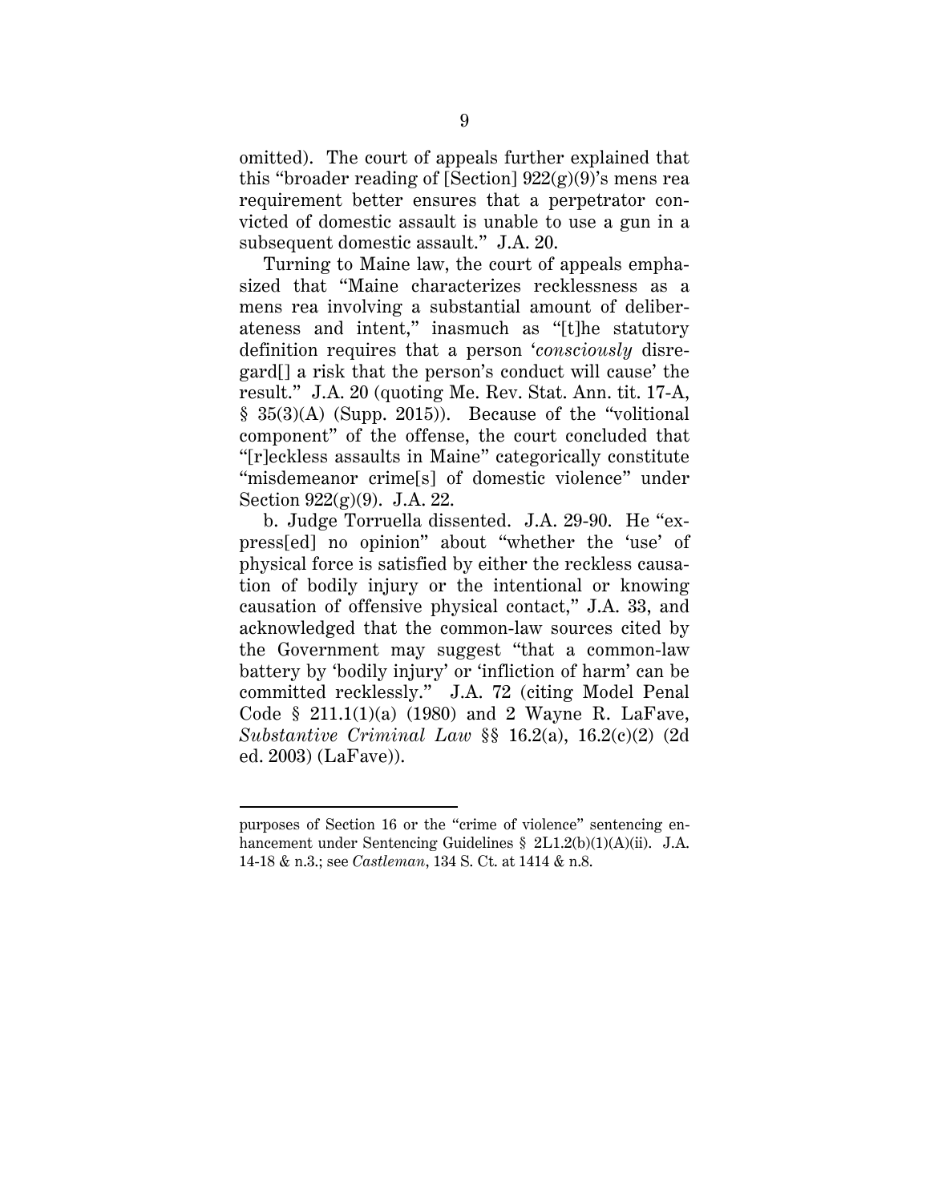omitted). The court of appeals further explained that this "broader reading of [Section] 922(g)(9)'s mens rea requirement better ensures that a perpetrator convicted of domestic assault is unable to use a gun in a subsequent domestic assault." J.A. 20.

Turning to Maine law, the court of appeals emphasized that "Maine characterizes recklessness as a mens rea involving a substantial amount of deliberateness and intent," inasmuch as "[t]he statutory definition requires that a person '*consciously* disregard[] a risk that the person's conduct will cause' the result." J.A. 20 (quoting Me. Rev. Stat. Ann. tit. 17-A, § 35(3)(A) (Supp. 2015)). Because of the "volitional component" of the offense, the court concluded that "[r]eckless assaults in Maine" categorically constitute "misdemeanor crime[s] of domestic violence" under Section 922(g)(9). J.A. 22.

b. Judge Torruella dissented. J.A. 29-90. He "express[ed] no opinion" about "whether the 'use' of physical force is satisfied by either the reckless causation of bodily injury or the intentional or knowing causation of offensive physical contact," J.A. 33, and acknowledged that the common-law sources cited by the Government may suggest "that a common-law battery by 'bodily injury' or 'infliction of harm' can be committed recklessly." J.A. 72 (citing Model Penal Code § 211.1(1)(a) (1980) and 2 Wayne R. LaFave, *Substantive Criminal Law* §§ 16.2(a), 16.2(c)(2) (2d ed. 2003) (LaFave)).

---

purposes of Section 16 or the "crime of violence" sentencing enhancement under Sentencing Guidelines § 2L1.2(b)(1)(A)(ii). J.A. 14-18 & n.3.; see *Castleman*, 134 S. Ct. at 1414 & n.8.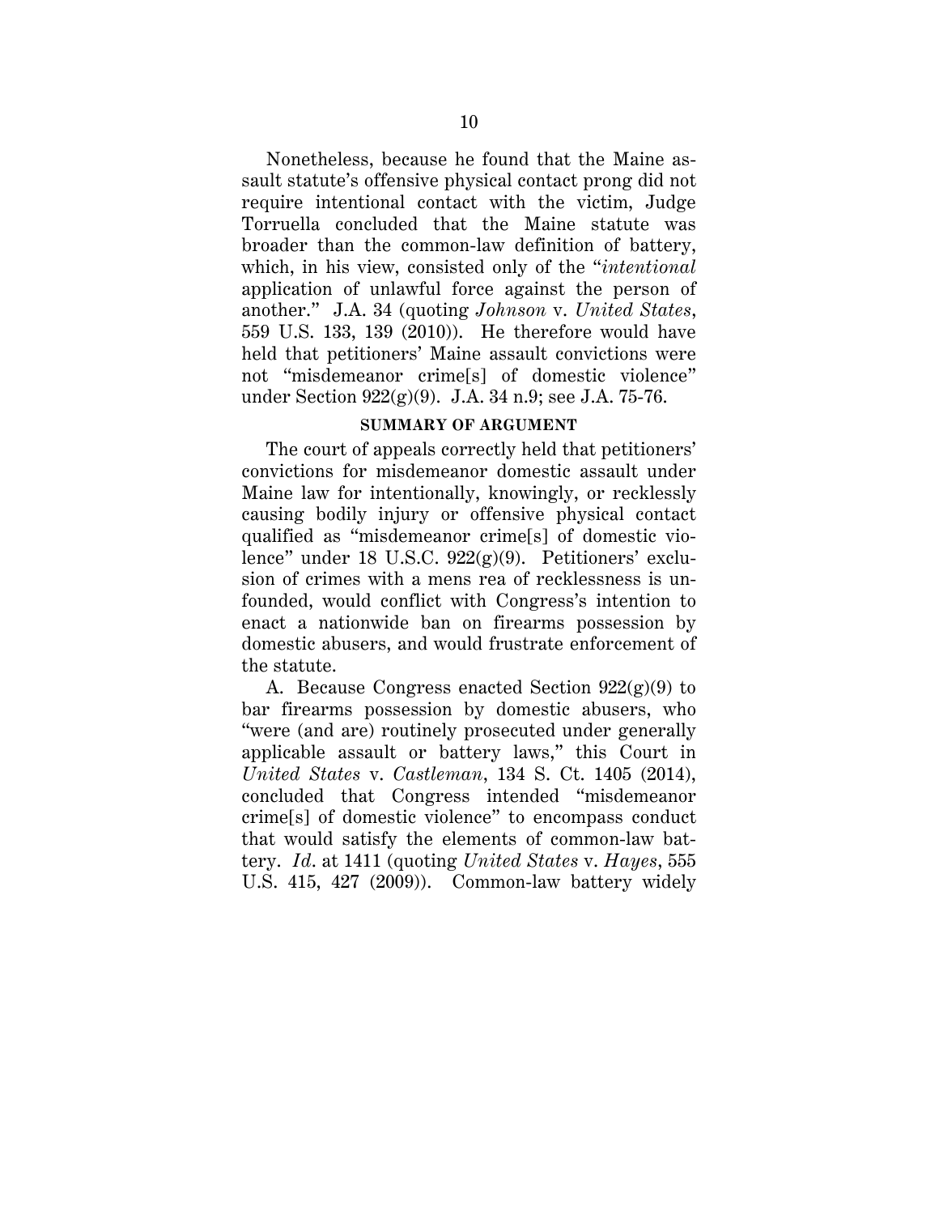Nonetheless, because he found that the Maine assault statute's offensive physical contact prong did not require intentional contact with the victim, Judge Torruella concluded that the Maine statute was broader than the common-law definition of battery, which, in his view, consisted only of the "*intentional* application of unlawful force against the person of another." J.A. 34 (quoting *Johnson* v. *United States*, 559 U.S. 133, 139 (2010)). He therefore would have held that petitioners' Maine assault convictions were not "misdemeanor crime[s] of domestic violence" under Section 922(g)(9). J.A. 34 n.9; see J.A. 75-76.

## SUMMARY OF ARGUMENT

The court of appeals correctly held that petitioners' convictions for misdemeanor domestic assault under Maine law for intentionally, knowingly, or recklessly causing bodily injury or offensive physical contact qualified as "misdemeanor crime[s] of domestic violence" under 18 U.S.C. 922(g)(9). Petitioners' exclusion of crimes with a mens rea of recklessness is unfounded, would conflict with Congress's intention to enact a nationwide ban on firearms possession by domestic abusers, and would frustrate enforcement of the statute.

A. Because Congress enacted Section 922(g)(9) to bar firearms possession by domestic abusers, who "were (and are) routinely prosecuted under generally applicable assault or battery laws," this Court in *United States* v. *Castleman*, 134 S. Ct. 1405 (2014), concluded that Congress intended "misdemeanor crime[s] of domestic violence" to encompass conduct that would satisfy the elements of common-law battery. *Id.* at 1411 (quoting *United States* v. *Hayes*, 555 U.S. 415, 427 (2009)). Common-law battery widely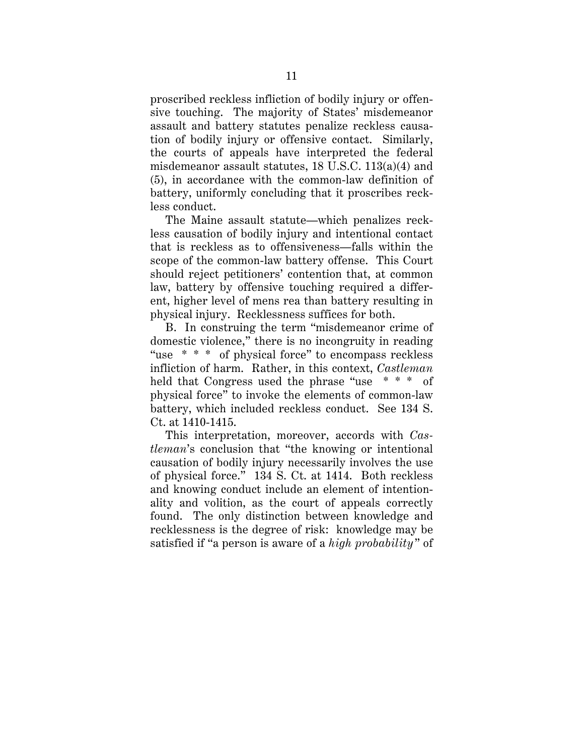proscribed reckless infliction of bodily injury or offensive touching. The majority of States' misdemeanor assault and battery statutes penalize reckless causation of bodily injury or offensive contact. Similarly, the courts of appeals have interpreted the federal misdemeanor assault statutes, 18 U.S.C. 113(a)(4) and (5), in accordance with the common-law definition of battery, uniformly concluding that it proscribes reckless conduct.

The Maine assault statute—which penalizes reckless causation of bodily injury and intentional contact that is reckless as to offensiveness—falls within the scope of the common-law battery offense. This Court should reject petitioners' contention that, at common law, battery by offensive touching required a different, higher level of mens rea than battery resulting in physical injury. Recklessness suffices for both.

B. In construing the term "misdemeanor crime of domestic violence," there is no incongruity in reading "use * * * of physical force" to encompass reckless infliction of harm. Rather, in this context, *Castleman* held that Congress used the phrase "use * * * of physical force" to invoke the elements of common-law battery, which included reckless conduct. See 134 S. Ct. at 1410-1415.

This interpretation, moreover, accords with *Castleman*'s conclusion that "the knowing or intentional causation of bodily injury necessarily involves the use of physical force." 134 S. Ct. at 1414. Both reckless and knowing conduct include an element of intentionality and volition, as the court of appeals correctly found. The only distinction between knowledge and recklessness is the degree of risk: knowledge may be satisfied if "a person is aware of a *high probability*" of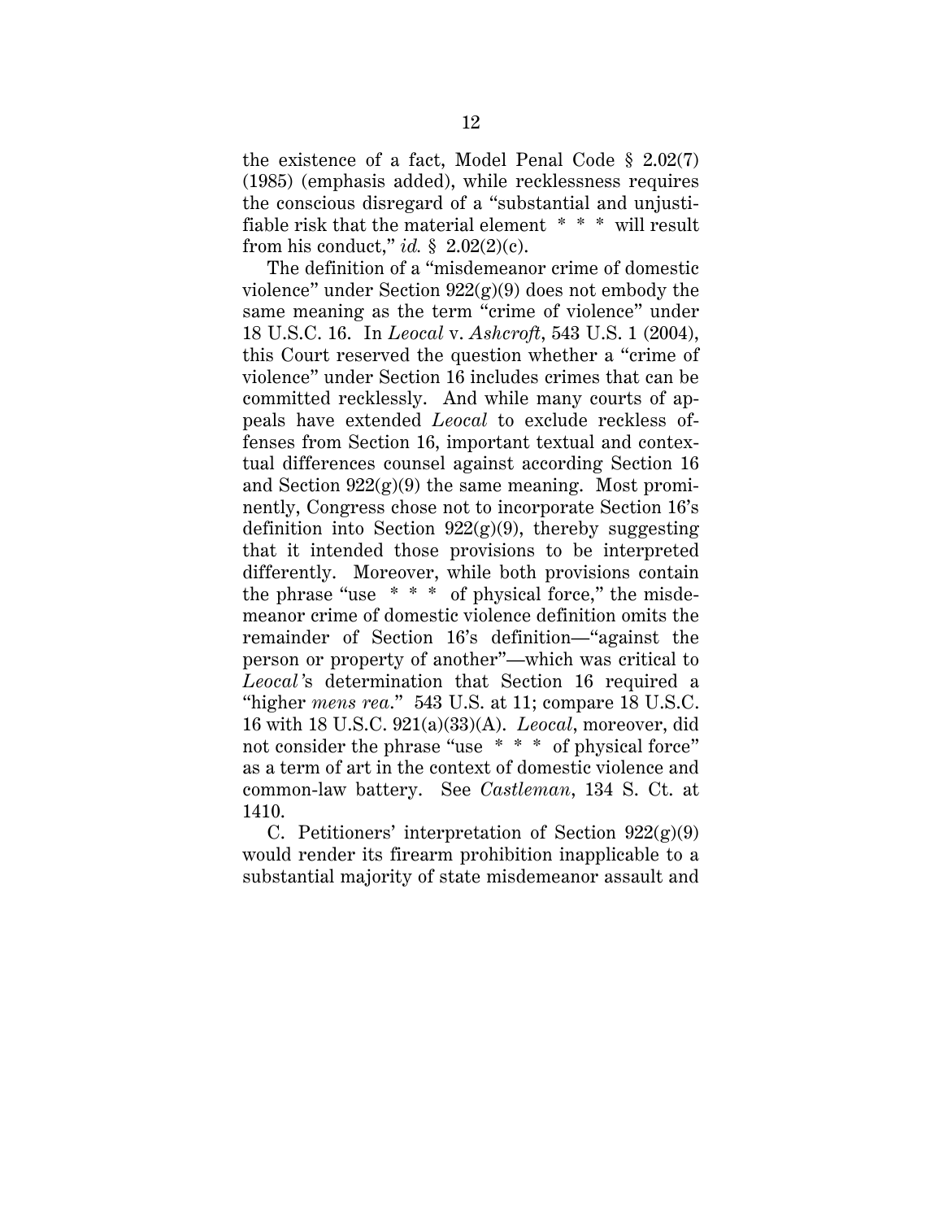the existence of a fact, Model Penal Code § 2.02(7) (1985) (emphasis added), while recklessness requires the conscious disregard of a "substantial and unjustifiable risk that the material element * * * will result from his conduct," *id.* § 2.02(2)(c).

The definition of a "misdemeanor crime of domestic violence" under Section 922(g)(9) does not embody the same meaning as the term "crime of violence" under 18 U.S.C. 16. In *Leocal* v. *Ashcroft*, 543 U.S. 1 (2004), this Court reserved the question whether a "crime of violence" under Section 16 includes crimes that can be committed recklessly. And while many courts of appeals have extended *Leocal* to exclude reckless offenses from Section 16, important textual and contextual differences counsel against according Section 16 and Section 922(g)(9) the same meaning. Most prominently, Congress chose not to incorporate Section 16's definition into Section 922(g)(9), thereby suggesting that it intended those provisions to be interpreted differently. Moreover, while both provisions contain the phrase "use * * * of physical force," the misdemeanor crime of domestic violence definition omits the remainder of Section 16's definition—"against the person or property of another"—which was critical to *Leocal*'s determination that Section 16 required a "higher *mens rea*." 543 U.S. at 11; compare 18 U.S.C. 16 with 18 U.S.C. 921(a)(33)(A). *Leocal*, moreover, did not consider the phrase "use * * * of physical force" as a term of art in the context of domestic violence and common-law battery. See *Castleman*, 134 S. Ct. at 1410.

C. Petitioners' interpretation of Section 922(g)(9) would render its firearm prohibition inapplicable to a substantial majority of state misdemeanor assault and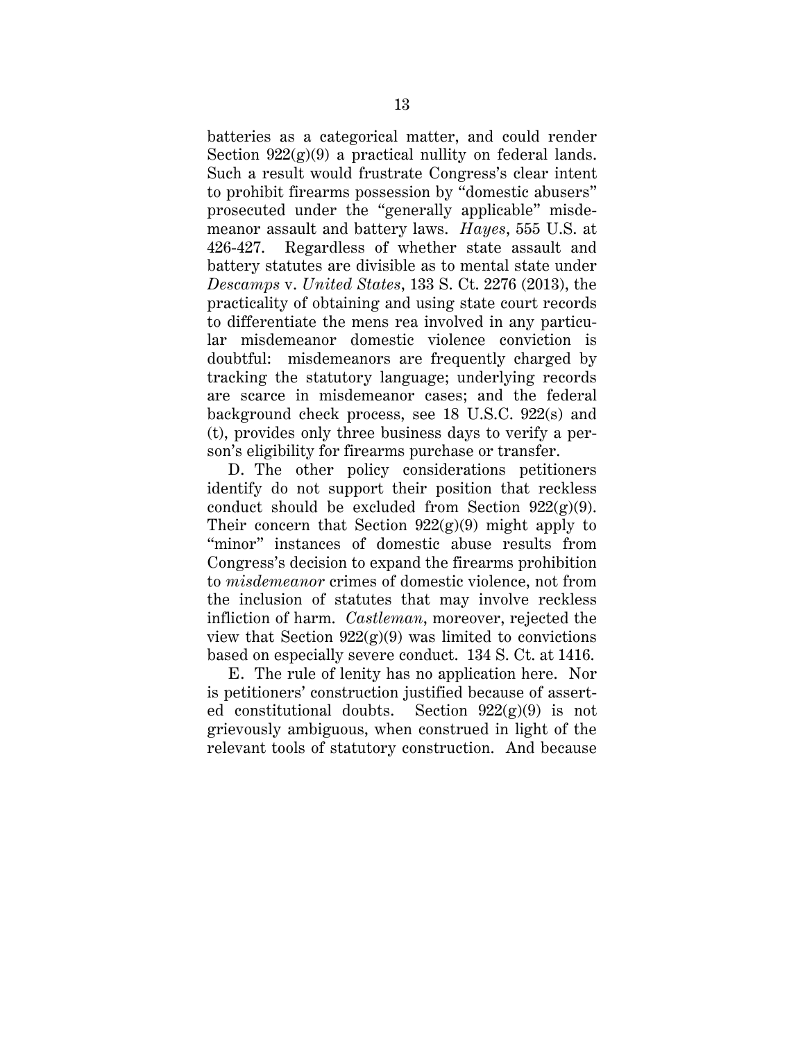batteries as a categorical matter, and could render Section 922(g)(9) a practical nullity on federal lands. Such a result would frustrate Congress's clear intent to prohibit firearms possession by "domestic abusers" prosecuted under the "generally applicable" misdemeanor assault and battery laws. *Hayes*, 555 U.S. at 426-427. Regardless of whether state assault and battery statutes are divisible as to mental state under *Descamps* v. *United States*, 133 S. Ct. 2276 (2013), the practicality of obtaining and using state court records to differentiate the mens rea involved in any particular misdemeanor domestic violence conviction is doubtful: misdemeanors are frequently charged by tracking the statutory language; underlying records are scarce in misdemeanor cases; and the federal background check process, see 18 U.S.C. 922(s) and (t), provides only three business days to verify a person's eligibility for firearms purchase or transfer.

D. The other policy considerations petitioners identify do not support their position that reckless conduct should be excluded from Section 922(g)(9). Their concern that Section 922(g)(9) might apply to "minor" instances of domestic abuse results from Congress's decision to expand the firearms prohibition to *misdemeanor* crimes of domestic violence, not from the inclusion of statutes that may involve reckless infliction of harm. *Castleman*, moreover, rejected the view that Section 922(g)(9) was limited to convictions based on especially severe conduct. 134 S. Ct. at 1416.

E. The rule of lenity has no application here. Nor is petitioners' construction justified because of asserted constitutional doubts. Section 922(g)(9) is not grievously ambiguous, when construed in light of the relevant tools of statutory construction. And because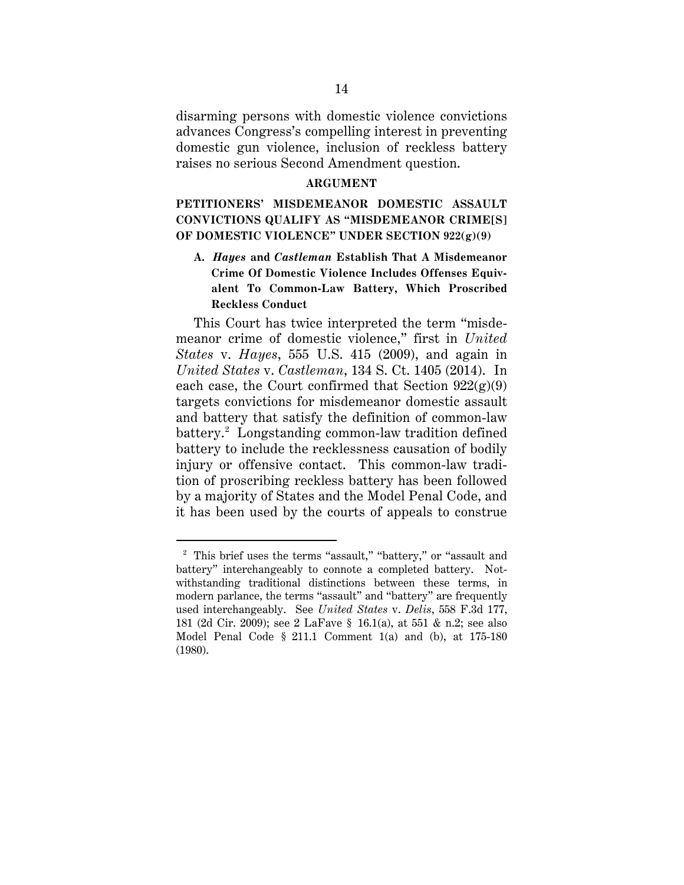disarming persons with domestic violence convictions advances Congress's compelling interest in preventing domestic gun violence, inclusion of reckless battery raises no serious Second Amendment question.

## ARGUMENT

### PETITIONERS' MISDEMEANOR DOMESTIC ASSAULT CONVICTIONS QUALIFY AS "MISDEMEANOR CRIME[S] OF DOMESTIC VIOLENCE" UNDER SECTION 922(g)(9)

#### A. *Hayes* and *Castleman* Establish That A Misdemeanor Crime Of Domestic Violence Includes Offenses Equivalent To Common-Law Battery, Which Proscribed Reckless Conduct

This Court has twice interpreted the term "misdemeanor crime of domestic violence," first in *United States* v. *Hayes*, 555 U.S. 415 (2009), and again in *United States* v. *Castleman*, 134 S. Ct. 1405 (2014). In each case, the Court confirmed that Section 922(g)(9) targets convictions for misdemeanor domestic assault and battery that satisfy the definition of common-law battery.[2] Longstanding common-law tradition defined battery to include the recklessness causation of bodily injury or offensive contact. This common-law tradition of proscribing reckless battery has been followed by a majority of States and the Model Penal Code, and it has been used by the courts of appeals to construe

---

[2] This brief uses the terms "assault," "battery," or "assault and battery" interchangeably to connote a completed battery. Notwithstanding traditional distinctions between these terms, in modern parlance, the terms "assault" and "battery" are frequently used interchangeably. See *United States* v. *Delis*, 558 F.3d 177, 181 (2d Cir. 2009); see 2 LaFave § 16.1(a), at 551 & n.2; see also Model Penal Code § 211.1 Comment 1(a) and (b), at 175-180 (1980).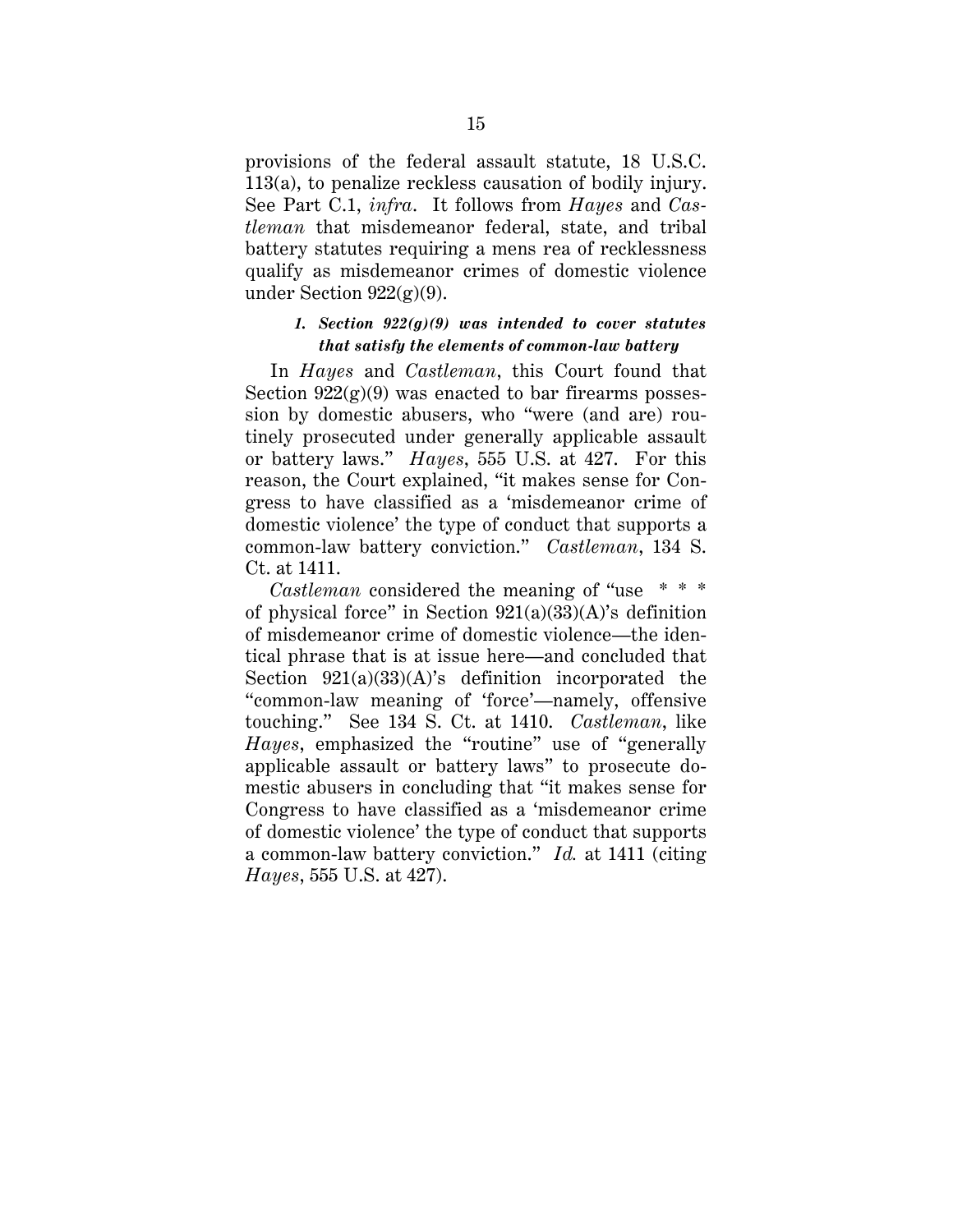provisions of the federal assault statute, 18 U.S.C. 113(a), to penalize reckless causation of bodily injury. See Part C.1, *infra*. It follows from *Hayes* and *Castleman* that misdemeanor federal, state, and tribal battery statutes requiring a mens rea of recklessness qualify as misdemeanor crimes of domestic violence under Section 922(g)(9).

### *1. Section 922(g)(9) was intended to cover statutes that satisfy the elements of common-law battery*

In *Hayes* and *Castleman*, this Court found that Section 922(g)(9) was enacted to bar firearms possession by domestic abusers, who "were (and are) routinely prosecuted under generally applicable assault or battery laws." *Hayes*, 555 U.S. at 427. For this reason, the Court explained, "it makes sense for Congress to have classified as a 'misdemeanor crime of domestic violence' the type of conduct that supports a common-law battery conviction." *Castleman*, 134 S. Ct. at 1411.

*Castleman* considered the meaning of "use * * * of physical force" in Section 921(a)(33)(A)'s definition of misdemeanor crime of domestic violence—the identical phrase that is at issue here—and concluded that Section 921(a)(33)(A)'s definition incorporated the "common-law meaning of 'force'—namely, offensive touching." See 134 S. Ct. at 1410. *Castleman*, like *Hayes*, emphasized the "routine" use of "generally applicable assault or battery laws" to prosecute domestic abusers in concluding that "it makes sense for Congress to have classified as a 'misdemeanor crime of domestic violence' the type of conduct that supports a common-law battery conviction." *Id.* at 1411 (citing *Hayes*, 555 U.S. at 427).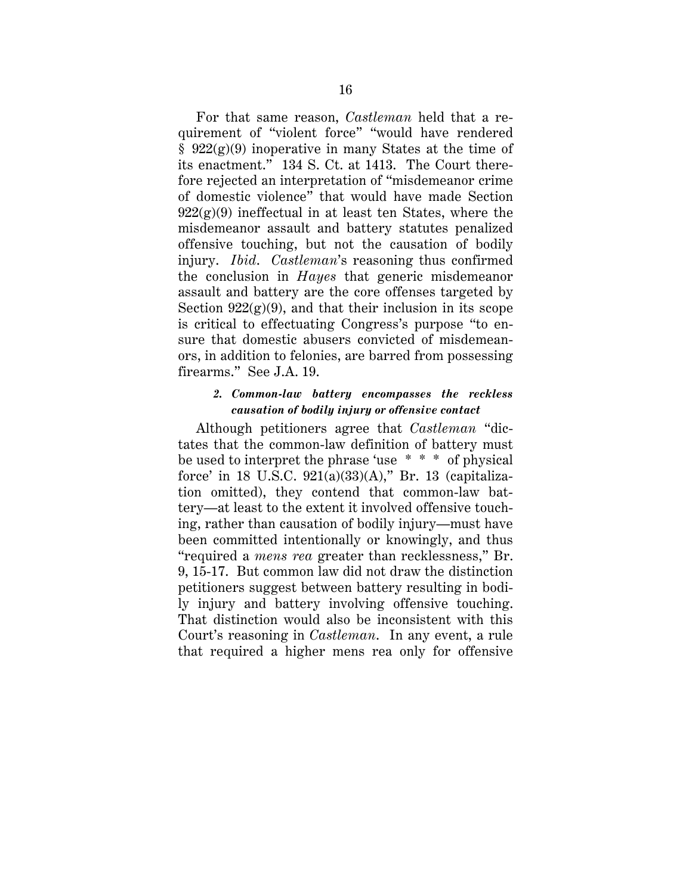For that same reason, *Castleman* held that a requirement of "violent force" "would have rendered § 922(g)(9) inoperative in many States at the time of its enactment." 134 S. Ct. at 1413. The Court therefore rejected an interpretation of "misdemeanor crime of domestic violence" that would have made Section 922(g)(9) ineffectual in at least ten States, where the misdemeanor assault and battery statutes penalized offensive touching, but not the causation of bodily injury. *Ibid*. *Castleman*'s reasoning thus confirmed the conclusion in *Hayes* that generic misdemeanor assault and battery are the core offenses targeted by Section 922(g)(9), and that their inclusion in its scope is critical to effectuating Congress's purpose "to ensure that domestic abusers convicted of misdemeanors, in addition to felonies, are barred from possessing firearms." See J.A. 19.

#### *2. Common-law battery encompasses the reckless causation of bodily injury or offensive contact*

Although petitioners agree that *Castleman* "dictates that the common-law definition of battery must be used to interpret the phrase 'use * * * of physical force' in 18 U.S.C. 921(a)(33)(A)," Br. 13 (capitalization omitted), they contend that common-law battery—at least to the extent it involved offensive touching, rather than causation of bodily injury—must have been committed intentionally or knowingly, and thus "required a *mens rea* greater than recklessness," Br. 9, 15-17. But common law did not draw the distinction petitioners suggest between battery resulting in bodily injury and battery involving offensive touching. That distinction would also be inconsistent with this Court's reasoning in *Castleman*. In any event, a rule that required a higher mens rea only for offensive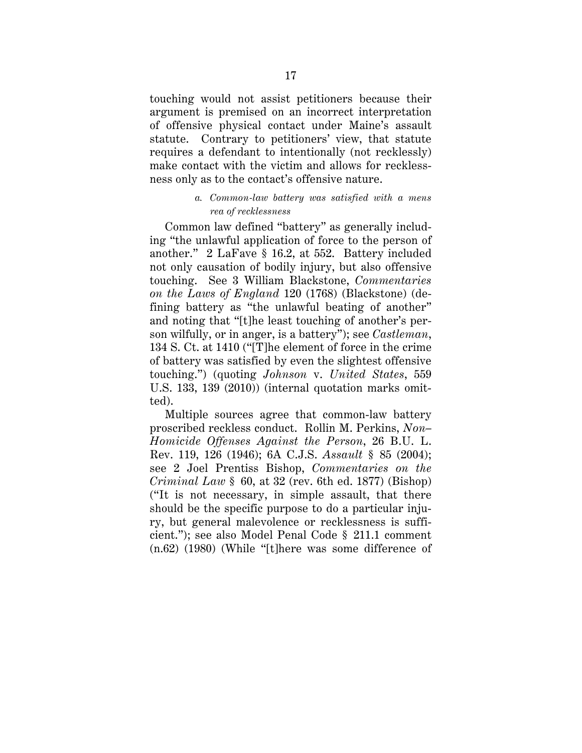touching would not assist petitioners because their argument is premised on an incorrect interpretation of offensive physical contact under Maine's assault statute. Contrary to petitioners' view, that statute requires a defendant to intentionally (not recklessly) make contact with the victim and allows for recklessness only as to the contact's offensive nature.

*a. Common-law battery was satisfied with a mens rea of recklessness*

Common law defined "battery" as generally including "the unlawful application of force to the person of another." 2 LaFave § 16.2, at 552. Battery included not only causation of bodily injury, but also offensive touching. See 3 William Blackstone, *Commentaries on the Laws of England* 120 (1768) (Blackstone) (defining battery as "the unlawful beating of another" and noting that "[t]he least touching of another's person wilfully, or in anger, is a battery"); see *Castleman*, 134 S. Ct. at 1410 ("[T]he element of force in the crime of battery was satisfied by even the slightest offensive touching.") (quoting *Johnson* v. *United States*, 559 U.S. 133, 139 (2010)) (internal quotation marks omitted).

Multiple sources agree that common-law battery proscribed reckless conduct. Rollin M. Perkins, *Non–Homicide Offenses Against the Person*, 26 B.U. L. Rev. 119, 126 (1946); 6A C.J.S. *Assault* § 85 (2004); see 2 Joel Prentiss Bishop, *Commentaries on the Criminal Law* § 60, at 32 (rev. 6th ed. 1877) (Bishop) ("It is not necessary, in simple assault, that there should be the specific purpose to do a particular injury, but general malevolence or recklessness is sufficient."); see also Model Penal Code § 211.1 comment (n.62) (1980) (While "[t]here was some difference of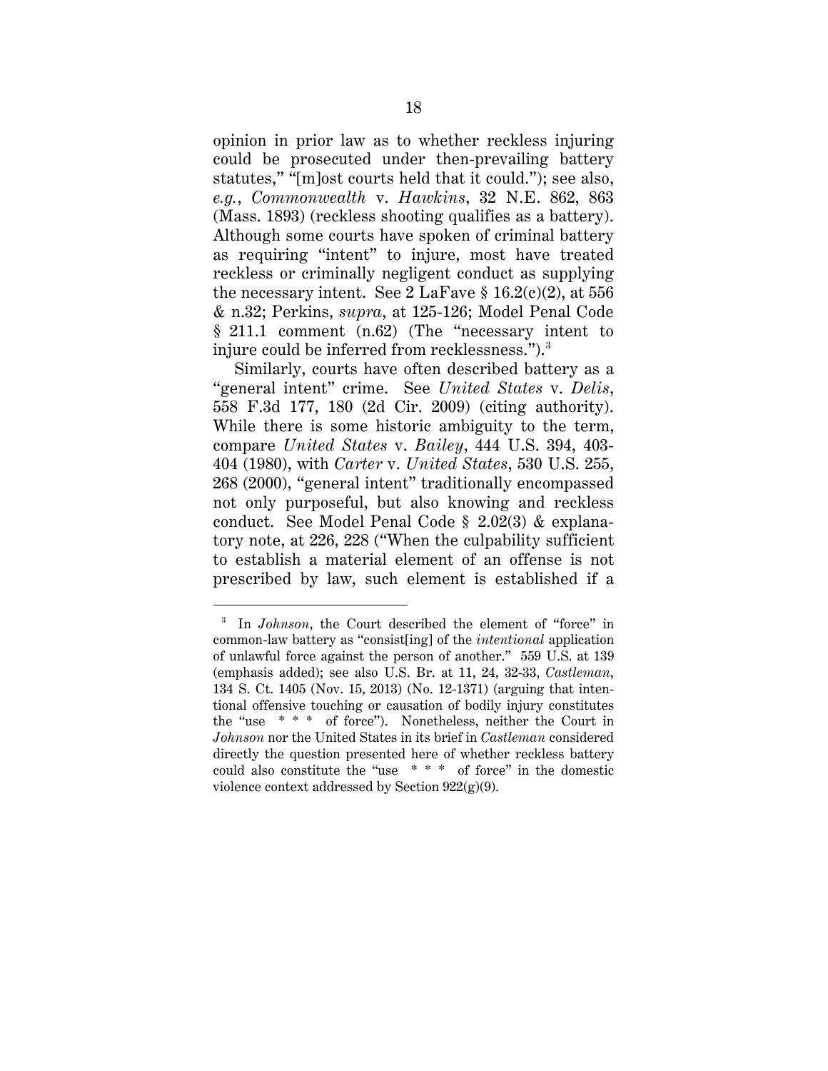opinion in prior law as to whether reckless injuring could be prosecuted under then-prevailing battery statutes," "[m]ost courts held that it could."); see also, *e.g.*, *Commonwealth* v. *Hawkins*, 32 N.E. 862, 863 (Mass. 1893) (reckless shooting qualifies as a battery). Although some courts have spoken of criminal battery as requiring "intent" to injure, most have treated reckless or criminally negligent conduct as supplying the necessary intent. See 2 LaFave § 16.2(c)(2), at 556 & n.32; Perkins, *supra*, at 125-126; Model Penal Code § 211.1 comment (n.62) (The "necessary intent to injure could be inferred from recklessness.").[3]

Similarly, courts have often described battery as a "general intent" crime. See *United States* v. *Delis*, 558 F.3d 177, 180 (2d Cir. 2009) (citing authority). While there is some historic ambiguity to the term, compare *United States* v. *Bailey*, 444 U.S. 394, 403-404 (1980), with *Carter* v. *United States*, 530 U.S. 255, 268 (2000), "general intent" traditionally encompassed not only purposeful, but also knowing and reckless conduct. See Model Penal Code § 2.02(3) & explanatory note, at 226, 228 ("When the culpability sufficient to establish a material element of an offense is not prescribed by law, such element is established if a

---

[3] In *Johnson*, the Court described the element of "force" in common-law battery as "consist[ing] of the *intentional* application of unlawful force against the person of another." 559 U.S. at 139 (emphasis added); see also U.S. Br. at 11, 24, 32-33, *Castleman*, 134 S. Ct. 1405 (Nov. 15, 2013) (No. 12-1371) (arguing that intentional offensive touching or causation of bodily injury constitutes the "use * * * of force"). Nonetheless, neither the Court in *Johnson* nor the United States in its brief in *Castleman* considered directly the question presented here of whether reckless battery could also constitute the "use * * * of force" in the domestic violence context addressed by Section 922(g)(9).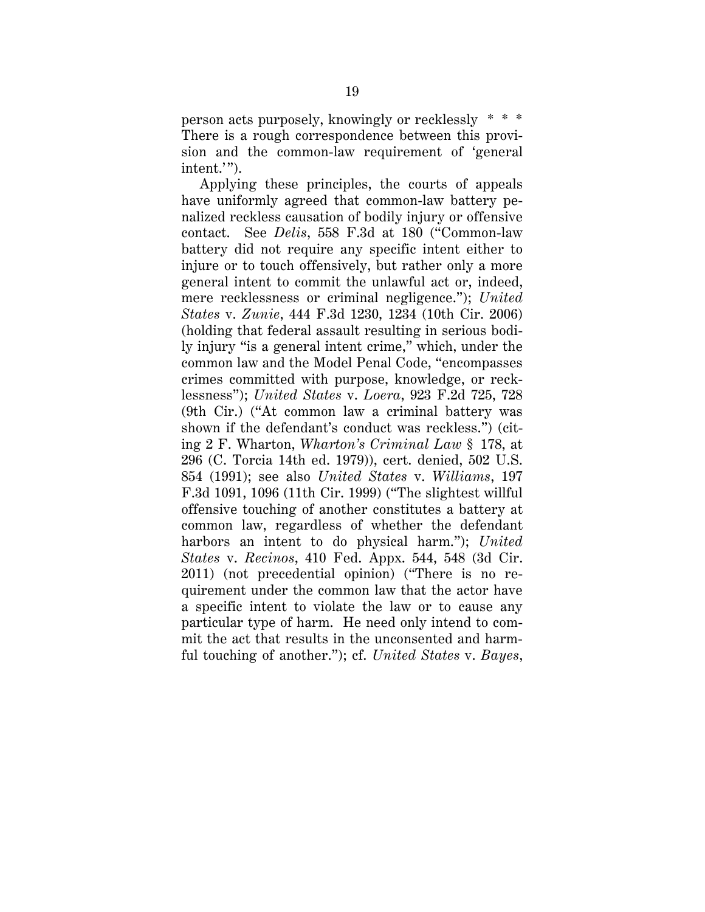person acts purposely, knowingly or recklessly * * * There is a rough correspondence between this provision and the common-law requirement of 'general intent.'").

Applying these principles, the courts of appeals have uniformly agreed that common-law battery penalized reckless causation of bodily injury or offensive contact. See *Delis*, 558 F.3d at 180 ("Common-law battery did not require any specific intent either to injure or to touch offensively, but rather only a more general intent to commit the unlawful act or, indeed, mere recklessness or criminal negligence."); *United States* v. *Zunie*, 444 F.3d 1230, 1234 (10th Cir. 2006) (holding that federal assault resulting in serious bodily injury "is a general intent crime," which, under the common law and the Model Penal Code, "encompasses crimes committed with purpose, knowledge, or recklessness"); *United States* v. *Loera*, 923 F.2d 725, 728 (9th Cir.) ("At common law a criminal battery was shown if the defendant's conduct was reckless.") (citing 2 F. Wharton, *Wharton's Criminal Law* § 178, at 296 (C. Torcia 14th ed. 1979)), cert. denied, 502 U.S. 854 (1991); see also *United States* v. *Williams*, 197 F.3d 1091, 1096 (11th Cir. 1999) ("The slightest willful offensive touching of another constitutes a battery at common law, regardless of whether the defendant harbors an intent to do physical harm."); *United States* v. *Recinos*, 410 Fed. Appx. 544, 548 (3d Cir. 2011) (not precedential opinion) ("There is no requirement under the common law that the actor have a specific intent to violate the law or to cause any particular type of harm. He need only intend to commit the act that results in the unconsented and harmful touching of another."); cf. *United States* v. *Bayes*,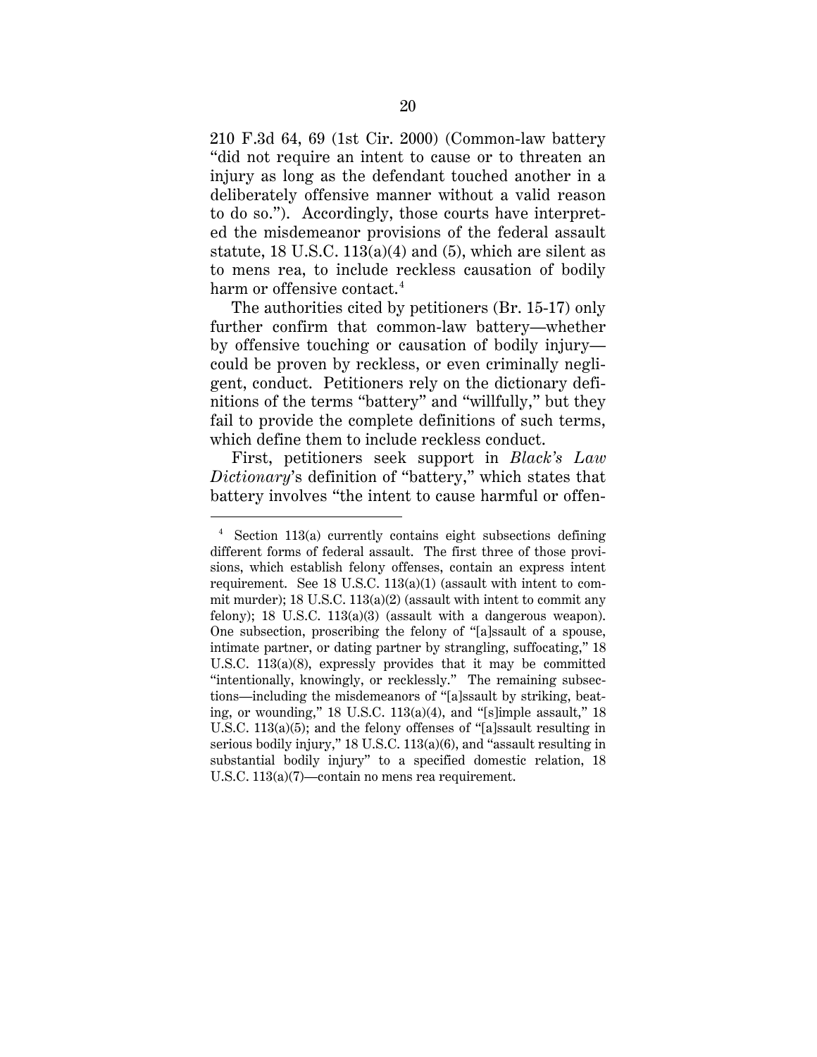210 F.3d 64, 69 (1st Cir. 2000) (Common-law battery "did not require an intent to cause or to threaten an injury as long as the defendant touched another in a deliberately offensive manner without a valid reason to do so."). Accordingly, those courts have interpreted the misdemeanor provisions of the federal assault statute, 18 U.S.C. 113(a)(4) and (5), which are silent as to mens rea, to include reckless causation of bodily harm or offensive contact.[4]

The authorities cited by petitioners (Br. 15-17) only further confirm that common-law battery—whether by offensive touching or causation of bodily injury—could be proven by reckless, or even criminally negligent, conduct. Petitioners rely on the dictionary definitions of the terms "battery" and "willfully," but they fail to provide the complete definitions of such terms, which define them to include reckless conduct.

First, petitioners seek support in *Black's Law Dictionary*'s definition of "battery," which states that battery involves "the intent to cause harmful or offen-

---

[4] Section 113(a) currently contains eight subsections defining different forms of federal assault. The first three of those provisions, which establish felony offenses, contain an express intent requirement. See 18 U.S.C. 113(a)(1) (assault with intent to commit murder); 18 U.S.C. 113(a)(2) (assault with intent to commit any felony); 18 U.S.C. 113(a)(3) (assault with a dangerous weapon). One subsection, proscribing the felony of "[a]ssault of a spouse, intimate partner, or dating partner by strangling, suffocating," 18 U.S.C. 113(a)(8), expressly provides that it may be committed "intentionally, knowingly, or recklessly." The remaining subsections—including the misdemeanors of "[a]ssault by striking, beating, or wounding," 18 U.S.C. 113(a)(4), and "[s]imple assault," 18 U.S.C. 113(a)(5); and the felony offenses of "[a]ssault resulting in serious bodily injury," 18 U.S.C. 113(a)(6), and "assault resulting in substantial bodily injury" to a specified domestic relation, 18 U.S.C. 113(a)(7)—contain no mens rea requirement.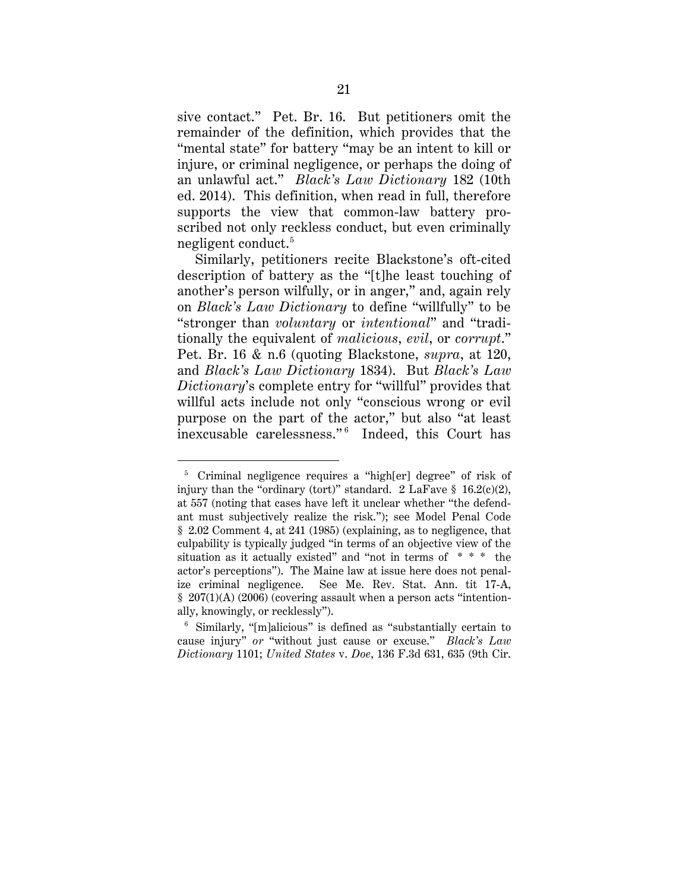sive contact." Pet. Br. 16. But petitioners omit the remainder of the definition, which provides that the "mental state" for battery "may be an intent to kill or injure, or criminal negligence, or perhaps the doing of an unlawful act." *Black's Law Dictionary* 182 (10th ed. 2014). This definition, when read in full, therefore supports the view that common-law battery proscribed not only reckless conduct, but even criminally negligent conduct.[5]

Similarly, petitioners recite Blackstone's oft-cited description of battery as the "[t]he least touching of another's person wilfully, or in anger," and, again rely on *Black's Law Dictionary* to define "willfully" to be "stronger than *voluntary* or *intentional*" and "traditionally the equivalent of *malicious*, *evil*, or *corrupt*." Pet. Br. 16 & n.6 (quoting Blackstone, *supra*, at 120, and *Black's Law Dictionary* 1834). But *Black's Law Dictionary*'s complete entry for "willful" provides that willful acts include not only "conscious wrong or evil purpose on the part of the actor," but also "at least inexcusable carelessness."[6] Indeed, this Court has

---

[5] Criminal negligence requires a "high[er] degree" of risk of injury than the "ordinary (tort)" standard. 2 LaFave § 16.2(c)(2), at 557 (noting that cases have left it unclear whether "the defendant must subjectively realize the risk."); see Model Penal Code § 2.02 Comment 4, at 241 (1985) (explaining, as to negligence, that culpability is typically judged "in terms of an objective view of the situation as it actually existed" and "not in terms of * * * the actor's perceptions"). The Maine law at issue here does not penalize criminal negligence. See Me. Rev. Stat. Ann. tit 17-A, § 207(1)(A) (2006) (covering assault when a person acts "intentionally, knowingly, or recklessly").

[6] Similarly, "[m]alicious" is defined as "substantially certain to cause injury" *or* "without just cause or excuse." *Black's Law Dictionary* 1101; *United States* v. *Doe*, 136 F.3d 631, 635 (9th Cir.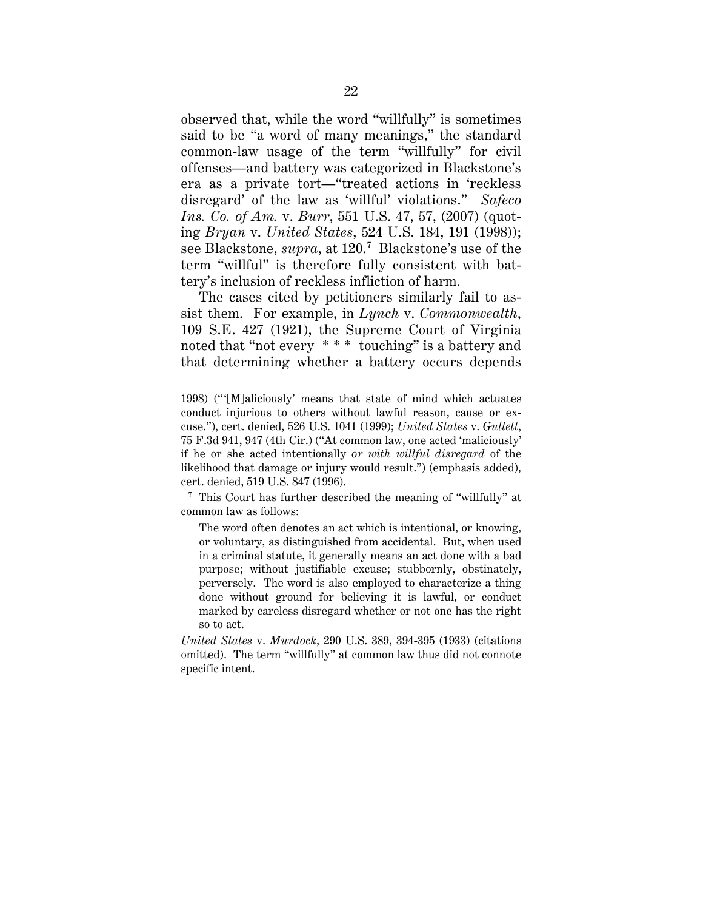observed that, while the word "willfully" is sometimes said to be "a word of many meanings," the standard common-law usage of the term "willfully" for civil offenses—and battery was categorized in Blackstone's era as a private tort—"treated actions in 'reckless disregard' of the law as 'willful' violations." *Safeco Ins. Co. of Am.* v. *Burr*, 551 U.S. 47, 57, (2007) (quoting *Bryan* v. *United States*, 524 U.S. 184, 191 (1998)); see Blackstone, *supra*, at 120.[7] Blackstone's use of the term "willful" is therefore fully consistent with battery's inclusion of reckless infliction of harm.

The cases cited by petitioners similarly fail to assist them. For example, in *Lynch* v. *Commonwealth*, 109 S.E. 427 (1921), the Supreme Court of Virginia noted that "not every \* \* \* touching" is a battery and that determining whether a battery occurs depends

---

1998) ("'[M]aliciously' means that state of mind which actuates conduct injurious to others without lawful reason, cause or excuse."), cert. denied, 526 U.S. 1041 (1999); *United States* v. *Gullett*, 75 F.3d 941, 947 (4th Cir.) ("At common law, one acted 'maliciously' if he or she acted intentionally *or with willful disregard* of the likelihood that damage or injury would result.") (emphasis added), cert. denied, 519 U.S. 847 (1996).

[7] This Court has further described the meaning of "willfully" at common law as follows:

> The word often denotes an act which is intentional, or knowing, or voluntary, as distinguished from accidental. But, when used in a criminal statute, it generally means an act done with a bad purpose; without justifiable excuse; stubbornly, obstinately, perversely. The word is also employed to characterize a thing done without ground for believing it is lawful, or conduct marked by careless disregard whether or not one has the right so to act.

*United States* v. *Murdock*, 290 U.S. 389, 394-395 (1933) (citations omitted). The term "willfully" at common law thus did not connote specific intent.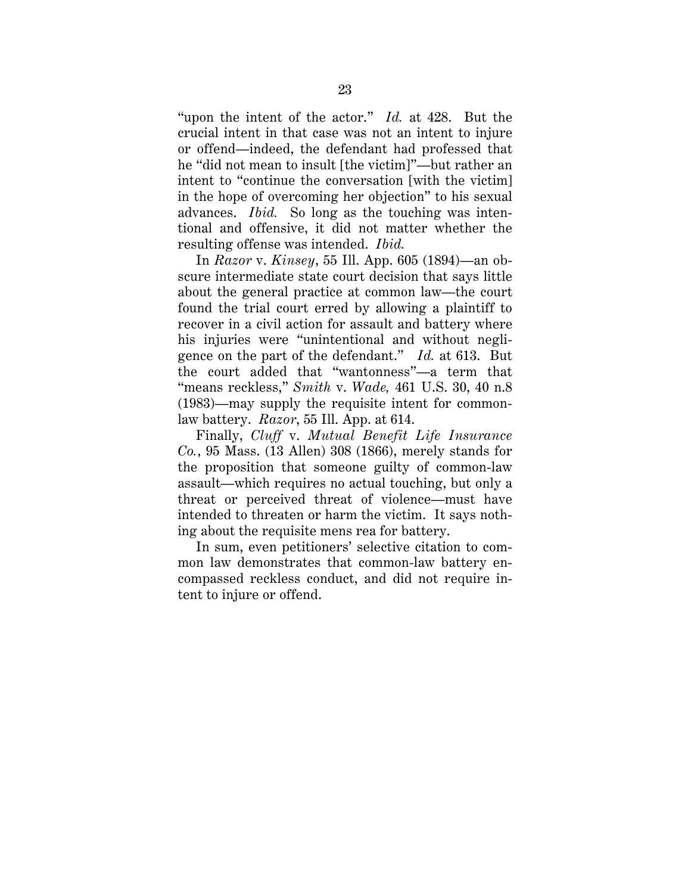"upon the intent of the actor." *Id.* at 428. But the crucial intent in that case was not an intent to injure or offend—indeed, the defendant had professed that he "did not mean to insult [the victim]"—but rather an intent to "continue the conversation [with the victim] in the hope of overcoming her objection" to his sexual advances. *Ibid.* So long as the touching was intentional and offensive, it did not matter whether the resulting offense was intended. *Ibid.*

In *Razor* v. *Kinsey*, 55 Ill. App. 605 (1894)—an obscure intermediate state court decision that says little about the general practice at common law—the court found the trial court erred by allowing a plaintiff to recover in a civil action for assault and battery where his injuries were "unintentional and without negligence on the part of the defendant." *Id.* at 613. But the court added that "wantonness"—a term that "means reckless," *Smith* v. *Wade,* 461 U.S. 30, 40 n.8 (1983)—may supply the requisite intent for common-law battery. *Razor*, 55 Ill. App. at 614.

Finally, *Cluff* v. *Mutual Benefit Life Insurance Co.*, 95 Mass. (13 Allen) 308 (1866), merely stands for the proposition that someone guilty of common-law assault—which requires no actual touching, but only a threat or perceived threat of violence—must have intended to threaten or harm the victim. It says nothing about the requisite mens rea for battery.

In sum, even petitioners' selective citation to common law demonstrates that common-law battery encompassed reckless conduct, and did not require intent to injure or offend.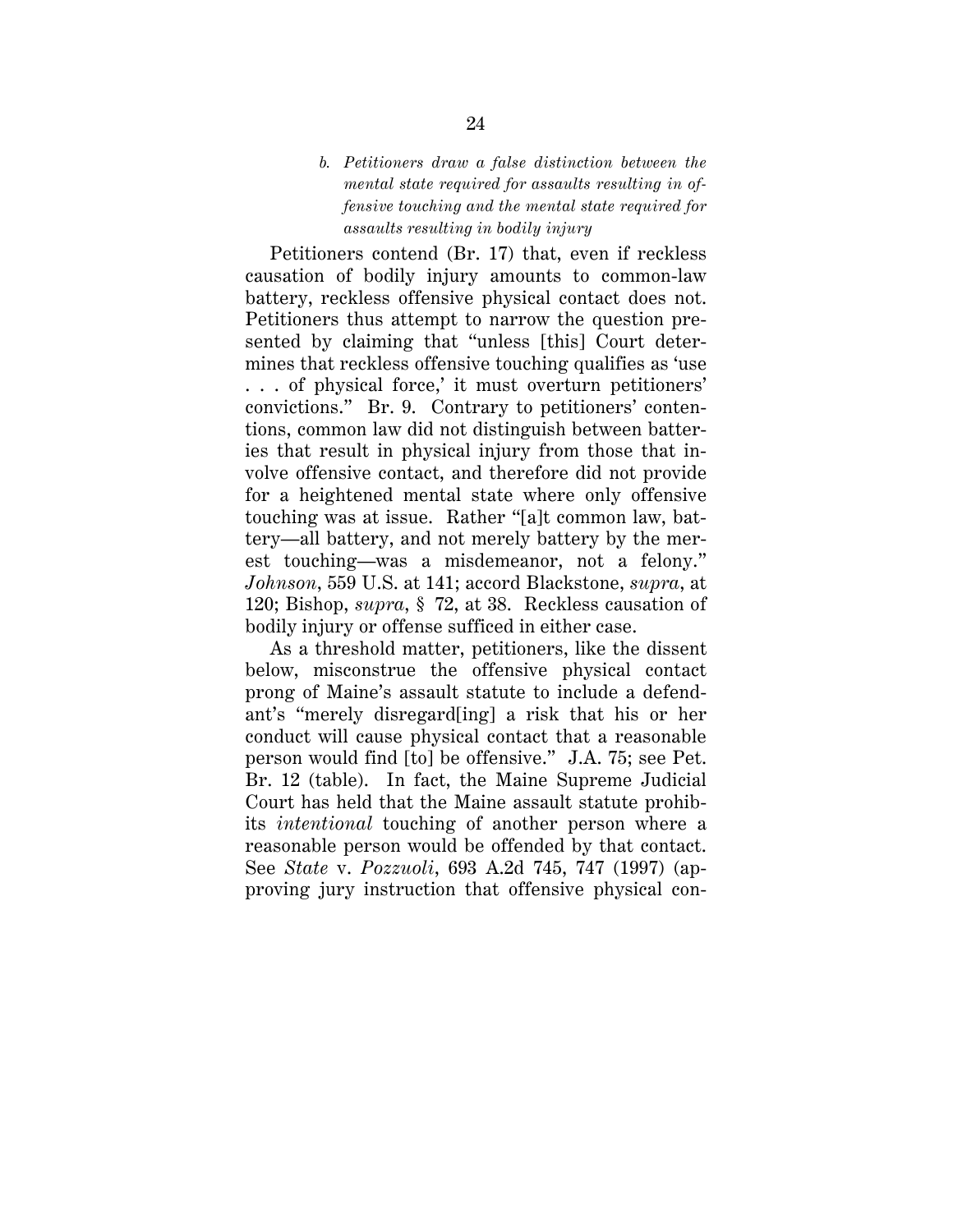*b. Petitioners draw a false distinction between the mental state required for assaults resulting in offensive touching and the mental state required for assaults resulting in bodily injury*

Petitioners contend (Br. 17) that, even if reckless causation of bodily injury amounts to common-law battery, reckless offensive physical contact does not. Petitioners thus attempt to narrow the question presented by claiming that "unless [this] Court determines that reckless offensive touching qualifies as 'use . . . of physical force,' it must overturn petitioners' convictions." Br. 9. Contrary to petitioners' contentions, common law did not distinguish between batteries that result in physical injury from those that involve offensive contact, and therefore did not provide for a heightened mental state where only offensive touching was at issue. Rather "[a]t common law, battery—all battery, and not merely battery by the merest touching—was a misdemeanor, not a felony." *Johnson*, 559 U.S. at 141; accord Blackstone, *supra*, at 120; Bishop, *supra*, § 72, at 38. Reckless causation of bodily injury or offense sufficed in either case.

As a threshold matter, petitioners, like the dissent below, misconstrue the offensive physical contact prong of Maine's assault statute to include a defendant's "merely disregard[ing] a risk that his or her conduct will cause physical contact that a reasonable person would find [to] be offensive." J.A. 75; see Pet. Br. 12 (table). In fact, the Maine Supreme Judicial Court has held that the Maine assault statute prohibits *intentional* touching of another person where a reasonable person would be offended by that contact. See *State* v. *Pozzuoli*, 693 A.2d 745, 747 (1997) (approving jury instruction that offensive physical con-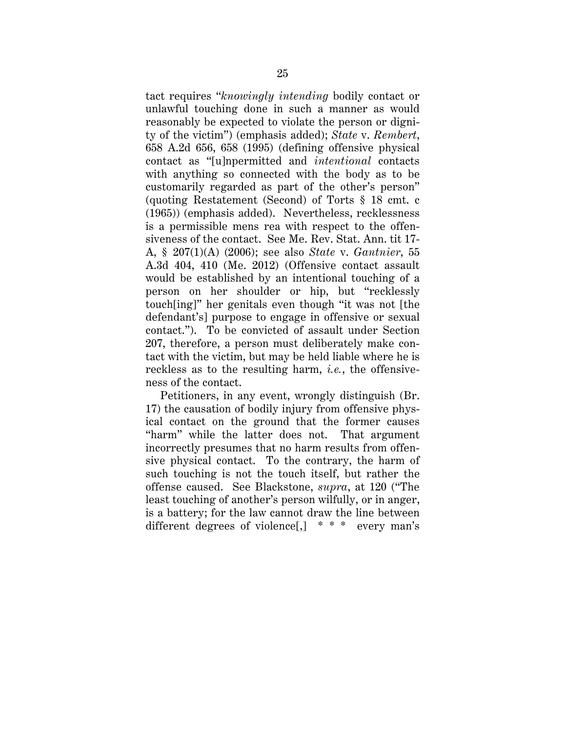tact requires "*knowingly intending* bodily contact or unlawful touching done in such a manner as would reasonably be expected to violate the person or dignity of the victim") (emphasis added); *State* v. *Rembert*, 658 A.2d 656, 658 (1995) (defining offensive physical contact as "[u]npermitted and *intentional* contacts with anything so connected with the body as to be customarily regarded as part of the other's person" (quoting Restatement (Second) of Torts § 18 cmt. c (1965)) (emphasis added). Nevertheless, recklessness is a permissible mens rea with respect to the offensiveness of the contact. See Me. Rev. Stat. Ann. tit 17-A, § 207(1)(A) (2006); see also *State* v. *Gantnier*, 55 A.3d 404, 410 (Me. 2012) (Offensive contact assault would be established by an intentional touching of a person on her shoulder or hip, but "recklessly touch[ing]" her genitals even though "it was not [the defendant's] purpose to engage in offensive or sexual contact."). To be convicted of assault under Section 207, therefore, a person must deliberately make contact with the victim, but may be held liable where he is reckless as to the resulting harm, *i.e.*, the offensiveness of the contact.

Petitioners, in any event, wrongly distinguish (Br. 17) the causation of bodily injury from offensive physical contact on the ground that the former causes "harm" while the latter does not. That argument incorrectly presumes that no harm results from offensive physical contact. To the contrary, the harm of such touching is not the touch itself, but rather the offense caused. See Blackstone, *supra*, at 120 ("The least touching of another's person wilfully, or in anger, is a battery; for the law cannot draw the line between different degrees of violence[,] * * * every man's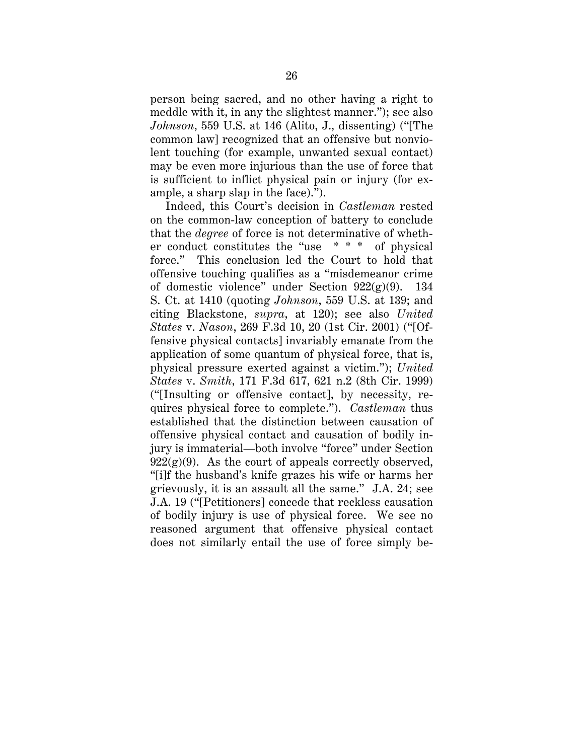person being sacred, and no other having a right to meddle with it, in any the slightest manner."); see also *Johnson*, 559 U.S. at 146 (Alito, J., dissenting) ("[The common law] recognized that an offensive but nonviolent touching (for example, unwanted sexual contact) may be even more injurious than the use of force that is sufficient to inflict physical pain or injury (for example, a sharp slap in the face).").

Indeed, this Court's decision in *Castleman* rested on the common-law conception of battery to conclude that the *degree* of force is not determinative of whether conduct constitutes the "use * * * of physical force." This conclusion led the Court to hold that offensive touching qualifies as a "misdemeanor crime of domestic violence" under Section 922(g)(9). 134 S. Ct. at 1410 (quoting *Johnson*, 559 U.S. at 139; and citing Blackstone, *supra*, at 120); see also *United States* v. *Nason*, 269 F.3d 10, 20 (1st Cir. 2001) ("[Offensive physical contacts] invariably emanate from the application of some quantum of physical force, that is, physical pressure exerted against a victim."); *United States* v. *Smith*, 171 F.3d 617, 621 n.2 (8th Cir. 1999) ("[Insulting or offensive contact], by necessity, requires physical force to complete."). *Castleman* thus established that the distinction between causation of offensive physical contact and causation of bodily injury is immaterial—both involve "force" under Section 922(g)(9). As the court of appeals correctly observed, "[i]f the husband's knife grazes his wife or harms her grievously, it is an assault all the same." J.A. 24; see J.A. 19 ("[Petitioners] concede that reckless causation of bodily injury is use of physical force. We see no reasoned argument that offensive physical contact does not similarly entail the use of force simply be-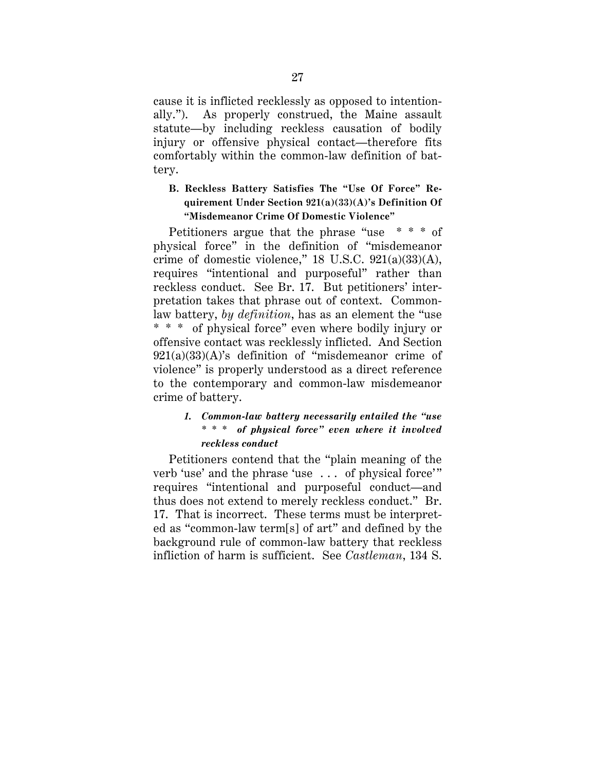cause it is inflicted recklessly as opposed to intentionally."). As properly construed, the Maine assault statute—by including reckless causation of bodily injury or offensive physical contact—therefore fits comfortably within the common-law definition of battery.

### B. Reckless Battery Satisfies The "Use Of Force" Requirement Under Section 921(a)(33)(A)'s Definition Of "Misdemeanor Crime Of Domestic Violence"

Petitioners argue that the phrase "use * * * of physical force" in the definition of "misdemeanor crime of domestic violence," 18 U.S.C. 921(a)(33)(A), requires "intentional and purposeful" rather than reckless conduct. See Br. 17. But petitioners' interpretation takes that phrase out of context. Common-law battery, *by definition*, has as an element the "use * * * of physical force" even where bodily injury or offensive contact was recklessly inflicted. And Section 921(a)(33)(A)'s definition of "misdemeanor crime of violence" is properly understood as a direct reference to the contemporary and common-law misdemeanor crime of battery.

#### *1. Common-law battery necessarily entailed the "use * * * of physical force" even where it involved reckless conduct*

Petitioners contend that the "plain meaning of the verb 'use' and the phrase 'use . . . of physical force'" requires "intentional and purposeful conduct—and thus does not extend to merely reckless conduct." Br. 17. That is incorrect. These terms must be interpreted as "common-law term[s] of art" and defined by the background rule of common-law battery that reckless infliction of harm is sufficient. See *Castleman*, 134 S.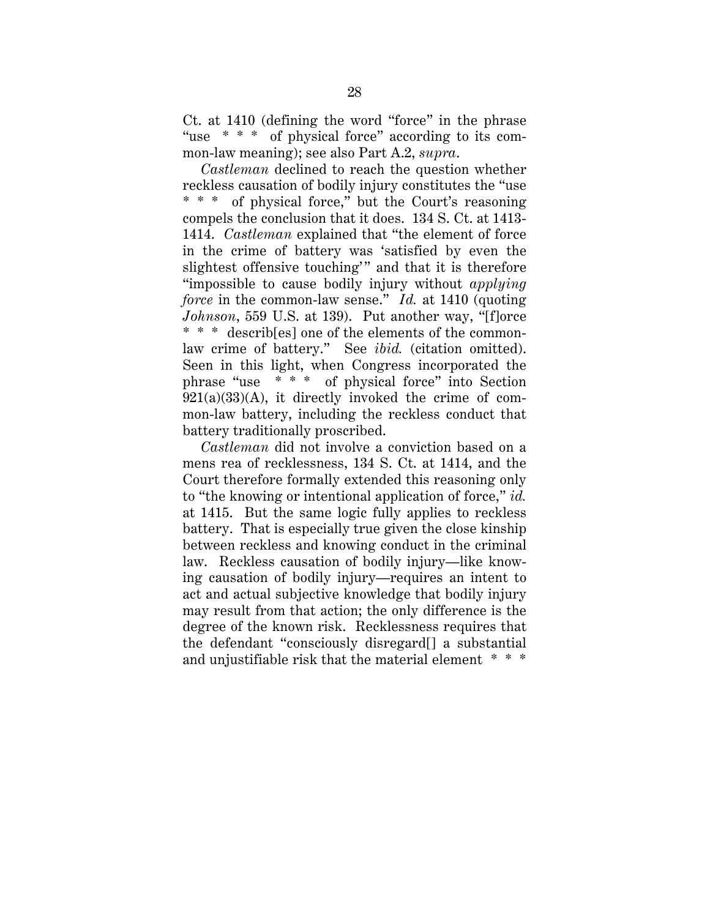Ct. at 1410 (defining the word "force" in the phrase "use * * * of physical force" according to its common-law meaning); see also Part A.2, *supra*.

*Castleman* declined to reach the question whether reckless causation of bodily injury constitutes the "use * * * of physical force," but the Court's reasoning compels the conclusion that it does. 134 S. Ct. at 1413-1414. *Castleman* explained that "the element of force in the crime of battery was 'satisfied by even the slightest offensive touching'" and that it is therefore "impossible to cause bodily injury without *applying force* in the common-law sense." *Id.* at 1410 (quoting *Johnson*, 559 U.S. at 139). Put another way, "[f]orce * * * describ[es] one of the elements of the common-law crime of battery." See *ibid.* (citation omitted). Seen in this light, when Congress incorporated the phrase "use * * * of physical force" into Section 921(a)(33)(A), it directly invoked the crime of common-law battery, including the reckless conduct that battery traditionally proscribed.

*Castleman* did not involve a conviction based on a mens rea of recklessness, 134 S. Ct. at 1414, and the Court therefore formally extended this reasoning only to "the knowing or intentional application of force," *id.* at 1415. But the same logic fully applies to reckless battery. That is especially true given the close kinship between reckless and knowing conduct in the criminal law. Reckless causation of bodily injury—like knowing causation of bodily injury—requires an intent to act and actual subjective knowledge that bodily injury may result from that action; the only difference is the degree of the known risk. Recklessness requires that the defendant "consciously disregard[] a substantial and unjustifiable risk that the material element * * *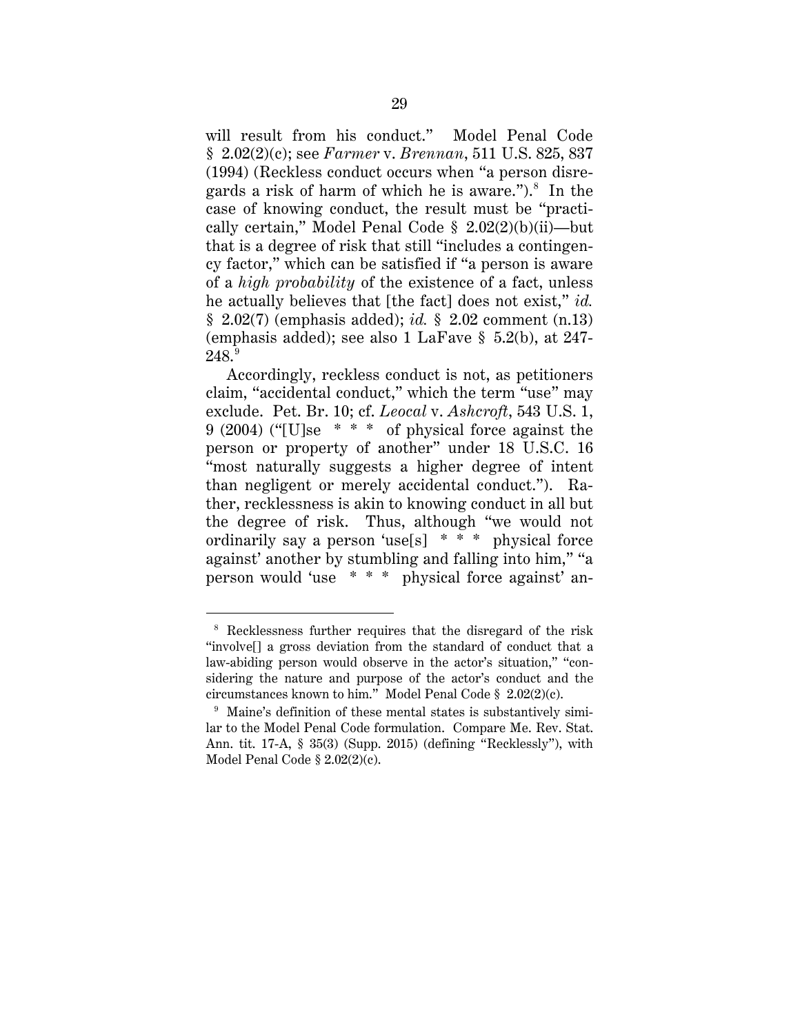will result from his conduct." Model Penal Code § 2.02(2)(c); see *Farmer* v. *Brennan*, 511 U.S. 825, 837 (1994) (Reckless conduct occurs when "a person disregards a risk of harm of which he is aware.").[8] In the case of knowing conduct, the result must be "practically certain," Model Penal Code § 2.02(2)(b)(ii)—but that is a degree of risk that still "includes a contingency factor," which can be satisfied if "a person is aware of a *high probability* of the existence of a fact, unless he actually believes that [the fact] does not exist," *id.* § 2.02(7) (emphasis added); *id.* § 2.02 comment (n.13) (emphasis added); see also 1 LaFave § 5.2(b), at 247-248.[9]

Accordingly, reckless conduct is not, as petitioners claim, "accidental conduct," which the term "use" may exclude. Pet. Br. 10; cf. *Leocal* v. *Ashcroft*, 543 U.S. 1, 9 (2004) ("[U]se * * * of physical force against the person or property of another" under 18 U.S.C. 16 "most naturally suggests a higher degree of intent than negligent or merely accidental conduct."). Rather, recklessness is akin to knowing conduct in all but the degree of risk. Thus, although "we would not ordinarily say a person 'use[s] * * * physical force against' another by stumbling and falling into him," "a person would 'use * * * physical force against' an-

---

[8] Recklessness further requires that the disregard of the risk "involve[] a gross deviation from the standard of conduct that a law-abiding person would observe in the actor's situation," "considering the nature and purpose of the actor's conduct and the circumstances known to him." Model Penal Code § 2.02(2)(c).

[9] Maine's definition of these mental states is substantively similar to the Model Penal Code formulation. Compare Me. Rev. Stat. Ann. tit. 17-A, § 35(3) (Supp. 2015) (defining "Recklessly"), with Model Penal Code § 2.02(2)(c).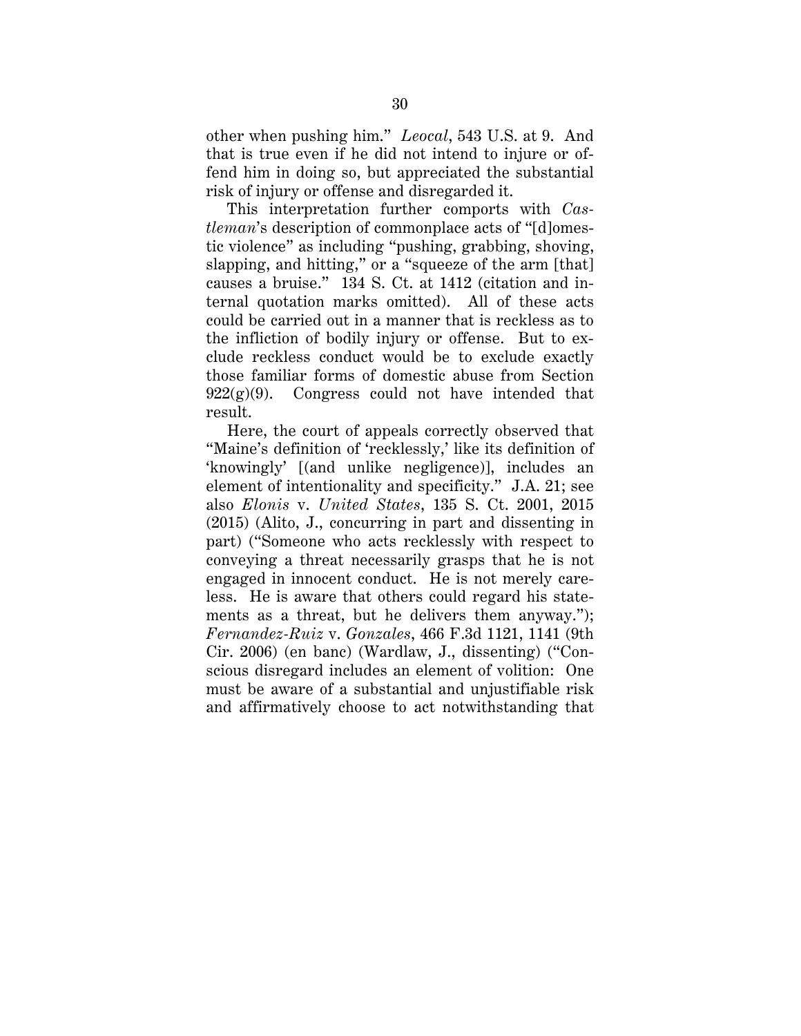other when pushing him." *Leocal*, 543 U.S. at 9. And that is true even if he did not intend to injure or offend him in doing so, but appreciated the substantial risk of injury or offense and disregarded it.

This interpretation further comports with *Castleman*'s description of commonplace acts of "[d]omestic violence" as including "pushing, grabbing, shoving, slapping, and hitting," or a "squeeze of the arm [that] causes a bruise." 134 S. Ct. at 1412 (citation and internal quotation marks omitted). All of these acts could be carried out in a manner that is reckless as to the infliction of bodily injury or offense. But to exclude reckless conduct would be to exclude exactly those familiar forms of domestic abuse from Section 922(g)(9). Congress could not have intended that result.

Here, the court of appeals correctly observed that "Maine's definition of 'recklessly,' like its definition of 'knowingly' [(and unlike negligence)], includes an element of intentionality and specificity." J.A. 21; see also *Elonis* v. *United States*, 135 S. Ct. 2001, 2015 (2015) (Alito, J., concurring in part and dissenting in part) ("Someone who acts recklessly with respect to conveying a threat necessarily grasps that he is not engaged in innocent conduct. He is not merely careless. He is aware that others could regard his statements as a threat, but he delivers them anyway."); *Fernandez-Ruiz* v. *Gonzales*, 466 F.3d 1121, 1141 (9th Cir. 2006) (en banc) (Wardlaw, J., dissenting) ("Conscious disregard includes an element of volition: One must be aware of a substantial and unjustifiable risk and affirmatively choose to act notwithstanding that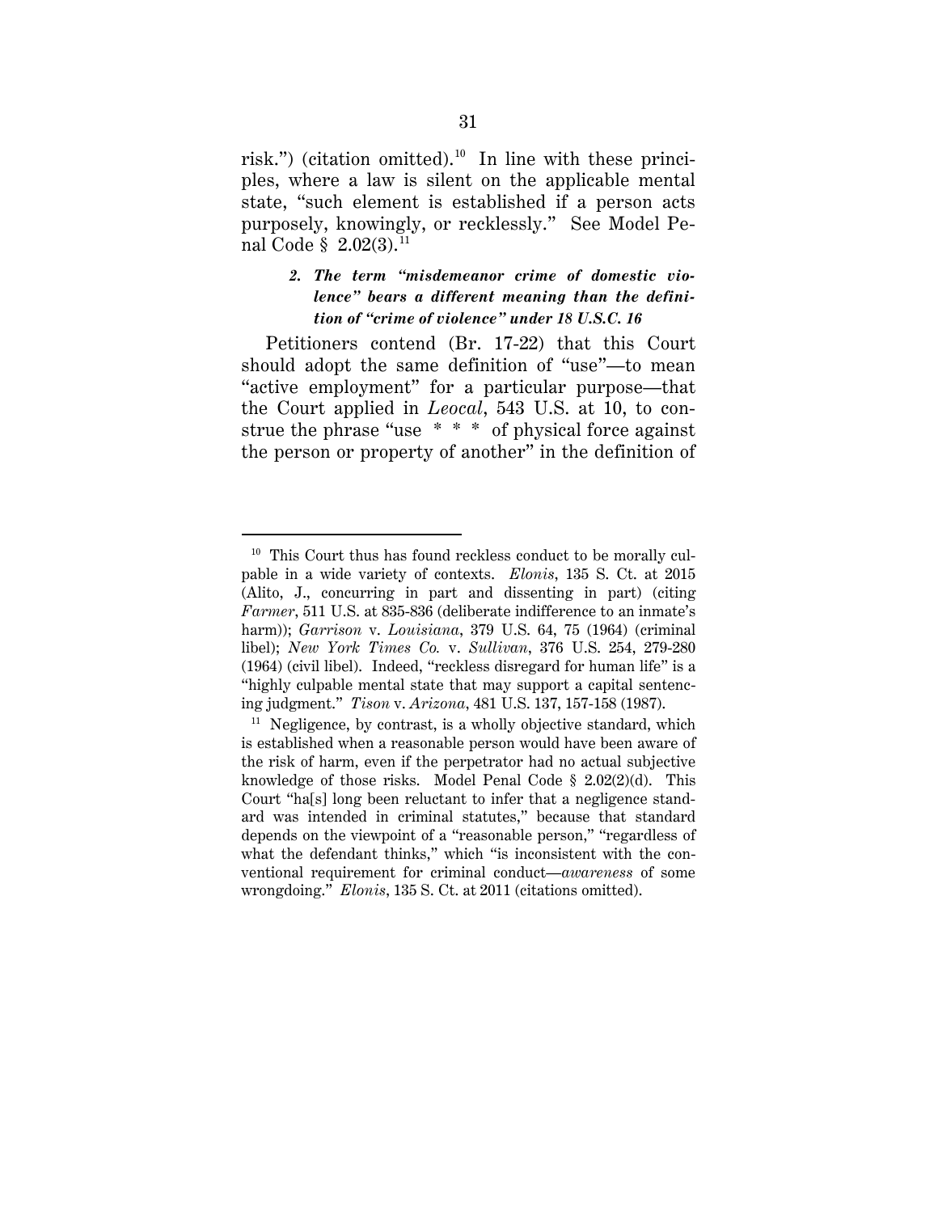risk.") (citation omitted).[10] In line with these principles, where a law is silent on the applicable mental state, "such element is established if a person acts purposely, knowingly, or recklessly." See Model Penal Code § 2.02(3).[11]

#### *2. The term "misdemeanor crime of domestic violence" bears a different meaning than the definition of "crime of violence" under 18 U.S.C. 16*

Petitioners contend (Br. 17-22) that this Court should adopt the same definition of "use"—to mean "active employment" for a particular purpose—that the Court applied in *Leocal*, 543 U.S. at 10, to construe the phrase "use * * * of physical force against the person or property of another" in the definition of

---

[10] This Court thus has found reckless conduct to be morally culpable in a wide variety of contexts. *Elonis*, 135 S. Ct. at 2015 (Alito, J., concurring in part and dissenting in part) (citing *Farmer*, 511 U.S. at 835-836 (deliberate indifference to an inmate's harm)); *Garrison* v. *Louisiana*, 379 U.S. 64, 75 (1964) (criminal libel); *New York Times Co.* v. *Sullivan*, 376 U.S. 254, 279-280 (1964) (civil libel). Indeed, "reckless disregard for human life" is a "highly culpable mental state that may support a capital sentencing judgment." *Tison* v. *Arizona*, 481 U.S. 137, 157-158 (1987).

[11] Negligence, by contrast, is a wholly objective standard, which is established when a reasonable person would have been aware of the risk of harm, even if the perpetrator had no actual subjective knowledge of those risks. Model Penal Code § 2.02(2)(d). This Court "ha[s] long been reluctant to infer that a negligence standard was intended in criminal statutes," because that standard depends on the viewpoint of a "reasonable person," "regardless of what the defendant thinks," which "is inconsistent with the conventional requirement for criminal conduct—*awareness* of some wrongdoing." *Elonis*, 135 S. Ct. at 2011 (citations omitted).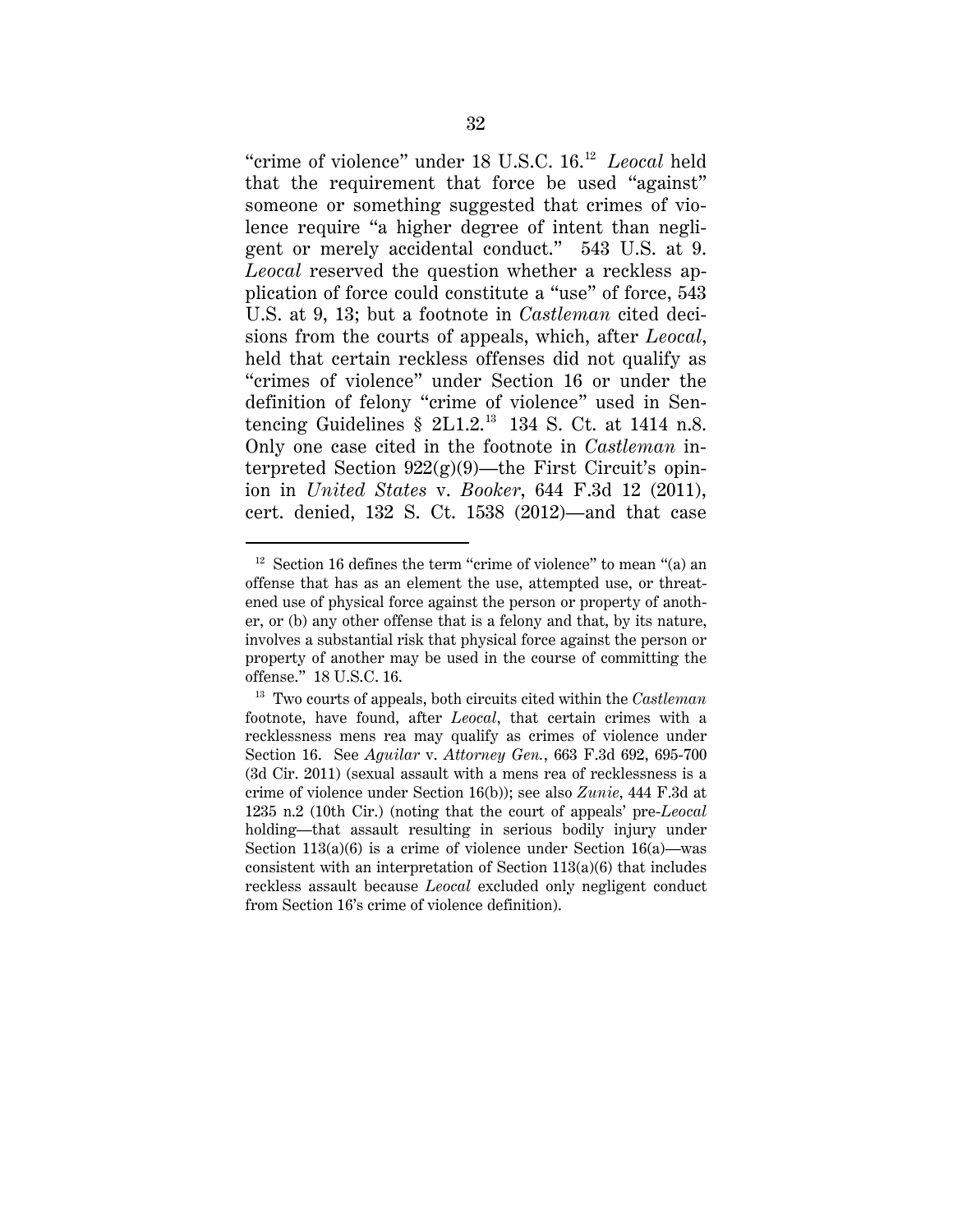"crime of violence" under 18 U.S.C. 16.[12] *Leocal* held that the requirement that force be used "against" someone or something suggested that crimes of violence require "a higher degree of intent than negligent or merely accidental conduct." 543 U.S. at 9. *Leocal* reserved the question whether a reckless application of force could constitute a "use" of force, 543 U.S. at 9, 13; but a footnote in *Castleman* cited decisions from the courts of appeals, which, after *Leocal*, held that certain reckless offenses did not qualify as "crimes of violence" under Section 16 or under the definition of felony "crime of violence" used in Sentencing Guidelines § 2L1.2.[13] 134 S. Ct. at 1414 n.8. Only one case cited in the footnote in *Castleman* interpreted Section 922(g)(9)—the First Circuit's opinion in *United States* v. *Booker*, 644 F.3d 12 (2011), cert. denied, 132 S. Ct. 1538 (2012)—and that case

---

[12] Section 16 defines the term "crime of violence" to mean "(a) an offense that has as an element the use, attempted use, or threatened use of physical force against the person or property of another, or (b) any other offense that is a felony and that, by its nature, involves a substantial risk that physical force against the person or property of another may be used in the course of committing the offense." 18 U.S.C. 16.

[13] Two courts of appeals, both circuits cited within the *Castleman* footnote, have found, after *Leocal*, that certain crimes with a recklessness mens rea may qualify as crimes of violence under Section 16. See *Aguilar* v. *Attorney Gen.*, 663 F.3d 692, 695-700 (3d Cir. 2011) (sexual assault with a mens rea of recklessness is a crime of violence under Section 16(b)); see also *Zunie*, 444 F.3d at 1235 n.2 (10th Cir.) (noting that the court of appeals' pre-*Leocal* holding—that assault resulting in serious bodily injury under Section 113(a)(6) is a crime of violence under Section 16(a)—was consistent with an interpretation of Section 113(a)(6) that includes reckless assault because *Leocal* excluded only negligent conduct from Section 16's crime of violence definition).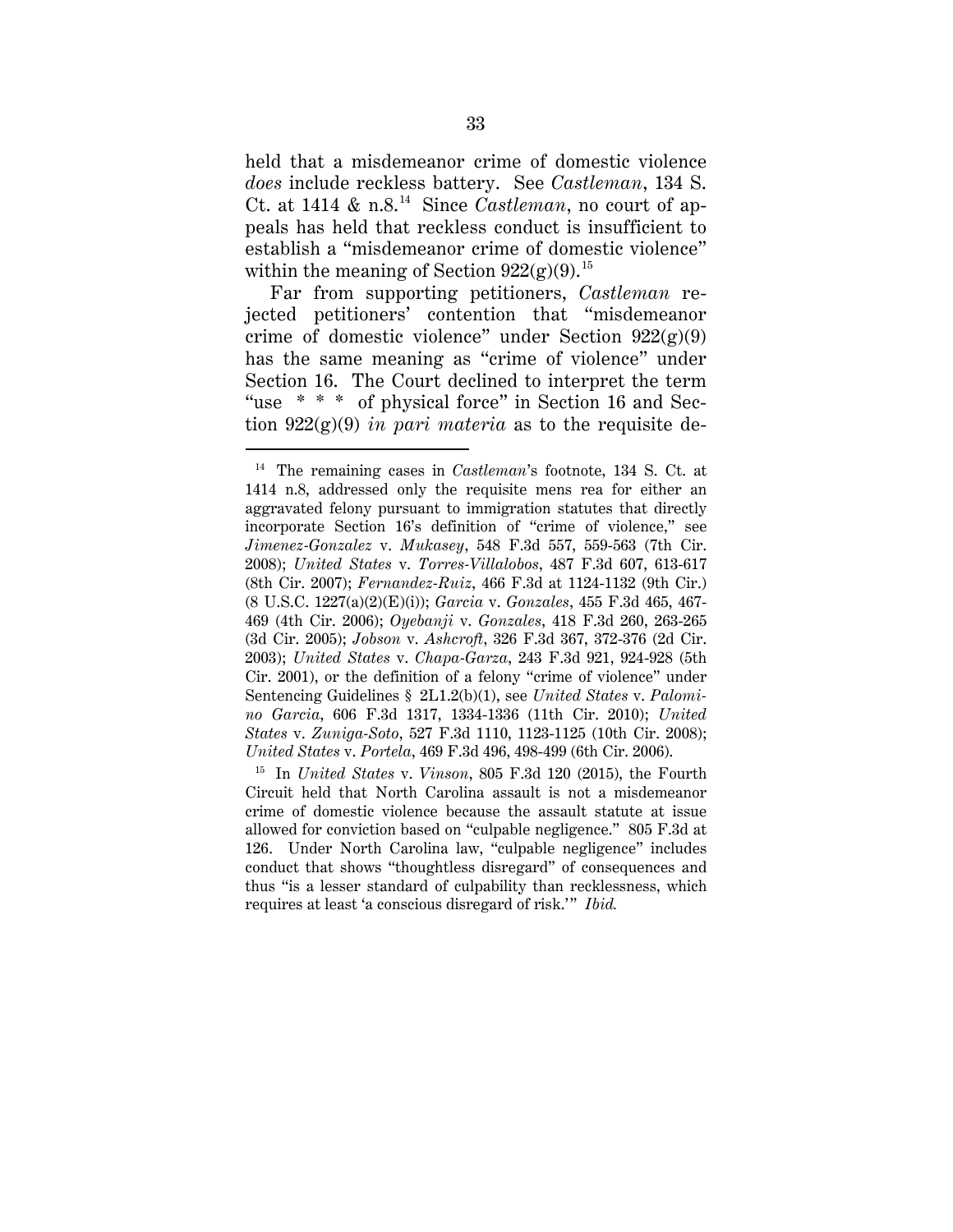held that a misdemeanor crime of domestic violence *does* include reckless battery. See *Castleman*, 134 S. Ct. at 1414 & n.8.[14] Since *Castleman*, no court of appeals has held that reckless conduct is insufficient to establish a "misdemeanor crime of domestic violence" within the meaning of Section 922(g)(9).[15]

Far from supporting petitioners, *Castleman* rejected petitioners' contention that "misdemeanor crime of domestic violence" under Section 922(g)(9) has the same meaning as "crime of violence" under Section 16. The Court declined to interpret the term "use * * * of physical force" in Section 16 and Section 922(g)(9) *in pari materia* as to the requisite de-

---

[14] The remaining cases in *Castleman*'s footnote, 134 S. Ct. at 1414 n.8, addressed only the requisite mens rea for either an aggravated felony pursuant to immigration statutes that directly incorporate Section 16's definition of "crime of violence," see *Jimenez-Gonzalez* v. *Mukasey*, 548 F.3d 557, 559-563 (7th Cir. 2008); *United States* v. *Torres-Villalobos*, 487 F.3d 607, 613-617 (8th Cir. 2007); *Fernandez-Ruiz*, 466 F.3d at 1124-1132 (9th Cir.) (8 U.S.C. 1227(a)(2)(E)(i)); *Garcia* v. *Gonzales*, 455 F.3d 465, 467-469 (4th Cir. 2006); *Oyebanji* v. *Gonzales*, 418 F.3d 260, 263-265 (3d Cir. 2005); *Jobson* v. *Ashcroft*, 326 F.3d 367, 372-376 (2d Cir. 2003); *United States* v. *Chapa-Garza*, 243 F.3d 921, 924-928 (5th Cir. 2001), or the definition of a felony "crime of violence" under Sentencing Guidelines § 2L1.2(b)(1), see *United States* v. *Palomino Garcia*, 606 F.3d 1317, 1334-1336 (11th Cir. 2010); *United States* v. *Zuniga-Soto*, 527 F.3d 1110, 1123-1125 (10th Cir. 2008); *United States* v. *Portela*, 469 F.3d 496, 498-499 (6th Cir. 2006).

[15] In *United States* v. *Vinson*, 805 F.3d 120 (2015), the Fourth Circuit held that North Carolina assault is not a misdemeanor crime of domestic violence because the assault statute at issue allowed for conviction based on "culpable negligence." 805 F.3d at 126. Under North Carolina law, "culpable negligence" includes conduct that shows "thoughtless disregard" of consequences and thus "is a lesser standard of culpability than recklessness, which requires at least 'a conscious disregard of risk.'" *Ibid.*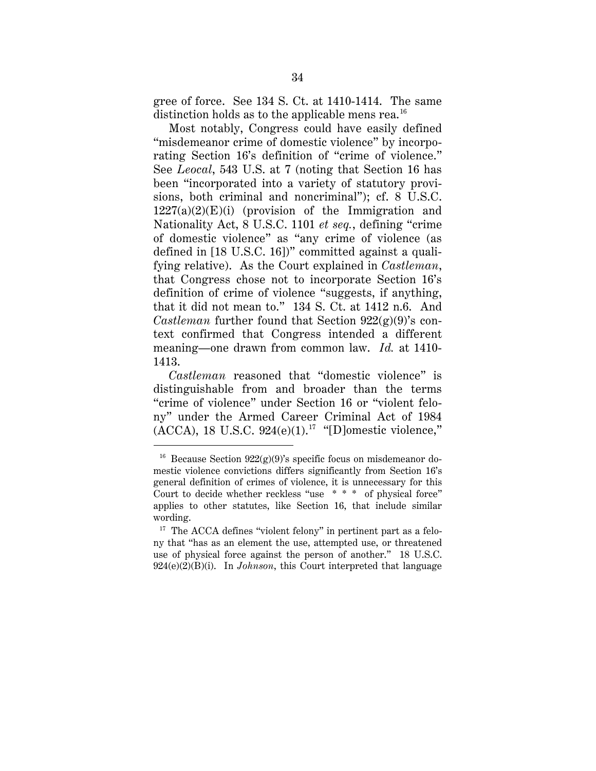gree of force. See 134 S. Ct. at 1410-1414. The same distinction holds as to the applicable mens rea.[16]

Most notably, Congress could have easily defined "misdemeanor crime of domestic violence" by incorporating Section 16's definition of "crime of violence." See *Leocal*, 543 U.S. at 7 (noting that Section 16 has been "incorporated into a variety of statutory provisions, both criminal and noncriminal"); cf. 8 U.S.C. 1227(a)(2)(E)(i) (provision of the Immigration and Nationality Act, 8 U.S.C. 1101 *et seq.*, defining "crime of domestic violence" as "any crime of violence (as defined in [18 U.S.C. 16])" committed against a qualifying relative). As the Court explained in *Castleman*, that Congress chose not to incorporate Section 16's definition of crime of violence "suggests, if anything, that it did not mean to." 134 S. Ct. at 1412 n.6. And *Castleman* further found that Section 922(g)(9)'s context confirmed that Congress intended a different meaning—one drawn from common law. *Id.* at 1410-1413.

*Castleman* reasoned that "domestic violence" is distinguishable from and broader than the terms "crime of violence" under Section 16 or "violent felony" under the Armed Career Criminal Act of 1984 (ACCA), 18 U.S.C. 924(e)(1).[17] "[D]omestic violence,"

---

[16] Because Section 922(g)(9)'s specific focus on misdemeanor domestic violence convictions differs significantly from Section 16's general definition of crimes of violence, it is unnecessary for this Court to decide whether reckless "use * * * of physical force" applies to other statutes, like Section 16, that include similar wording.

[17] The ACCA defines "violent felony" in pertinent part as a felony that "has as an element the use, attempted use, or threatened use of physical force against the person of another." 18 U.S.C. 924(e)(2)(B)(i). In *Johnson*, this Court interpreted that language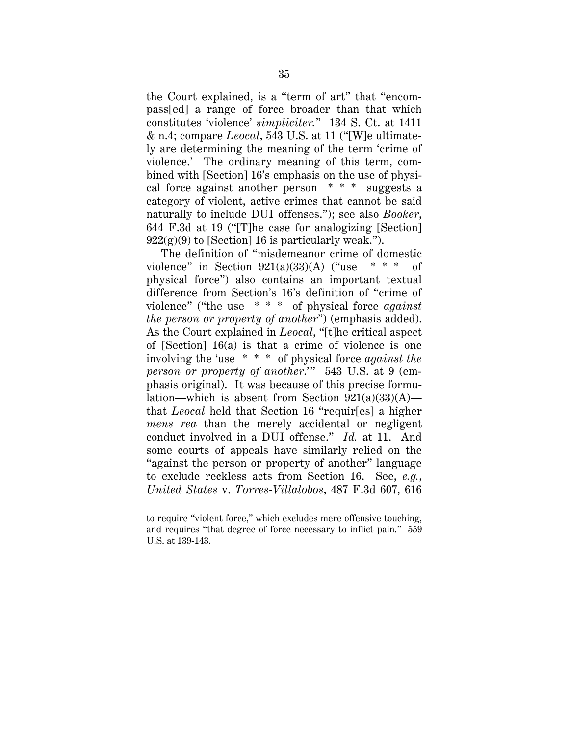the Court explained, is a "term of art" that "encompass[ed] a range of force broader than that which constitutes 'violence' *simpliciter.*" 134 S. Ct. at 1411 & n.4; compare *Leocal*, 543 U.S. at 11 ("[W]e ultimately are determining the meaning of the term 'crime of violence.' The ordinary meaning of this term, combined with [Section] 16's emphasis on the use of physical force against another person * * * suggests a category of violent, active crimes that cannot be said naturally to include DUI offenses."); see also *Booker*, 644 F.3d at 19 ("[T]he case for analogizing [Section] 922(g)(9) to [Section] 16 is particularly weak.").

The definition of "misdemeanor crime of domestic violence" in Section 921(a)(33)(A) ("use * * * of physical force") also contains an important textual difference from Section's 16's definition of "crime of violence" ("the use * * * of physical force *against the person or property of another*") (emphasis added). As the Court explained in *Leocal*, "[t]he critical aspect of [Section] 16(a) is that a crime of violence is one involving the 'use * * * of physical force *against the person or property of another*.'" 543 U.S. at 9 (emphasis original). It was because of this precise formulation—which is absent from Section 921(a)(33)(A)—that *Leocal* held that Section 16 "requir[es] a higher *mens rea* than the merely accidental or negligent conduct involved in a DUI offense." *Id.* at 11. And some courts of appeals have similarly relied on the "against the person or property of another" language to exclude reckless acts from Section 16. See, *e.g.*, *United States* v. *Torres-Villalobos*, 487 F.3d 607, 616

---

to require "violent force," which excludes mere offensive touching, and requires "that degree of force necessary to inflict pain." 559 U.S. at 139-143.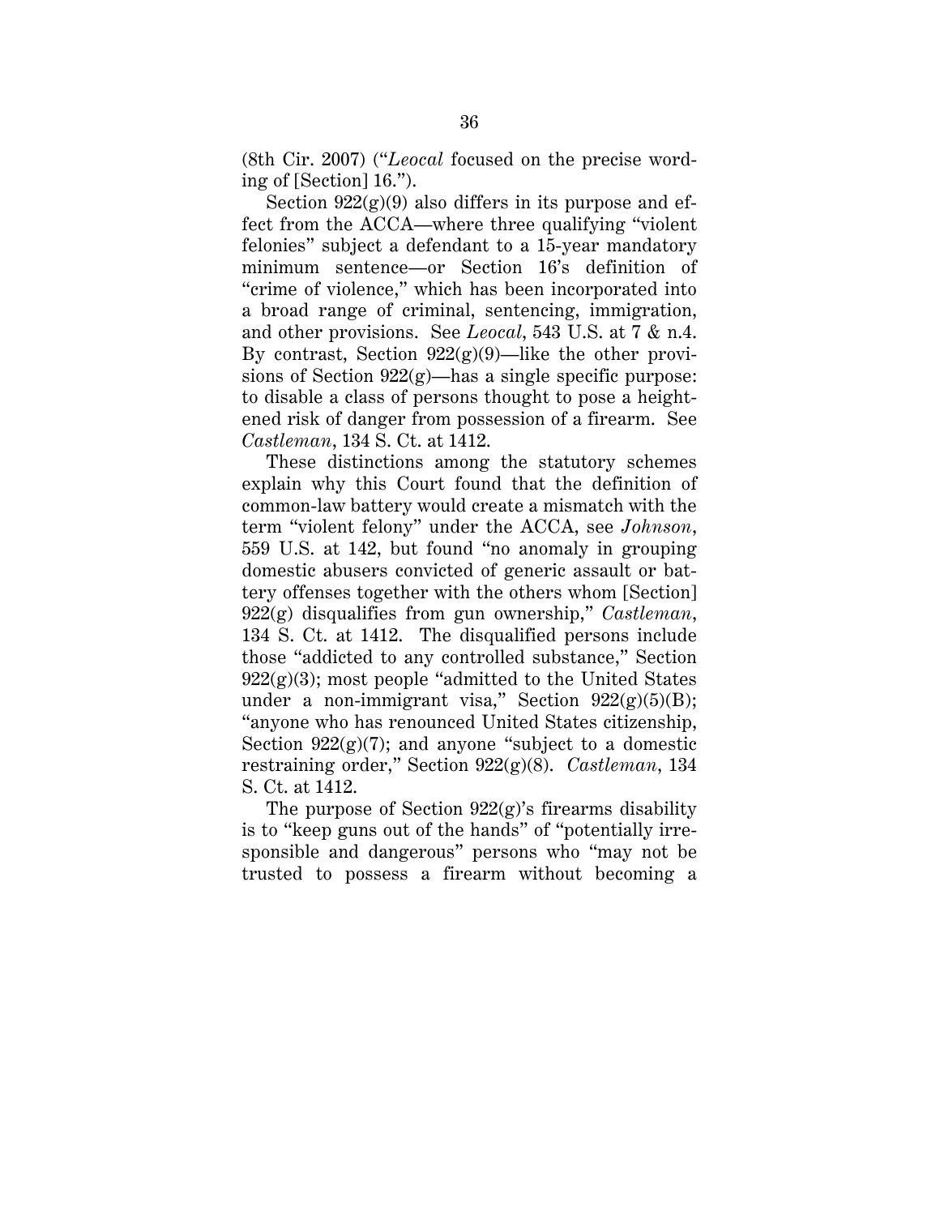(8th Cir. 2007) ("*Leocal* focused on the precise wording of [Section] 16.").

Section 922(g)(9) also differs in its purpose and effect from the ACCA—where three qualifying "violent felonies" subject a defendant to a 15-year mandatory minimum sentence—or Section 16's definition of "crime of violence," which has been incorporated into a broad range of criminal, sentencing, immigration, and other provisions. See *Leocal*, 543 U.S. at 7 & n.4. By contrast, Section 922(g)(9)—like the other provisions of Section 922(g)—has a single specific purpose: to disable a class of persons thought to pose a heightened risk of danger from possession of a firearm. See *Castleman*, 134 S. Ct. at 1412.

These distinctions among the statutory schemes explain why this Court found that the definition of common-law battery would create a mismatch with the term "violent felony" under the ACCA, see *Johnson*, 559 U.S. at 142, but found "no anomaly in grouping domestic abusers convicted of generic assault or battery offenses together with the others whom [Section] 922(g) disqualifies from gun ownership," *Castleman*, 134 S. Ct. at 1412. The disqualified persons include those "addicted to any controlled substance," Section 922(g)(3); most people "admitted to the United States under a non-immigrant visa," Section 922(g)(5)(B); "anyone who has renounced United States citizenship, Section 922(g)(7); and anyone "subject to a domestic restraining order," Section 922(g)(8). *Castleman*, 134 S. Ct. at 1412.

The purpose of Section 922(g)'s firearms disability is to "keep guns out of the hands" of "potentially irresponsible and dangerous" persons who "may not be trusted to possess a firearm without becoming a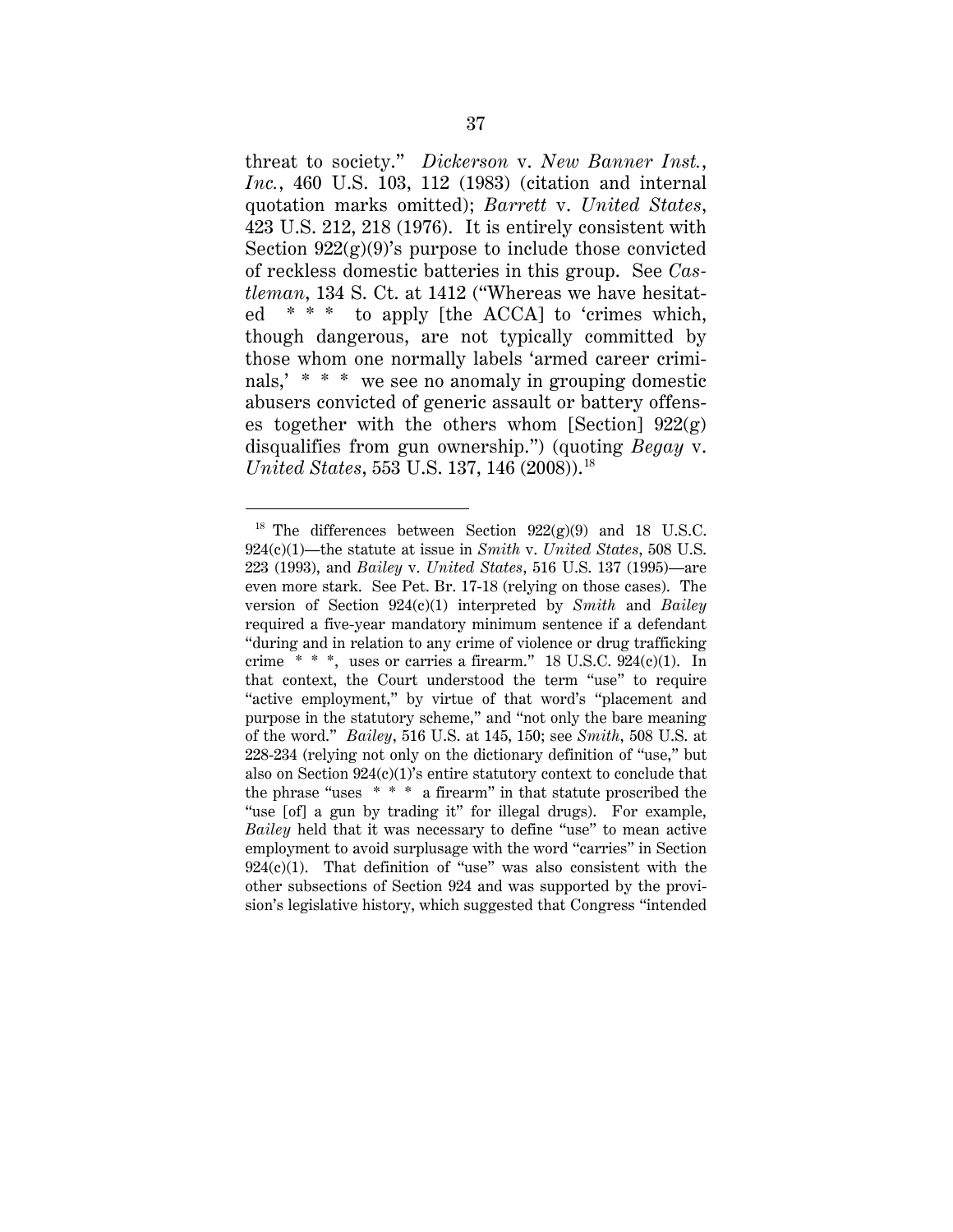threat to society." *Dickerson* v. *New Banner Inst., Inc.*, 460 U.S. 103, 112 (1983) (citation and internal quotation marks omitted); *Barrett* v. *United States*, 423 U.S. 212, 218 (1976). It is entirely consistent with Section 922(g)(9)'s purpose to include those convicted of reckless domestic batteries in this group. See *Castleman*, 134 S. Ct. at 1412 ("Whereas we have hesitated * * * to apply [the ACCA] to 'crimes which, though dangerous, are not typically committed by those whom one normally labels 'armed career criminals,' * * * we see no anomaly in grouping domestic abusers convicted of generic assault or battery offenses together with the others whom [Section] 922(g) disqualifies from gun ownership.") (quoting *Begay* v. *United States*, 553 U.S. 137, 146 (2008)).[18]

---

[18] The differences between Section 922(g)(9) and 18 U.S.C. 924(c)(1)—the statute at issue in *Smith* v. *United States*, 508 U.S. 223 (1993), and *Bailey* v. *United States*, 516 U.S. 137 (1995)—are even more stark. See Pet. Br. 17-18 (relying on those cases). The version of Section 924(c)(1) interpreted by *Smith* and *Bailey* required a five-year mandatory minimum sentence if a defendant "during and in relation to any crime of violence or drug trafficking crime * * *, uses or carries a firearm." 18 U.S.C. 924(c)(1). In that context, the Court understood the term "use" to require "active employment," by virtue of that word's "placement and purpose in the statutory scheme," and "not only the bare meaning of the word." *Bailey*, 516 U.S. at 145, 150; see *Smith*, 508 U.S. at 228-234 (relying not only on the dictionary definition of "use," but also on Section 924(c)(1)'s entire statutory context to conclude that the phrase "uses * * * a firearm" in that statute proscribed the "use [of] a gun by trading it" for illegal drugs). For example, *Bailey* held that it was necessary to define "use" to mean active employment to avoid surplusage with the word "carries" in Section 924(c)(1). That definition of "use" was also consistent with the other subsections of Section 924 and was supported by the provision's legislative history, which suggested that Congress "intended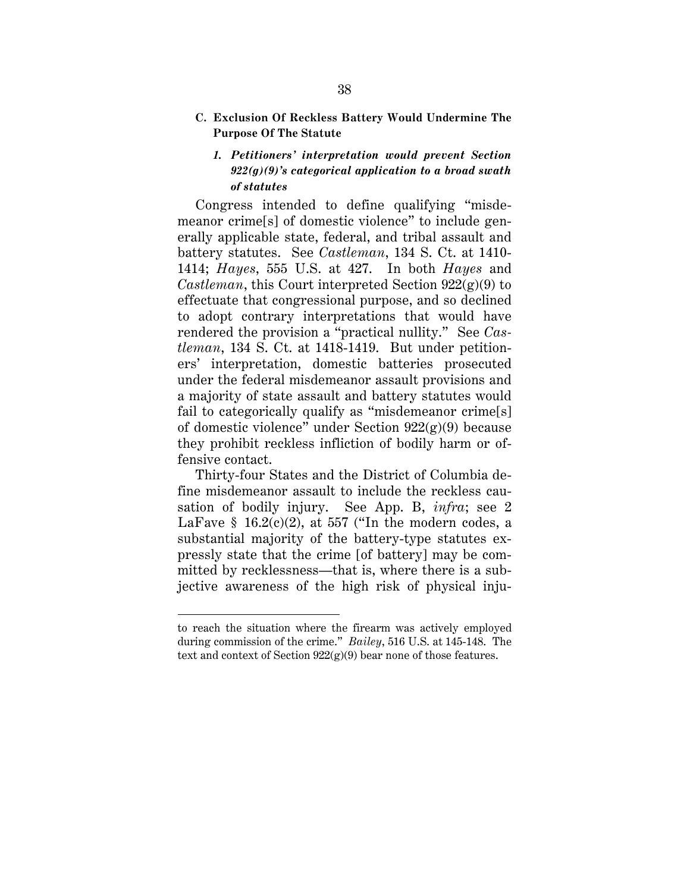### C. Exclusion Of Reckless Battery Would Undermine The Purpose Of The Statute

#### *1. Petitioners' interpretation would prevent Section 922(g)(9)'s categorical application to a broad swath of statutes*

Congress intended to define qualifying "misdemeanor crime[s] of domestic violence" to include generally applicable state, federal, and tribal assault and battery statutes. See *Castleman*, 134 S. Ct. at 1410-1414; *Hayes*, 555 U.S. at 427. In both *Hayes* and *Castleman*, this Court interpreted Section 922(g)(9) to effectuate that congressional purpose, and so declined to adopt contrary interpretations that would have rendered the provision a "practical nullity." See *Castleman*, 134 S. Ct. at 1418-1419. But under petitioners' interpretation, domestic batteries prosecuted under the federal misdemeanor assault provisions and a majority of state assault and battery statutes would fail to categorically qualify as "misdemeanor crime[s] of domestic violence" under Section 922(g)(9) because they prohibit reckless infliction of bodily harm or offensive contact.

Thirty-four States and the District of Columbia define misdemeanor assault to include the reckless causation of bodily injury. See App. B, *infra*; see 2 LaFave § 16.2(c)(2), at 557 ("In the modern codes, a substantial majority of the battery-type statutes expressly state that the crime [of battery] may be committed by recklessness—that is, where there is a subjective awareness of the high risk of physical inju-

---

to reach the situation where the firearm was actively employed during commission of the crime." *Bailey*, 516 U.S. at 145-148. The text and context of Section 922(g)(9) bear none of those features.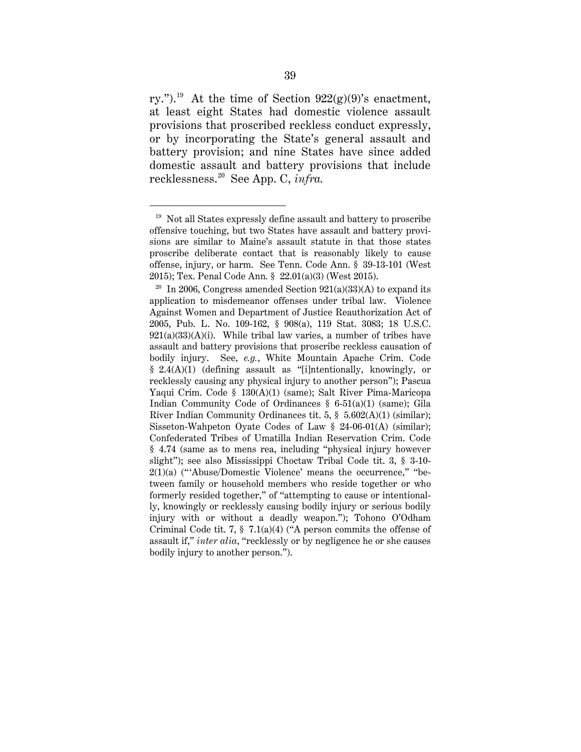ry.").[19] At the time of Section 922(g)(9)'s enactment, at least eight States had domestic violence assault provisions that proscribed reckless conduct expressly, or by incorporating the State's general assault and battery provision; and nine States have since added domestic assault and battery provisions that include recklessness.[20] See App. C, *infra.*

---

[19] Not all States expressly define assault and battery to proscribe offensive touching, but two States have assault and battery provisions are similar to Maine's assault statute in that those states proscribe deliberate contact that is reasonably likely to cause offense, injury, or harm. See Tenn. Code Ann. § 39-13-101 (West 2015); Tex. Penal Code Ann. § 22.01(a)(3) (West 2015).

[20] In 2006, Congress amended Section 921(a)(33)(A) to expand its application to misdemeanor offenses under tribal law. Violence Against Women and Department of Justice Reauthorization Act of 2005, Pub. L. No. 109-162, § 908(a), 119 Stat. 3083; 18 U.S.C. 921(a)(33)(A)(i). While tribal law varies, a number of tribes have assault and battery provisions that proscribe reckless causation of bodily injury. See, *e.g.*, White Mountain Apache Crim. Code § 2.4(A)(1) (defining assault as "[i]ntentionally, knowingly, or recklessly causing any physical injury to another person"); Pascua Yaqui Crim. Code § 130(A)(1) (same); Salt River Pima-Maricopa Indian Community Code of Ordinances § 6-51(a)(1) (same); Gila River Indian Community Ordinances tit. 5, § 5.602(A)(1) (similar); Sisseton-Wahpeton Oyate Codes of Law § 24-06-01(A) (similar); Confederated Tribes of Umatilla Indian Reservation Crim. Code § 4.74 (same as to mens rea, including "physical injury however slight"); see also Mississippi Choctaw Tribal Code tit. 3, § 3-10-2(1)(a) ("'Abuse/Domestic Violence' means the occurrence," "between family or household members who reside together or who formerly resided together," of "attempting to cause or intentionally, knowingly or recklessly causing bodily injury or serious bodily injury with or without a deadly weapon."); Tohono O'Odham Criminal Code tit. 7, § 7.1(a)(4) ("A person commits the offense of assault if," *inter alia*, "recklessly or by negligence he or she causes bodily injury to another person.").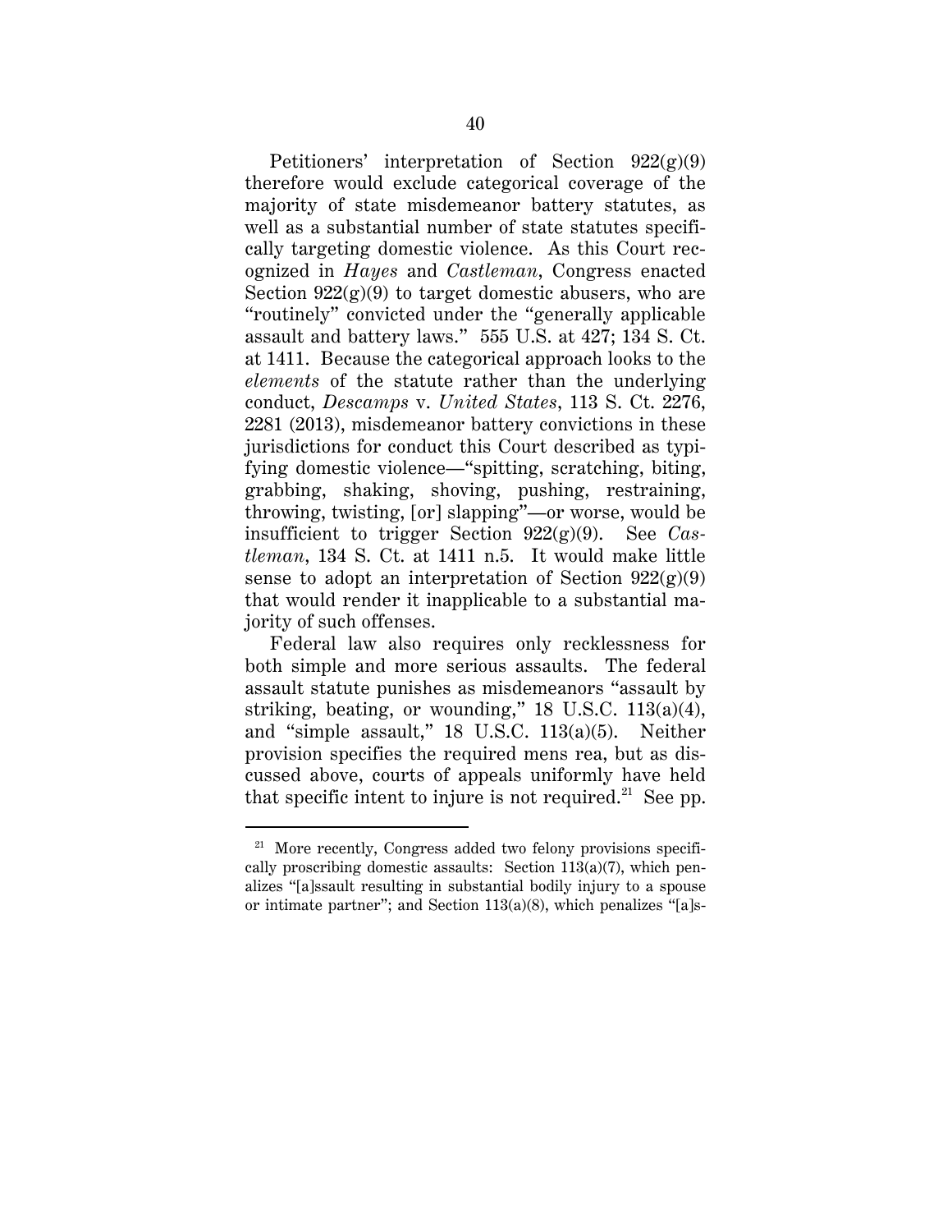Petitioners' interpretation of Section 922(g)(9) therefore would exclude categorical coverage of the majority of state misdemeanor battery statutes, as well as a substantial number of state statutes specifically targeting domestic violence. As this Court recognized in *Hayes* and *Castleman*, Congress enacted Section 922(g)(9) to target domestic abusers, who are "routinely" convicted under the "generally applicable assault and battery laws." 555 U.S. at 427; 134 S. Ct. at 1411. Because the categorical approach looks to the *elements* of the statute rather than the underlying conduct, *Descamps* v. *United States*, 113 S. Ct. 2276, 2281 (2013), misdemeanor battery convictions in these jurisdictions for conduct this Court described as typifying domestic violence—"spitting, scratching, biting, grabbing, shaking, shoving, pushing, restraining, throwing, twisting, [or] slapping"—or worse, would be insufficient to trigger Section 922(g)(9). See *Castleman*, 134 S. Ct. at 1411 n.5. It would make little sense to adopt an interpretation of Section 922(g)(9) that would render it inapplicable to a substantial majority of such offenses.

Federal law also requires only recklessness for both simple and more serious assaults. The federal assault statute punishes as misdemeanors "assault by striking, beating, or wounding," 18 U.S.C. 113(a)(4), and "simple assault," 18 U.S.C. 113(a)(5). Neither provision specifies the required mens rea, but as discussed above, courts of appeals uniformly have held that specific intent to injure is not required.[21] See pp.

---

[21] More recently, Congress added two felony provisions specifically proscribing domestic assaults: Section 113(a)(7), which penalizes "[a]ssault resulting in substantial bodily injury to a spouse or intimate partner"; and Section 113(a)(8), which penalizes "[a]s-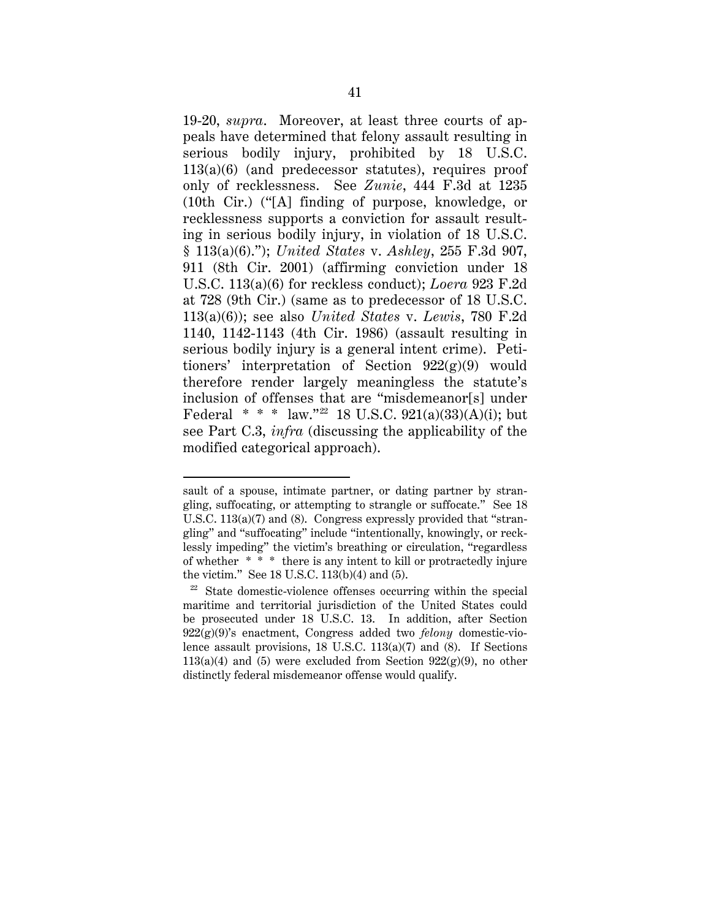19-20, *supra*. Moreover, at least three courts of appeals have determined that felony assault resulting in serious bodily injury, prohibited by 18 U.S.C. 113(a)(6) (and predecessor statutes), requires proof only of recklessness. See *Zunie*, 444 F.3d at 1235 (10th Cir.) ("[A] finding of purpose, knowledge, or recklessness supports a conviction for assault resulting in serious bodily injury, in violation of 18 U.S.C. § 113(a)(6)."); *United States* v. *Ashley*, 255 F.3d 907, 911 (8th Cir. 2001) (affirming conviction under 18 U.S.C. 113(a)(6) for reckless conduct); *Loera* 923 F.2d at 728 (9th Cir.) (same as to predecessor of 18 U.S.C. 113(a)(6)); see also *United States* v. *Lewis*, 780 F.2d 1140, 1142-1143 (4th Cir. 1986) (assault resulting in serious bodily injury is a general intent crime). Petitioners' interpretation of Section 922(g)(9) would therefore render largely meaningless the statute's inclusion of offenses that are "misdemeanor[s] under Federal * * * law."[22] 18 U.S.C. 921(a)(33)(A)(i); but see Part C.3, *infra* (discussing the applicability of the modified categorical approach).

---

sault of a spouse, intimate partner, or dating partner by strangling, suffocating, or attempting to strangle or suffocate." See 18 U.S.C. 113(a)(7) and (8). Congress expressly provided that "strangling" and "suffocating" include "intentionally, knowingly, or recklessly impeding" the victim's breathing or circulation, "regardless of whether * * * there is any intent to kill or protractedly injure the victim." See 18 U.S.C. 113(b)(4) and (5).

[22] State domestic-violence offenses occurring within the special maritime and territorial jurisdiction of the United States could be prosecuted under 18 U.S.C. 13. In addition, after Section 922(g)(9)'s enactment, Congress added two *felony* domestic-violence assault provisions, 18 U.S.C. 113(a)(7) and (8). If Sections 113(a)(4) and (5) were excluded from Section 922(g)(9), no other distinctly federal misdemeanor offense would qualify.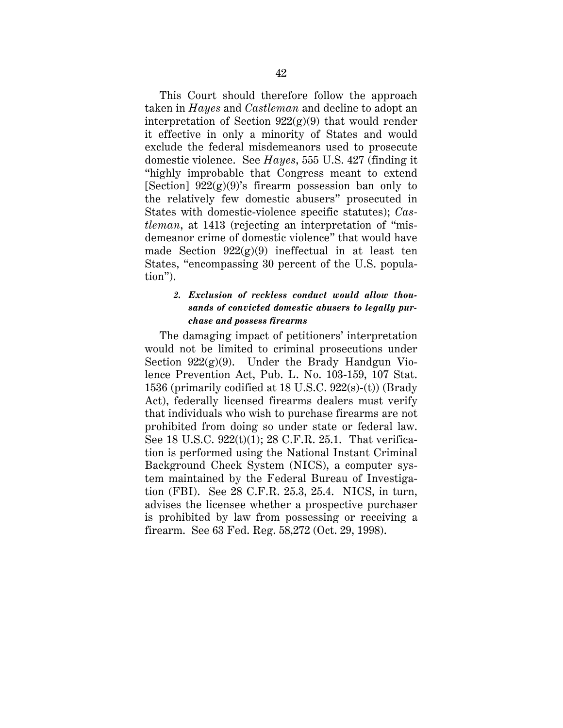This Court should therefore follow the approach taken in *Hayes* and *Castleman* and decline to adopt an interpretation of Section 922(g)(9) that would render it effective in only a minority of States and would exclude the federal misdemeanors used to prosecute domestic violence. See *Hayes*, 555 U.S. 427 (finding it "highly improbable that Congress meant to extend [Section] 922(g)(9)'s firearm possession ban only to the relatively few domestic abusers" prosecuted in States with domestic-violence specific statutes); *Castleman*, at 1413 (rejecting an interpretation of "misdemeanor crime of domestic violence" that would have made Section 922(g)(9) ineffectual in at least ten States, "encompassing 30 percent of the U.S. population").

### *2. Exclusion of reckless conduct would allow thousands of convicted domestic abusers to legally purchase and possess firearms*

The damaging impact of petitioners' interpretation would not be limited to criminal prosecutions under Section 922(g)(9). Under the Brady Handgun Violence Prevention Act, Pub. L. No. 103-159, 107 Stat. 1536 (primarily codified at 18 U.S.C. 922(s)-(t)) (Brady Act), federally licensed firearms dealers must verify that individuals who wish to purchase firearms are not prohibited from doing so under state or federal law. See 18 U.S.C. 922(t)(1); 28 C.F.R. 25.1. That verification is performed using the National Instant Criminal Background Check System (NICS), a computer system maintained by the Federal Bureau of Investigation (FBI). See 28 C.F.R. 25.3, 25.4. NICS, in turn, advises the licensee whether a prospective purchaser is prohibited by law from possessing or receiving a firearm. See 63 Fed. Reg. 58,272 (Oct. 29, 1998).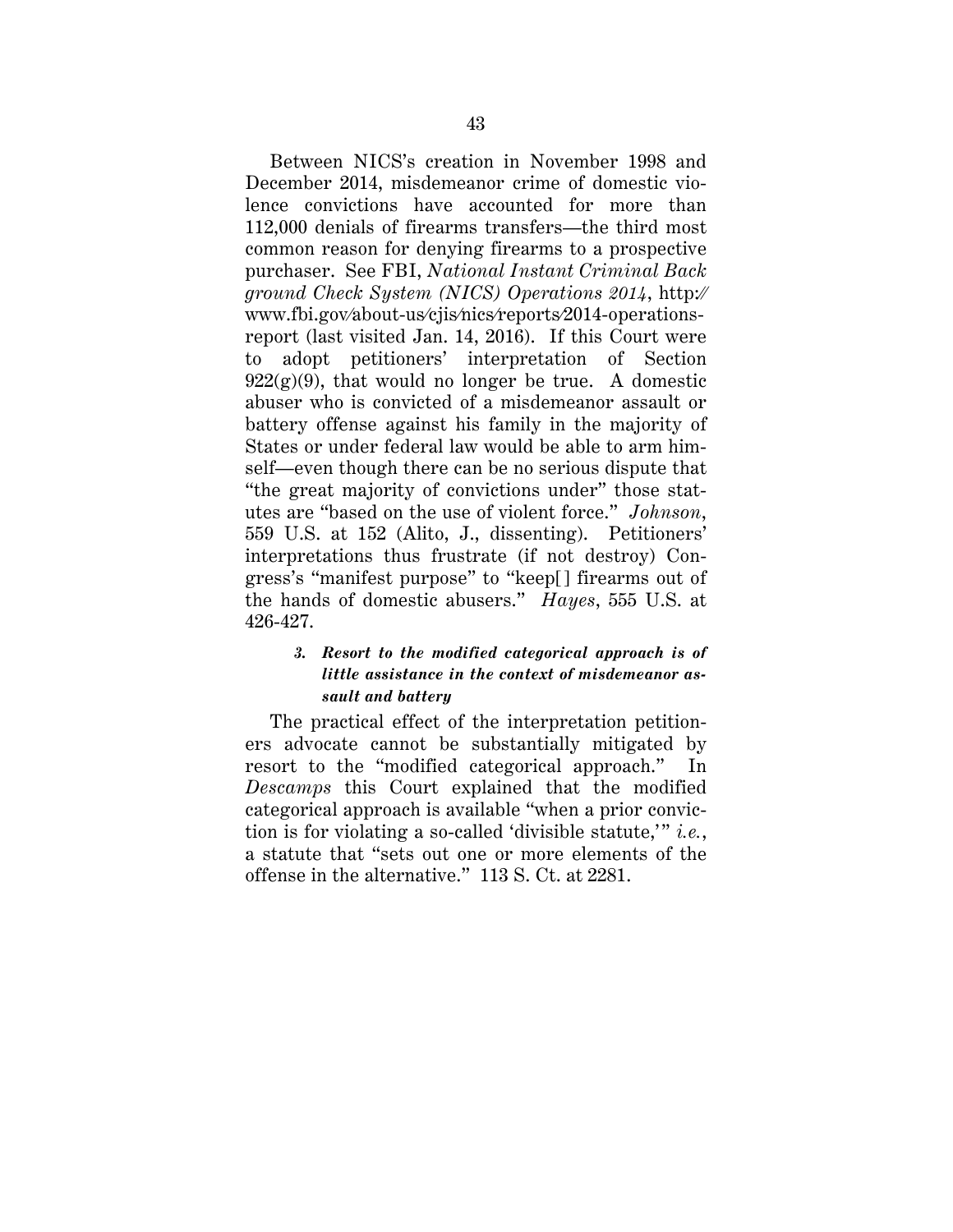Between NICS's creation in November 1998 and December 2014, misdemeanor crime of domestic violence convictions have accounted for more than 112,000 denials of firearms transfers—the third most common reason for denying firearms to a prospective purchaser. See FBI, *National Instant Criminal Background Check System (NICS) Operations 2014*, http://www.fbi.gov/about-us/cjis/nics/reports/2014-operations-report (last visited Jan. 14, 2016). If this Court were to adopt petitioners' interpretation of Section 922(g)(9), that would no longer be true. A domestic abuser who is convicted of a misdemeanor assault or battery offense against his family in the majority of States or under federal law would be able to arm himself—even though there can be no serious dispute that "the great majority of convictions under" those statutes are "based on the use of violent force." *Johnson*, 559 U.S. at 152 (Alito, J., dissenting). Petitioners' interpretations thus frustrate (if not destroy) Congress's "manifest purpose" to "keep[ ] firearms out of the hands of domestic abusers." *Hayes*, 555 U.S. at 426-427.

#### *3. Resort to the modified categorical approach is of little assistance in the context of misdemeanor assault and battery*

The practical effect of the interpretation petitioners advocate cannot be substantially mitigated by resort to the "modified categorical approach." In *Descamps* this Court explained that the modified categorical approach is available "when a prior conviction is for violating a so-called 'divisible statute,'" *i.e.*, a statute that "sets out one or more elements of the offense in the alternative." 113 S. Ct. at 2281.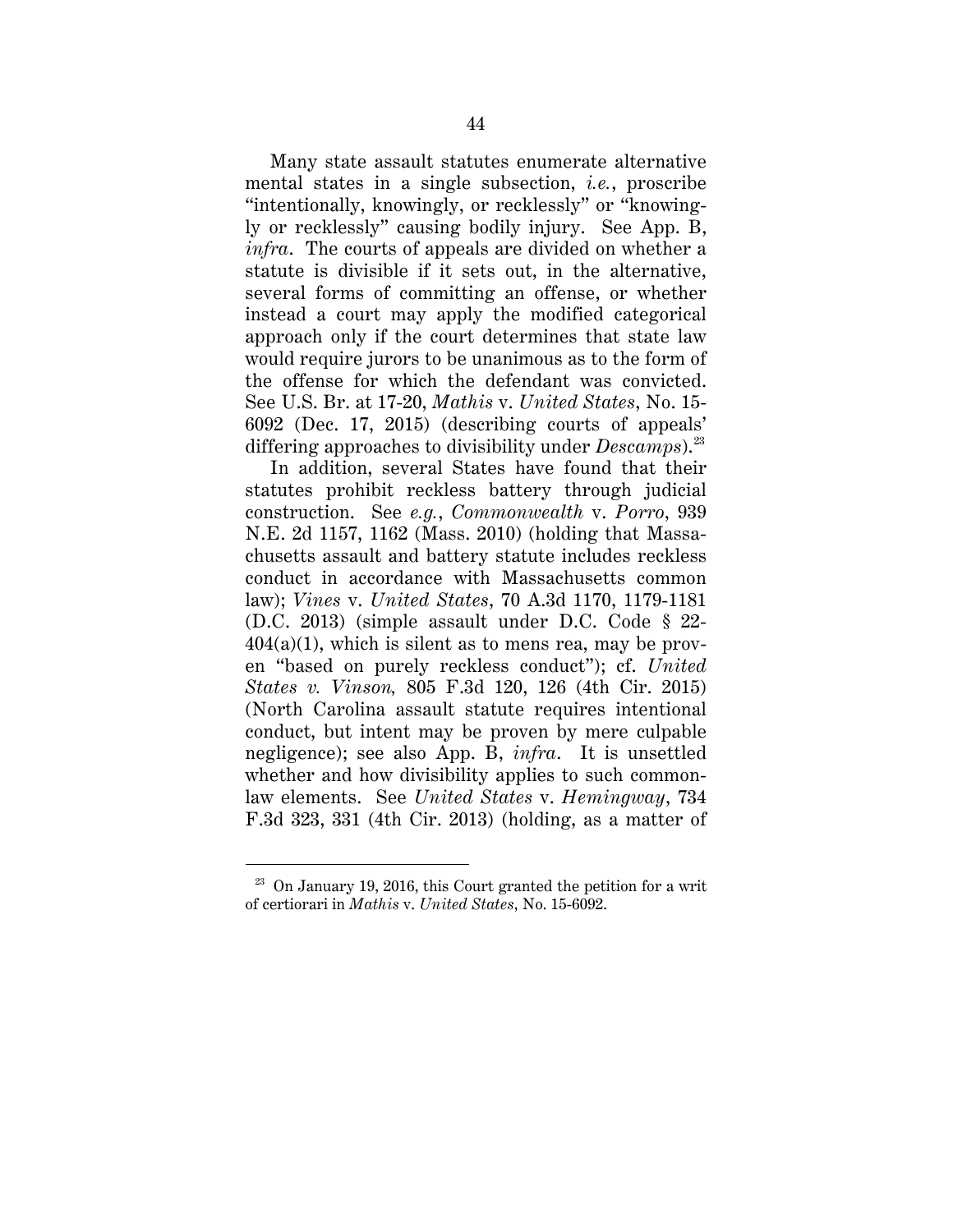Many state assault statutes enumerate alternative mental states in a single subsection, *i.e.*, proscribe "intentionally, knowingly, or recklessly" or "knowingly or recklessly" causing bodily injury. See App. B, *infra*. The courts of appeals are divided on whether a statute is divisible if it sets out, in the alternative, several forms of committing an offense, or whether instead a court may apply the modified categorical approach only if the court determines that state law would require jurors to be unanimous as to the form of the offense for which the defendant was convicted. See U.S. Br. at 17-20, *Mathis* v. *United States*, No. 15-6092 (Dec. 17, 2015) (describing courts of appeals' differing approaches to divisibility under *Descamps*).[23]

In addition, several States have found that their statutes prohibit reckless battery through judicial construction. See *e.g.*, *Commonwealth* v. *Porro*, 939 N.E. 2d 1157, 1162 (Mass. 2010) (holding that Massachusetts assault and battery statute includes reckless conduct in accordance with Massachusetts common law); *Vines* v. *United States*, 70 A.3d 1170, 1179-1181 (D.C. 2013) (simple assault under D.C. Code § 22-404(a)(1), which is silent as to mens rea, may be proven "based on purely reckless conduct"); cf. *United States v. Vinson,* 805 F.3d 120, 126 (4th Cir. 2015) (North Carolina assault statute requires intentional conduct, but intent may be proven by mere culpable negligence); see also App. B, *infra*. It is unsettled whether and how divisibility applies to such common-law elements. See *United States* v. *Hemingway*, 734 F.3d 323, 331 (4th Cir. 2013) (holding, as a matter of

---

[23] On January 19, 2016, this Court granted the petition for a writ of certiorari in *Mathis* v. *United States*, No. 15-6092.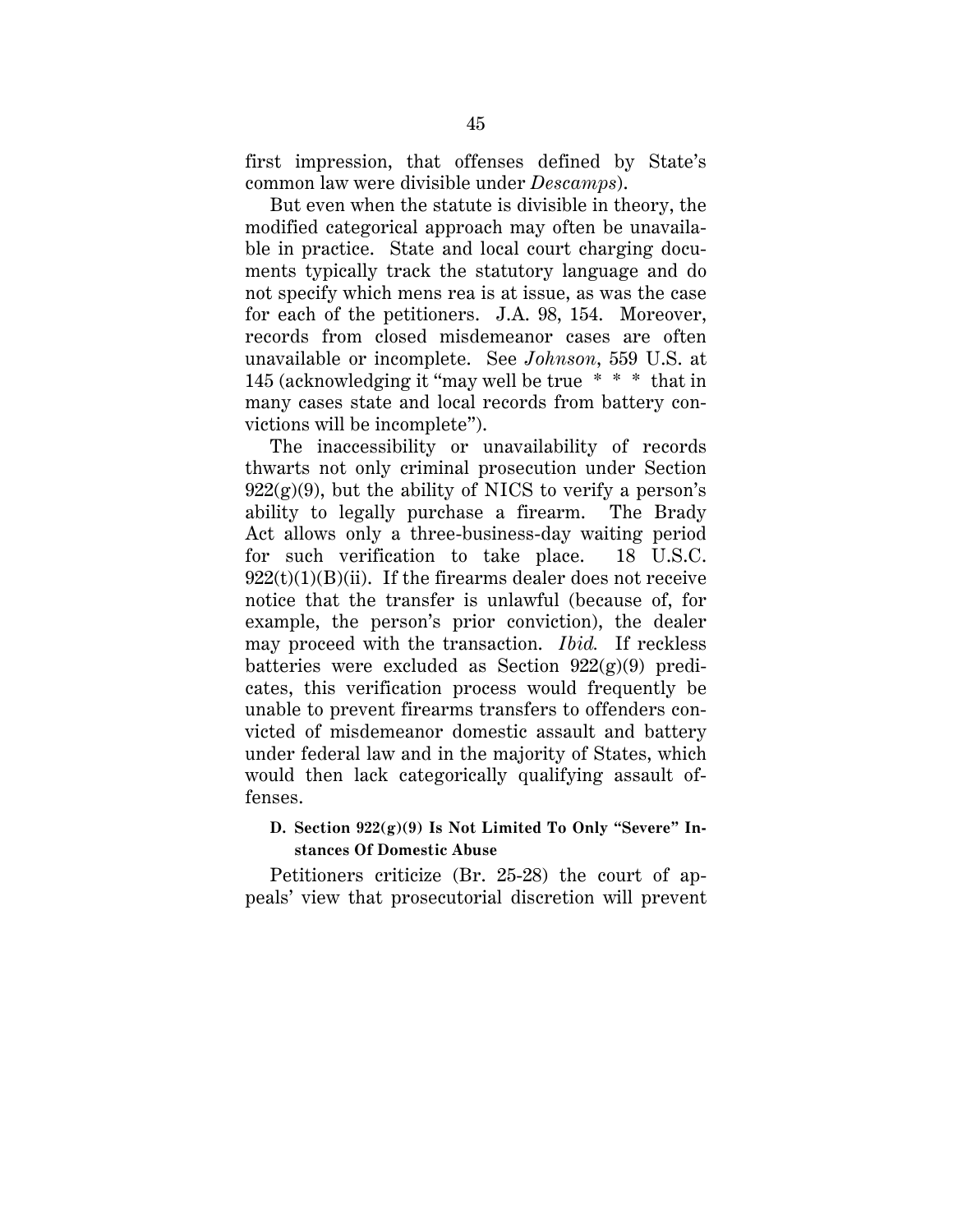first impression, that offenses defined by State's common law were divisible under *Descamps*).

But even when the statute is divisible in theory, the modified categorical approach may often be unavailable in practice. State and local court charging documents typically track the statutory language and do not specify which mens rea is at issue, as was the case for each of the petitioners. J.A. 98, 154. Moreover, records from closed misdemeanor cases are often unavailable or incomplete. See *Johnson*, 559 U.S. at 145 (acknowledging it "may well be true * * * that in many cases state and local records from battery convictions will be incomplete").

The inaccessibility or unavailability of records thwarts not only criminal prosecution under Section 922(g)(9), but the ability of NICS to verify a person's ability to legally purchase a firearm. The Brady Act allows only a three-business-day waiting period for such verification to take place. 18 U.S.C. 922(t)(1)(B)(ii). If the firearms dealer does not receive notice that the transfer is unlawful (because of, for example, the person's prior conviction), the dealer may proceed with the transaction. *Ibid.* If reckless batteries were excluded as Section 922(g)(9) predicates, this verification process would frequently be unable to prevent firearms transfers to offenders convicted of misdemeanor domestic assault and battery under federal law and in the majority of States, which would then lack categorically qualifying assault offenses.

### D. Section 922(g)(9) Is Not Limited To Only "Severe" Instances Of Domestic Abuse

Petitioners criticize (Br. 25-28) the court of appeals' view that prosecutorial discretion will prevent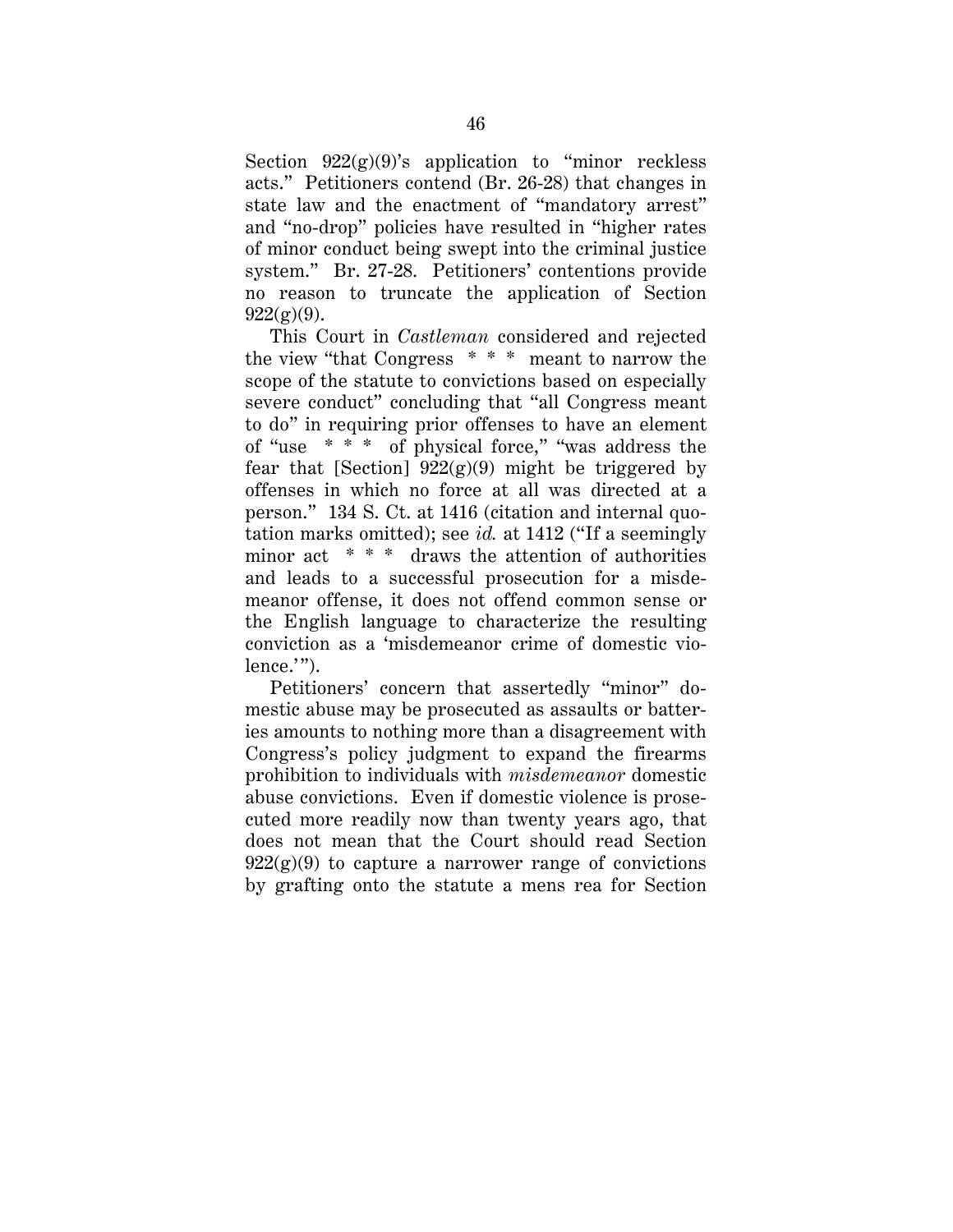Section 922(g)(9)'s application to "minor reckless acts." Petitioners contend (Br. 26-28) that changes in state law and the enactment of "mandatory arrest" and "no-drop" policies have resulted in "higher rates of minor conduct being swept into the criminal justice system." Br. 27-28. Petitioners' contentions provide no reason to truncate the application of Section 922(g)(9).

This Court in *Castleman* considered and rejected the view "that Congress * * * meant to narrow the scope of the statute to convictions based on especially severe conduct" concluding that "all Congress meant to do" in requiring prior offenses to have an element of "use * * * of physical force," "was address the fear that [Section] 922(g)(9) might be triggered by offenses in which no force at all was directed at a person." 134 S. Ct. at 1416 (citation and internal quotation marks omitted); see *id.* at 1412 ("If a seemingly minor act * * * draws the attention of authorities and leads to a successful prosecution for a misdemeanor offense, it does not offend common sense or the English language to characterize the resulting conviction as a 'misdemeanor crime of domestic violence.'").

Petitioners' concern that assertedly "minor" domestic abuse may be prosecuted as assaults or batteries amounts to nothing more than a disagreement with Congress's policy judgment to expand the firearms prohibition to individuals with *misdemeanor* domestic abuse convictions. Even if domestic violence is prosecuted more readily now than twenty years ago, that does not mean that the Court should read Section 922(g)(9) to capture a narrower range of convictions by grafting onto the statute a mens rea for Section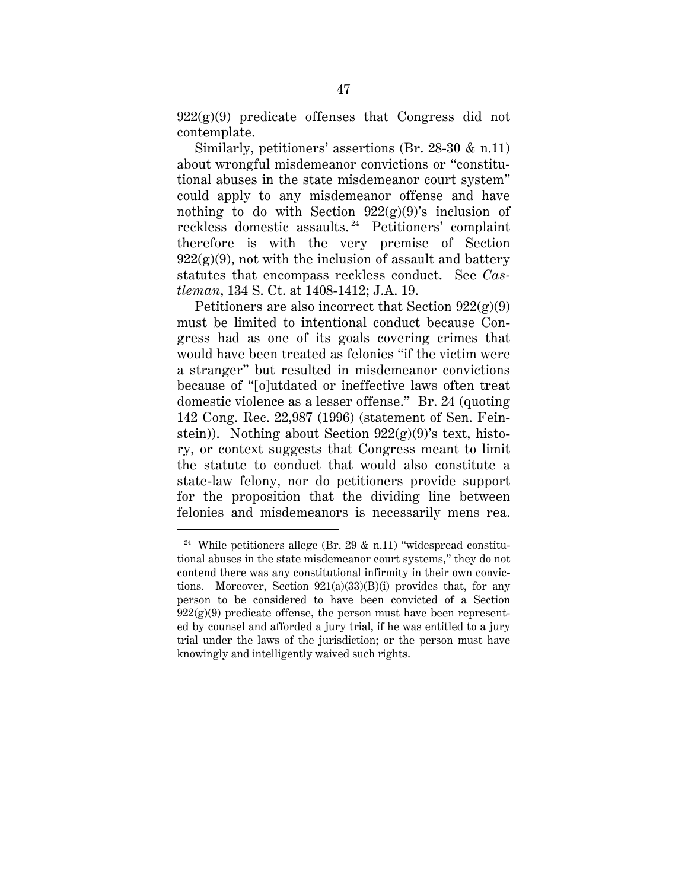922(g)(9) predicate offenses that Congress did not contemplate.

Similarly, petitioners' assertions (Br. 28-30 & n.11) about wrongful misdemeanor convictions or "constitutional abuses in the state misdemeanor court system" could apply to any misdemeanor offense and have nothing to do with Section 922(g)(9)'s inclusion of reckless domestic assaults.[24] Petitioners' complaint therefore is with the very premise of Section 922(g)(9), not with the inclusion of assault and battery statutes that encompass reckless conduct. See *Castleman*, 134 S. Ct. at 1408-1412; J.A. 19.

Petitioners are also incorrect that Section 922(g)(9) must be limited to intentional conduct because Congress had as one of its goals covering crimes that would have been treated as felonies "if the victim were a stranger" but resulted in misdemeanor convictions because of "[o]utdated or ineffective laws often treat domestic violence as a lesser offense." Br. 24 (quoting 142 Cong. Rec. 22,987 (1996) (statement of Sen. Feinstein)). Nothing about Section 922(g)(9)'s text, history, or context suggests that Congress meant to limit the statute to conduct that would also constitute a state-law felony, nor do petitioners provide support for the proposition that the dividing line between felonies and misdemeanors is necessarily mens rea.

---

[24] While petitioners allege (Br. 29 & n.11) "widespread constitutional abuses in the state misdemeanor court systems," they do not contend there was any constitutional infirmity in their own convictions. Moreover, Section 921(a)(33)(B)(i) provides that, for any person to be considered to have been convicted of a Section 922(g)(9) predicate offense, the person must have been represented by counsel and afforded a jury trial, if he was entitled to a jury trial under the laws of the jurisdiction; or the person must have knowingly and intelligently waived such rights.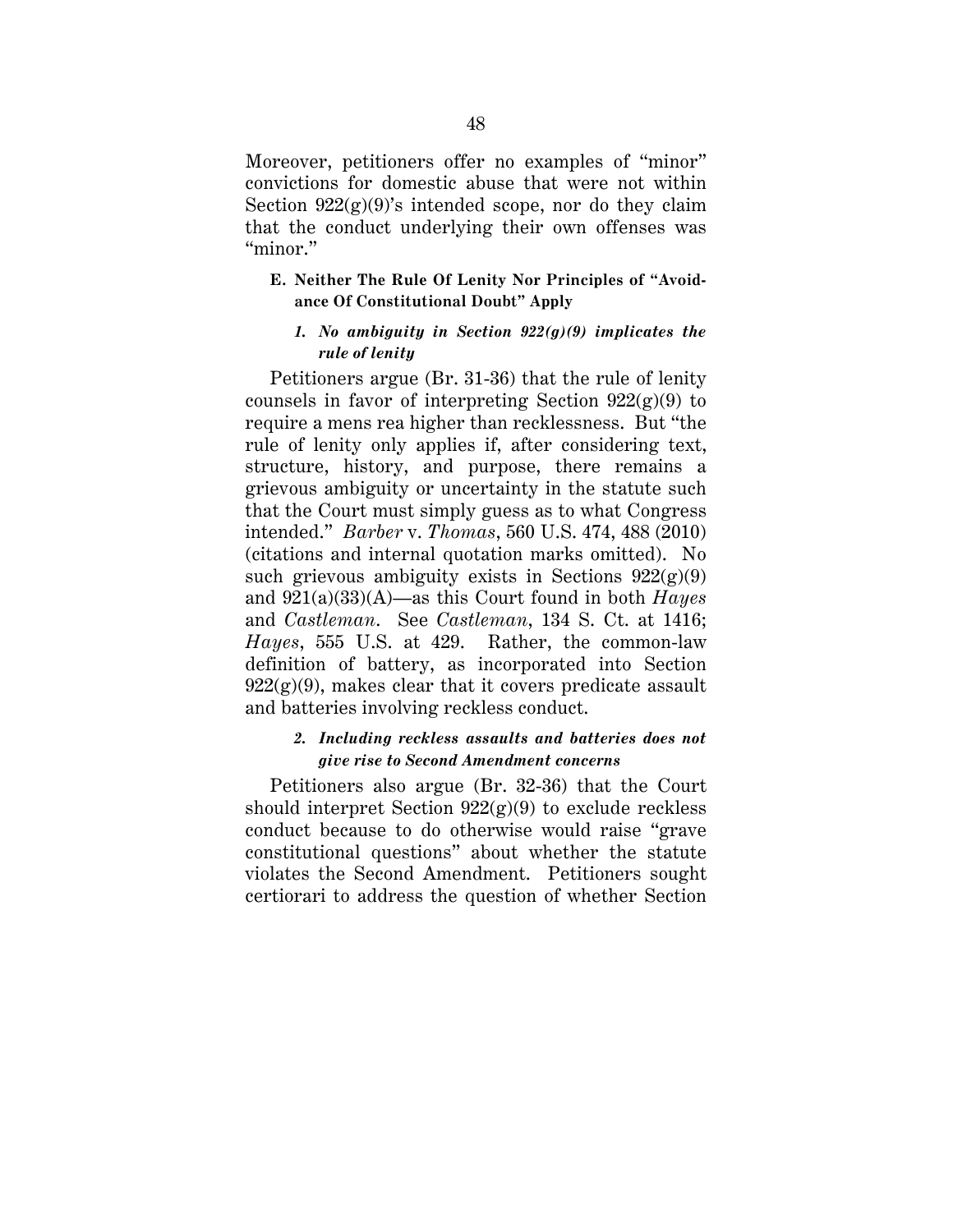Moreover, petitioners offer no examples of "minor" convictions for domestic abuse that were not within Section 922(g)(9)'s intended scope, nor do they claim that the conduct underlying their own offenses was "minor."

### E. Neither The Rule Of Lenity Nor Principles of "Avoidance Of Constitutional Doubt" Apply

#### *1. No ambiguity in Section 922(g)(9) implicates the rule of lenity*

Petitioners argue (Br. 31-36) that the rule of lenity counsels in favor of interpreting Section 922(g)(9) to require a mens rea higher than recklessness. But "the rule of lenity only applies if, after considering text, structure, history, and purpose, there remains a grievous ambiguity or uncertainty in the statute such that the Court must simply guess as to what Congress intended." *Barber* v. *Thomas*, 560 U.S. 474, 488 (2010) (citations and internal quotation marks omitted). No such grievous ambiguity exists in Sections 922(g)(9) and 921(a)(33)(A)—as this Court found in both *Hayes* and *Castleman*. See *Castleman*, 134 S. Ct. at 1416; *Hayes*, 555 U.S. at 429. Rather, the common-law definition of battery, as incorporated into Section 922(g)(9), makes clear that it covers predicate assault and batteries involving reckless conduct.

#### *2. Including reckless assaults and batteries does not give rise to Second Amendment concerns*

Petitioners also argue (Br. 32-36) that the Court should interpret Section 922(g)(9) to exclude reckless conduct because to do otherwise would raise "grave constitutional questions" about whether the statute violates the Second Amendment. Petitioners sought certiorari to address the question of whether Section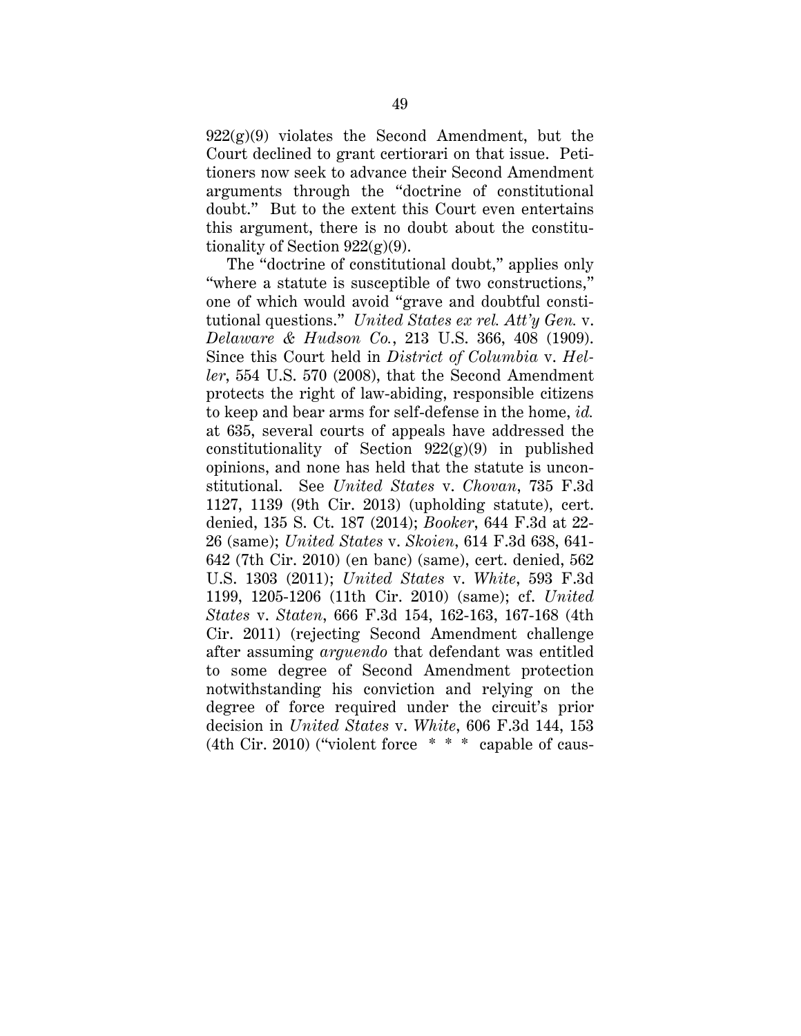922(g)(9) violates the Second Amendment, but the Court declined to grant certiorari on that issue. Petitioners now seek to advance their Second Amendment arguments through the "doctrine of constitutional doubt." But to the extent this Court even entertains this argument, there is no doubt about the constitutionality of Section 922(g)(9).

The "doctrine of constitutional doubt," applies only "where a statute is susceptible of two constructions," one of which would avoid "grave and doubtful constitutional questions." *United States ex rel. Att'y Gen.* v. *Delaware & Hudson Co.*, 213 U.S. 366, 408 (1909). Since this Court held in *District of Columbia* v. *Heller*, 554 U.S. 570 (2008), that the Second Amendment protects the right of law-abiding, responsible citizens to keep and bear arms for self-defense in the home, *id.* at 635, several courts of appeals have addressed the constitutionality of Section 922(g)(9) in published opinions, and none has held that the statute is unconstitutional. See *United States* v. *Chovan*, 735 F.3d 1127, 1139 (9th Cir. 2013) (upholding statute), cert. denied, 135 S. Ct. 187 (2014); *Booker*, 644 F.3d at 22-26 (same); *United States* v. *Skoien*, 614 F.3d 638, 641-642 (7th Cir. 2010) (en banc) (same), cert. denied, 562 U.S. 1303 (2011); *United States* v. *White*, 593 F.3d 1199, 1205-1206 (11th Cir. 2010) (same); cf. *United States* v. *Staten*, 666 F.3d 154, 162-163, 167-168 (4th Cir. 2011) (rejecting Second Amendment challenge after assuming *arguendo* that defendant was entitled to some degree of Second Amendment protection notwithstanding his conviction and relying on the degree of force required under the circuit's prior decision in *United States* v. *White*, 606 F.3d 144, 153 (4th Cir. 2010) ("violent force * * * capable of caus-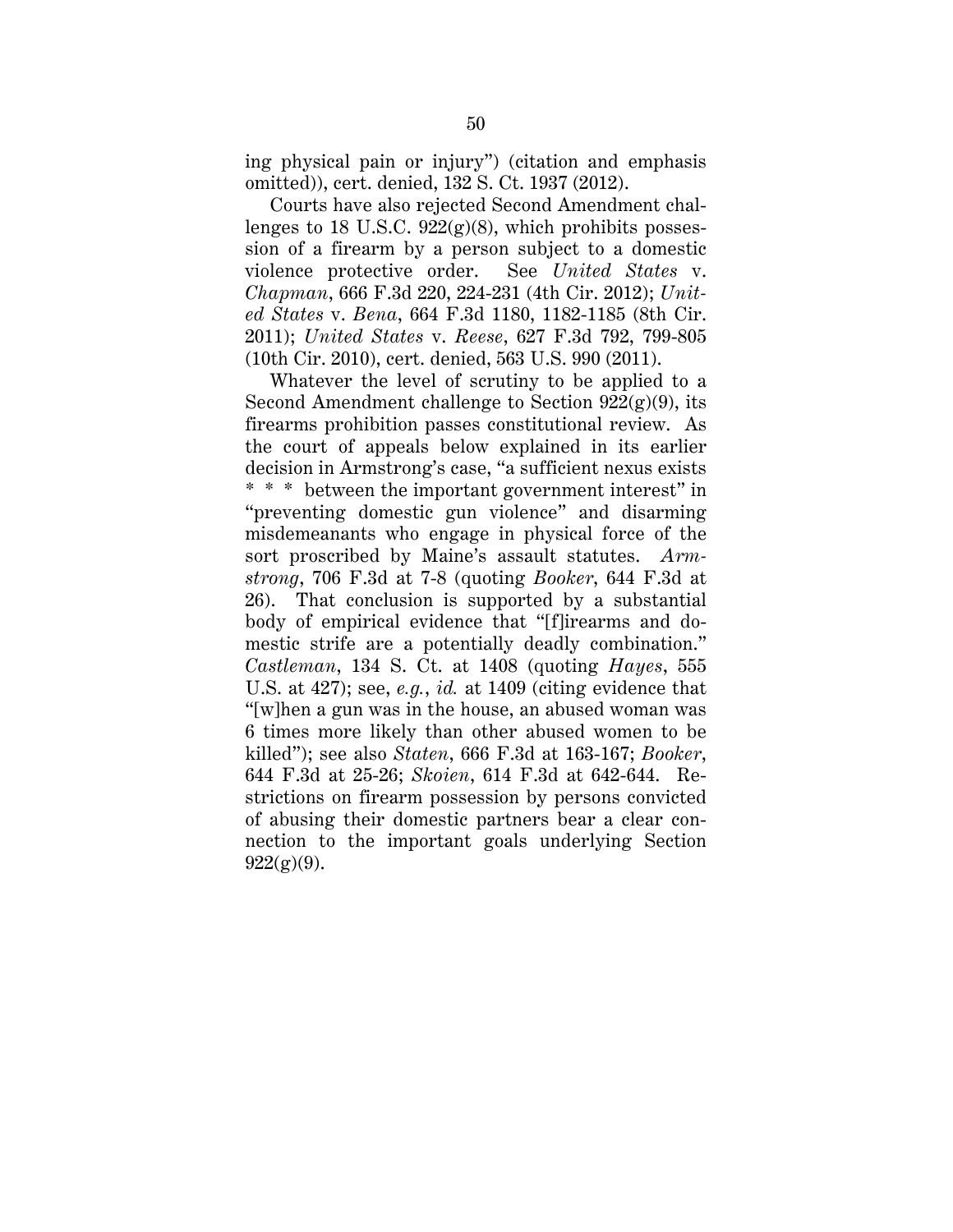ing physical pain or injury") (citation and emphasis omitted)), cert. denied, 132 S. Ct. 1937 (2012).

Courts have also rejected Second Amendment challenges to 18 U.S.C. 922(g)(8), which prohibits possession of a firearm by a person subject to a domestic violence protective order. See *United States* v. *Chapman*, 666 F.3d 220, 224-231 (4th Cir. 2012); *United States* v. *Bena*, 664 F.3d 1180, 1182-1185 (8th Cir. 2011); *United States* v. *Reese*, 627 F.3d 792, 799-805 (10th Cir. 2010), cert. denied, 563 U.S. 990 (2011).

Whatever the level of scrutiny to be applied to a Second Amendment challenge to Section 922(g)(9), its firearms prohibition passes constitutional review. As the court of appeals below explained in its earlier decision in Armstrong's case, "a sufficient nexus exists * * * between the important government interest" in "preventing domestic gun violence" and disarming misdemeanants who engage in physical force of the sort proscribed by Maine's assault statutes. *Armstrong*, 706 F.3d at 7-8 (quoting *Booker*, 644 F.3d at 26). That conclusion is supported by a substantial body of empirical evidence that "[f]irearms and domestic strife are a potentially deadly combination." *Castleman*, 134 S. Ct. at 1408 (quoting *Hayes*, 555 U.S. at 427); see, *e.g.*, *id.* at 1409 (citing evidence that "[w]hen a gun was in the house, an abused woman was 6 times more likely than other abused women to be killed"); see also *Staten*, 666 F.3d at 163-167; *Booker*, 644 F.3d at 25-26; *Skoien*, 614 F.3d at 642-644. Restrictions on firearm possession by persons convicted of abusing their domestic partners bear a clear connection to the important goals underlying Section 922(g)(9).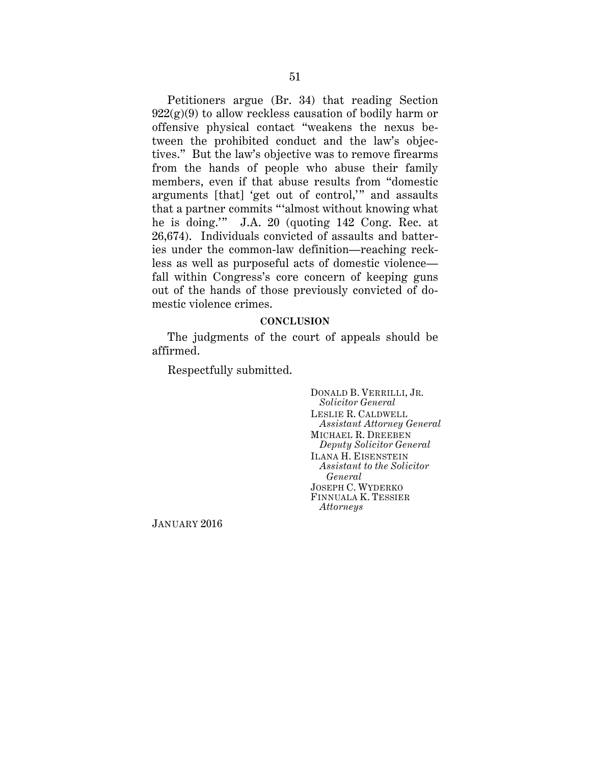Petitioners argue (Br. 34) that reading Section 922(g)(9) to allow reckless causation of bodily harm or offensive physical contact "weakens the nexus between the prohibited conduct and the law's objectives." But the law's objective was to remove firearms from the hands of people who abuse their family members, even if that abuse results from "domestic arguments [that] 'get out of control,'" and assaults that a partner commits "'almost without knowing what he is doing.'" J.A. 20 (quoting 142 Cong. Rec. at 26,674). Individuals convicted of assaults and batteries under the common-law definition—reaching reckless as well as purposeful acts of domestic violence—fall within Congress's core concern of keeping guns out of the hands of those previously convicted of domestic violence crimes.

**CONCLUSION**

The judgments of the court of appeals should be affirmed.

Respectfully submitted.

DONALD B. VERRILLI, JR.
*Solicitor General*
LESLIE R. CALDWELL
*Assistant Attorney General*
MICHAEL R. DREEBEN
*Deputy Solicitor General*
ILANA H. EISENSTEIN
*Assistant to the Solicitor General*
JOSEPH C. WYDERKO
FINNUALA K. TESSIER
*Attorneys*

JANUARY 2016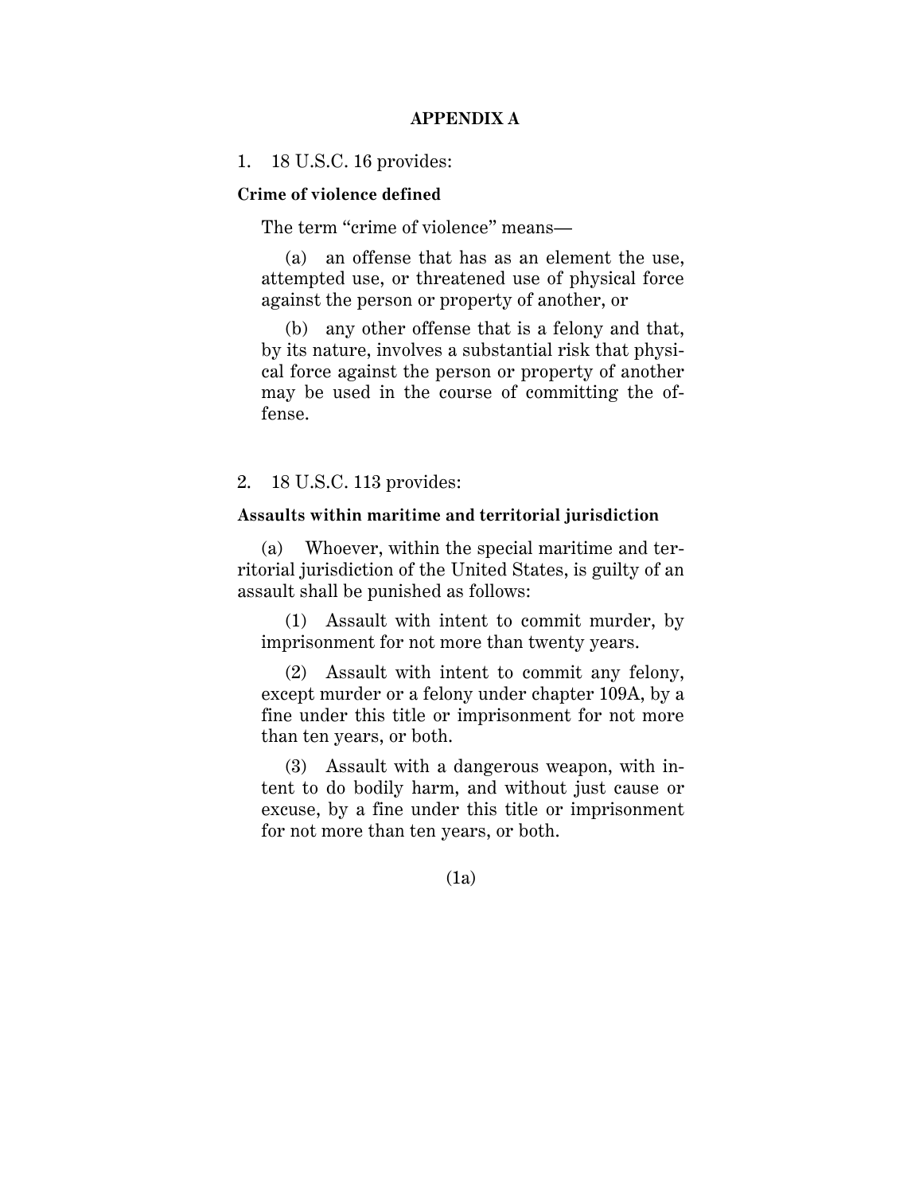# APPENDIX A

1. 18 U.S.C. 16 provides:

**Crime of violence defined**

The term "crime of violence" means—

(a) an offense that has as an element the use, attempted use, or threatened use of physical force against the person or property of another, or

(b) any other offense that is a felony and that, by its nature, involves a substantial risk that physical force against the person or property of another may be used in the course of committing the offense.

2. 18 U.S.C. 113 provides:

**Assaults within maritime and territorial jurisdiction**

(a) Whoever, within the special maritime and territorial jurisdiction of the United States, is guilty of an assault shall be punished as follows:

(1) Assault with intent to commit murder, by imprisonment for not more than twenty years.

(2) Assault with intent to commit any felony, except murder or a felony under chapter 109A, by a fine under this title or imprisonment for not more than ten years, or both.

(3) Assault with a dangerous weapon, with intent to do bodily harm, and without just cause or excuse, by a fine under this title or imprisonment for not more than ten years, or both.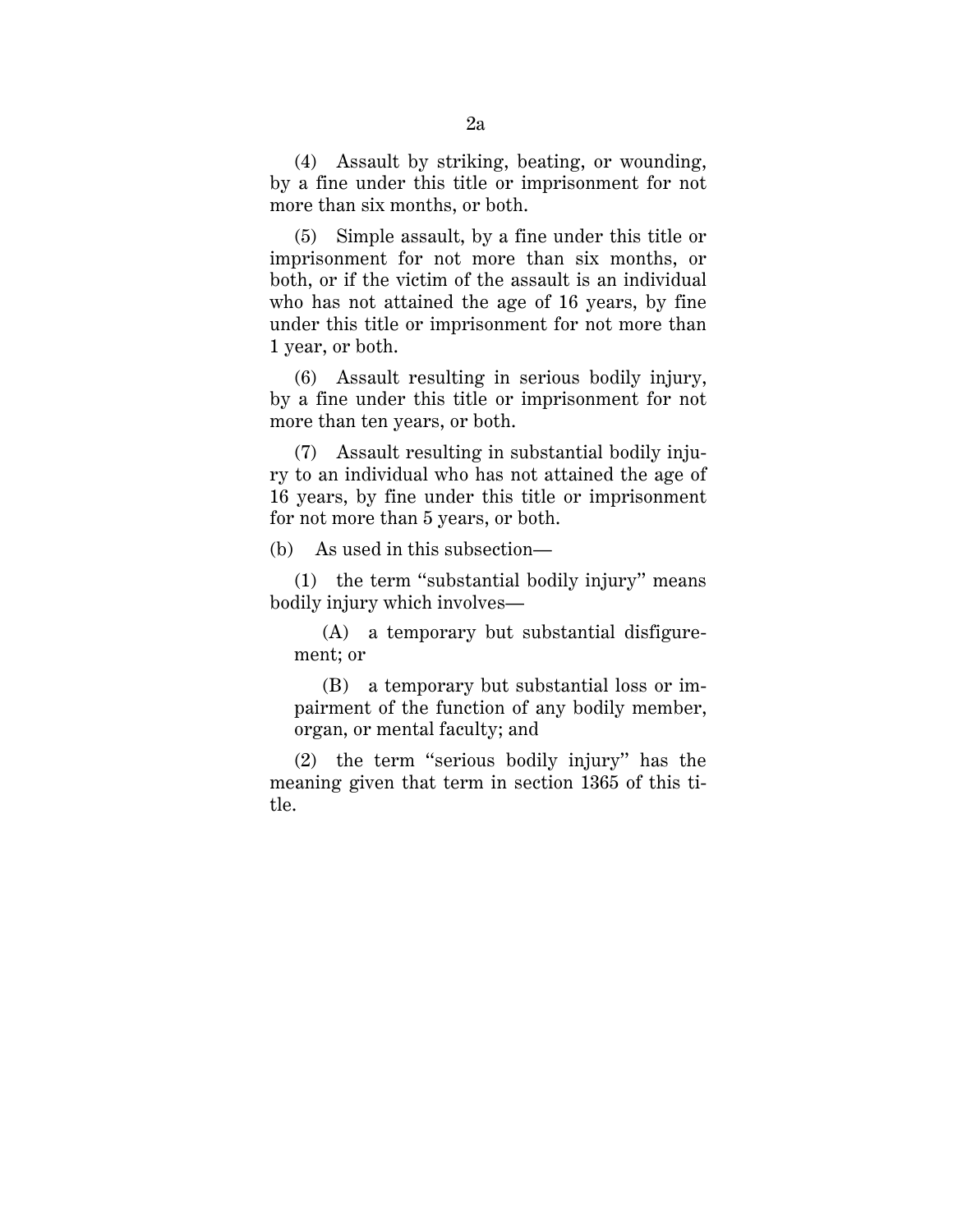(4) Assault by striking, beating, or wounding, by a fine under this title or imprisonment for not more than six months, or both.

(5) Simple assault, by a fine under this title or imprisonment for not more than six months, or both, or if the victim of the assault is an individual who has not attained the age of 16 years, by fine under this title or imprisonment for not more than 1 year, or both.

(6) Assault resulting in serious bodily injury, by a fine under this title or imprisonment for not more than ten years, or both.

(7) Assault resulting in substantial bodily injury to an individual who has not attained the age of 16 years, by fine under this title or imprisonment for not more than 5 years, or both.

(b) As used in this subsection—

(1) the term "substantial bodily injury" means bodily injury which involves—

(A) a temporary but substantial disfigurement; or

(B) a temporary but substantial loss or impairment of the function of any bodily member, organ, or mental faculty; and

(2) the term "serious bodily injury" has the meaning given that term in section 1365 of this title.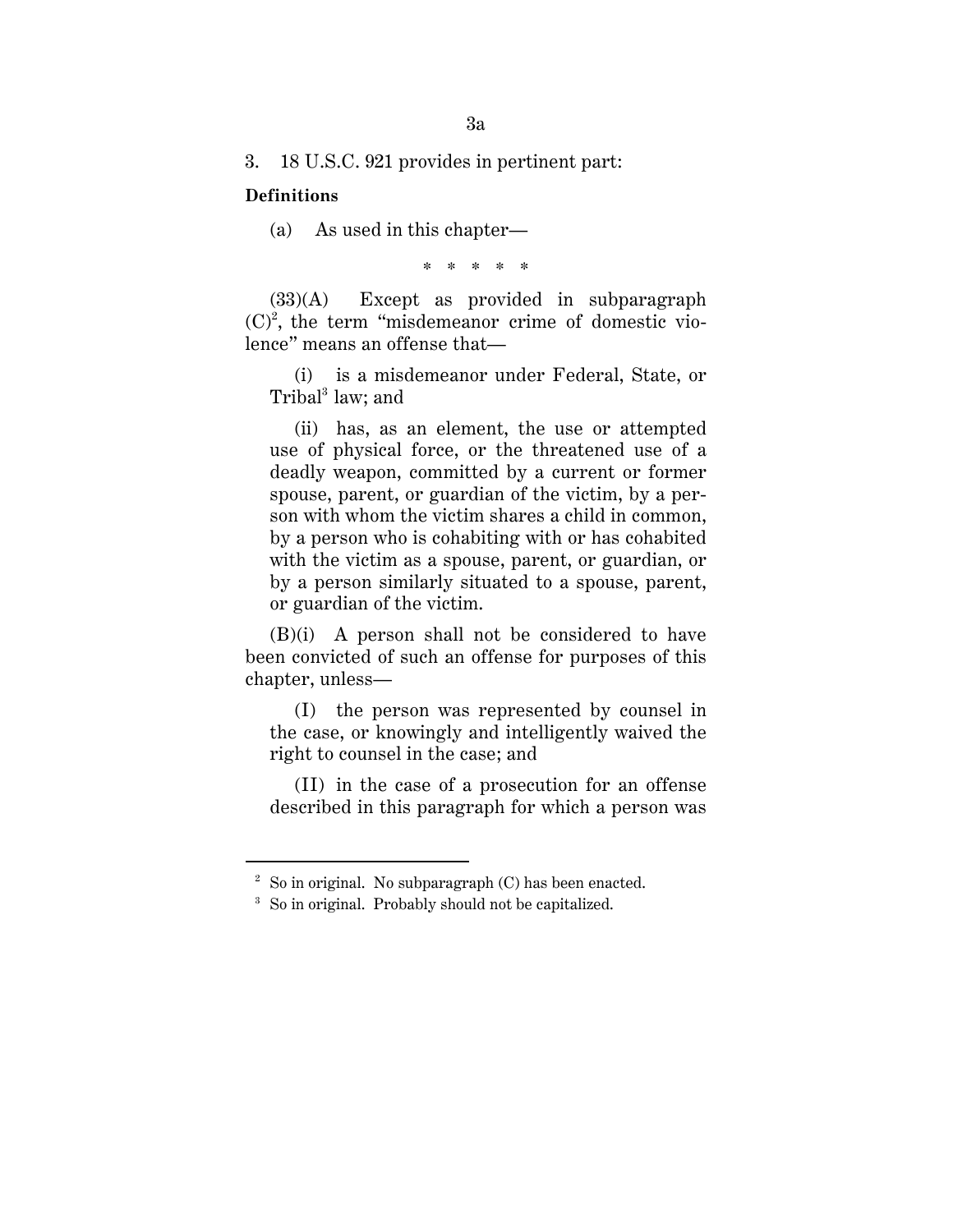3. 18 U.S.C. 921 provides in pertinent part:

**Definitions**

(a) As used in this chapter—

\* \* \* \* \*

(33)(A) Except as provided in subparagraph (C)[2], the term "misdemeanor crime of domestic violence" means an offense that—

(i) is a misdemeanor under Federal, State, or Tribal[3] law; and

(ii) has, as an element, the use or attempted use of physical force, or the threatened use of a deadly weapon, committed by a current or former spouse, parent, or guardian of the victim, by a person with whom the victim shares a child in common, by a person who is cohabiting with or has cohabited with the victim as a spouse, parent, or guardian, or by a person similarly situated to a spouse, parent, or guardian of the victim.

(B)(i) A person shall not be considered to have been convicted of such an offense for purposes of this chapter, unless—

(I) the person was represented by counsel in the case, or knowingly and intelligently waived the right to counsel in the case; and

(II) in the case of a prosecution for an offense described in this paragraph for which a person was

---

[2] So in original. No subparagraph (C) has been enacted.

[3] So in original. Probably should not be capitalized.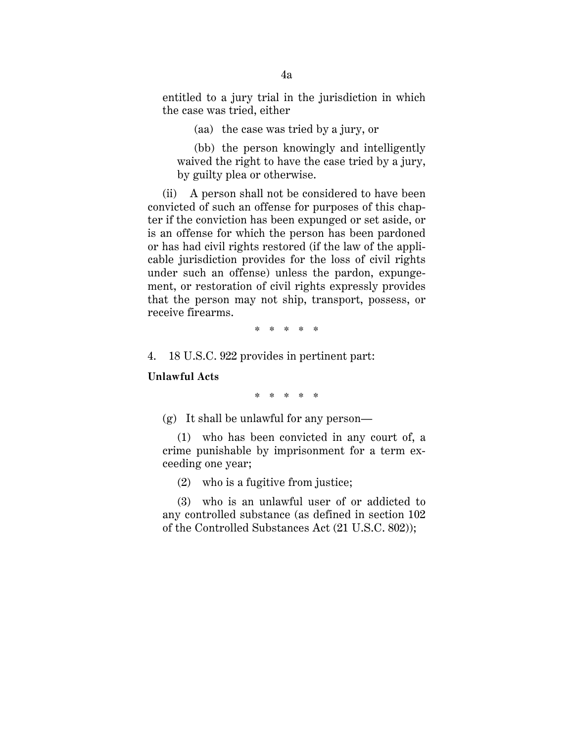entitled to a jury trial in the jurisdiction in which the case was tried, either

(aa) the case was tried by a jury, or

(bb) the person knowingly and intelligently waived the right to have the case tried by a jury, by guilty plea or otherwise.

(ii) A person shall not be considered to have been convicted of such an offense for purposes of this chapter if the conviction has been expunged or set aside, or is an offense for which the person has been pardoned or has had civil rights restored (if the law of the applicable jurisdiction provides for the loss of civil rights under such an offense) unless the pardon, expungement, or restoration of civil rights expressly provides that the person may not ship, transport, possess, or receive firearms.

\* \* \* \* \*

4. 18 U.S.C. 922 provides in pertinent part:

**Unlawful Acts**

\* \* \* \* \*

(g) It shall be unlawful for any person—

(1) who has been convicted in any court of, a crime punishable by imprisonment for a term exceeding one year;

(2) who is a fugitive from justice;

(3) who is an unlawful user of or addicted to any controlled substance (as defined in section 102 of the Controlled Substances Act (21 U.S.C. 802));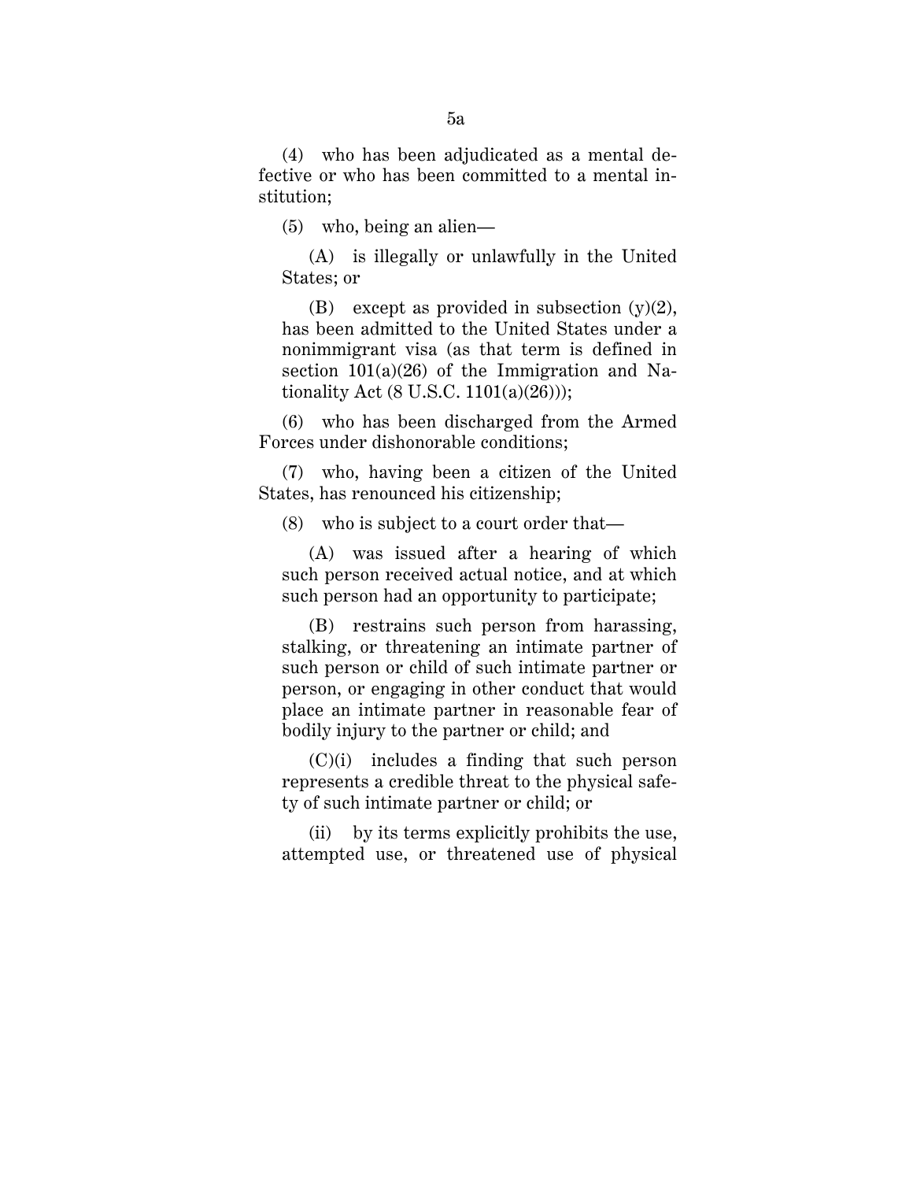(4) who has been adjudicated as a mental defective or who has been committed to a mental institution;

(5) who, being an alien—

(A) is illegally or unlawfully in the United States; or

(B) except as provided in subsection (y)(2), has been admitted to the United States under a nonimmigrant visa (as that term is defined in section 101(a)(26) of the Immigration and Nationality Act (8 U.S.C. 1101(a)(26)));

(6) who has been discharged from the Armed Forces under dishonorable conditions;

(7) who, having been a citizen of the United States, has renounced his citizenship;

(8) who is subject to a court order that—

(A) was issued after a hearing of which such person received actual notice, and at which such person had an opportunity to participate;

(B) restrains such person from harassing, stalking, or threatening an intimate partner of such person or child of such intimate partner or person, or engaging in other conduct that would place an intimate partner in reasonable fear of bodily injury to the partner or child; and

(C)(i) includes a finding that such person represents a credible threat to the physical safety of such intimate partner or child; or

(ii) by its terms explicitly prohibits the use, attempted use, or threatened use of physical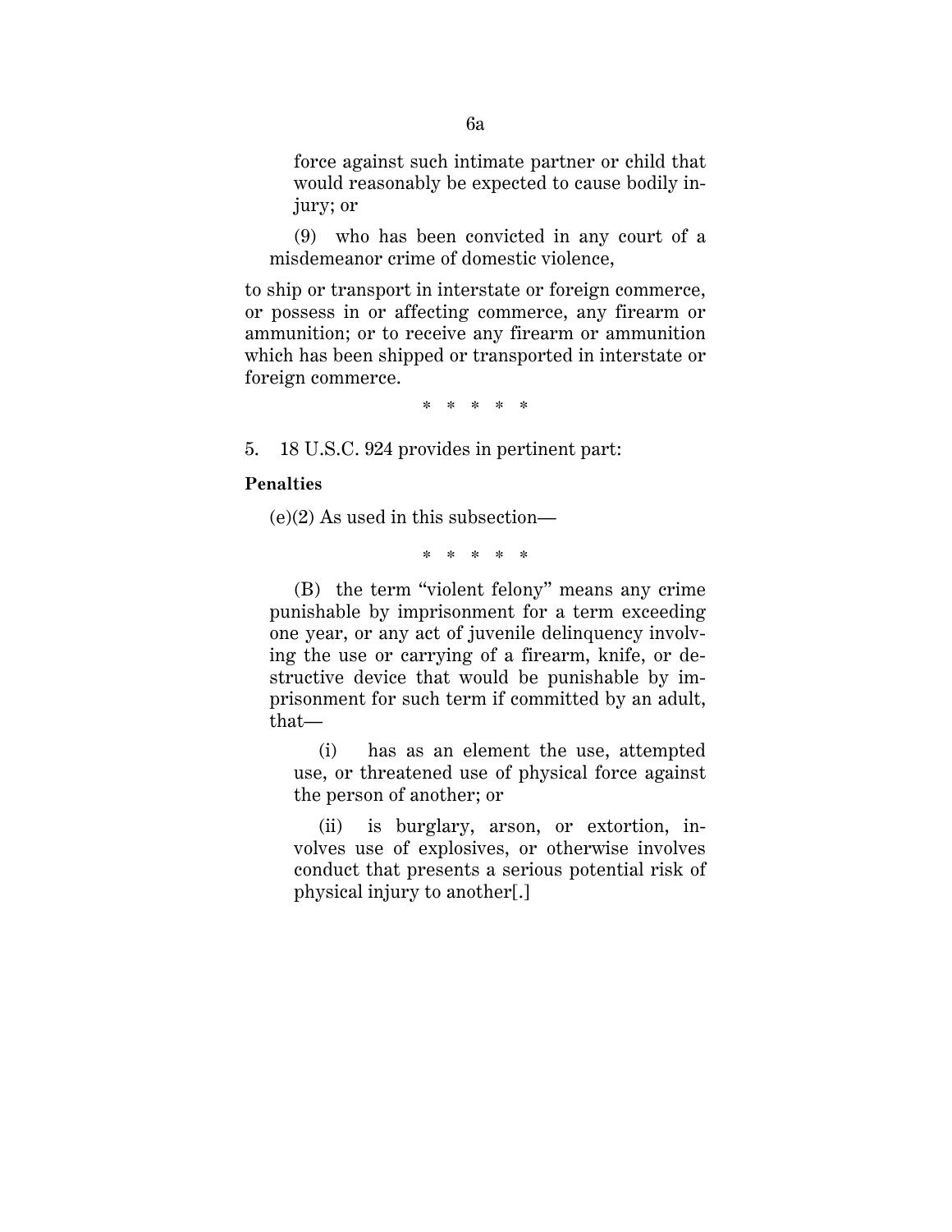force against such intimate partner or child that would reasonably be expected to cause bodily injury; or

(9) who has been convicted in any court of a misdemeanor crime of domestic violence,

to ship or transport in interstate or foreign commerce, or possess in or affecting commerce, any firearm or ammunition; or to receive any firearm or ammunition which has been shipped or transported in interstate or foreign commerce.

\* \* \* \* \*

5. 18 U.S.C. 924 provides in pertinent part:

**Penalties**

(e)(2) As used in this subsection—

\* \* \* \* \*

(B) the term "violent felony" means any crime punishable by imprisonment for a term exceeding one year, or any act of juvenile delinquency involving the use or carrying of a firearm, knife, or destructive device that would be punishable by imprisonment for such term if committed by an adult, that—

(i) has as an element the use, attempted use, or threatened use of physical force against the person of another; or

(ii) is burglary, arson, or extortion, involves use of explosives, or otherwise involves conduct that presents a serious potential risk of physical injury to another[.]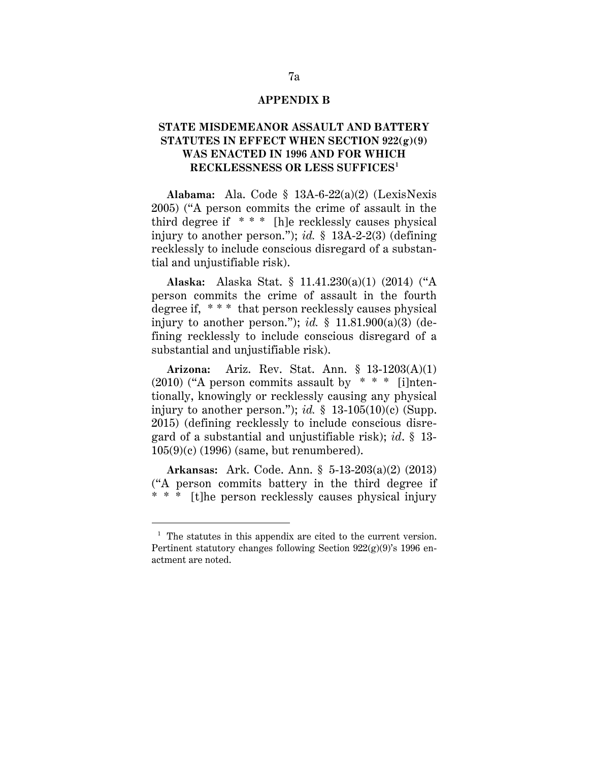## APPENDIX B

### STATE MISDEMEANOR ASSAULT AND BATTERY STATUTES IN EFFECT WHEN SECTION 922(g)(9) WAS ENACTED IN 1996 AND FOR WHICH RECKLESSNESS OR LESS SUFFICES[1]

**Alabama:** Ala. Code § 13A-6-22(a)(2) (LexisNexis 2005) ("A person commits the crime of assault in the third degree if * * * [h]e recklessly causes physical injury to another person."); *id.* § 13A-2-2(3) (defining recklessly to include conscious disregard of a substantial and unjustifiable risk).

**Alaska:** Alaska Stat. § 11.41.230(a)(1) (2014) ("A person commits the crime of assault in the fourth degree if, * * * that person recklessly causes physical injury to another person."); *id.* § 11.81.900(a)(3) (defining recklessly to include conscious disregard of a substantial and unjustifiable risk).

**Arizona:** Ariz. Rev. Stat. Ann. § 13-1203(A)(1) (2010) ("A person commits assault by * * * [i]ntentionally, knowingly or recklessly causing any physical injury to another person."); *id.* § 13-105(10)(c) (Supp. 2015) (defining recklessly to include conscious disregard of a substantial and unjustifiable risk); *id*. § 13-105(9)(c) (1996) (same, but renumbered).

**Arkansas:** Ark. Code. Ann. § 5-13-203(a)(2) (2013) ("A person commits battery in the third degree if * * * [t]he person recklessly causes physical injury

[1] The statutes in this appendix are cited to the current version. Pertinent statutory changes following Section 922(g)(9)'s 1996 enactment are noted.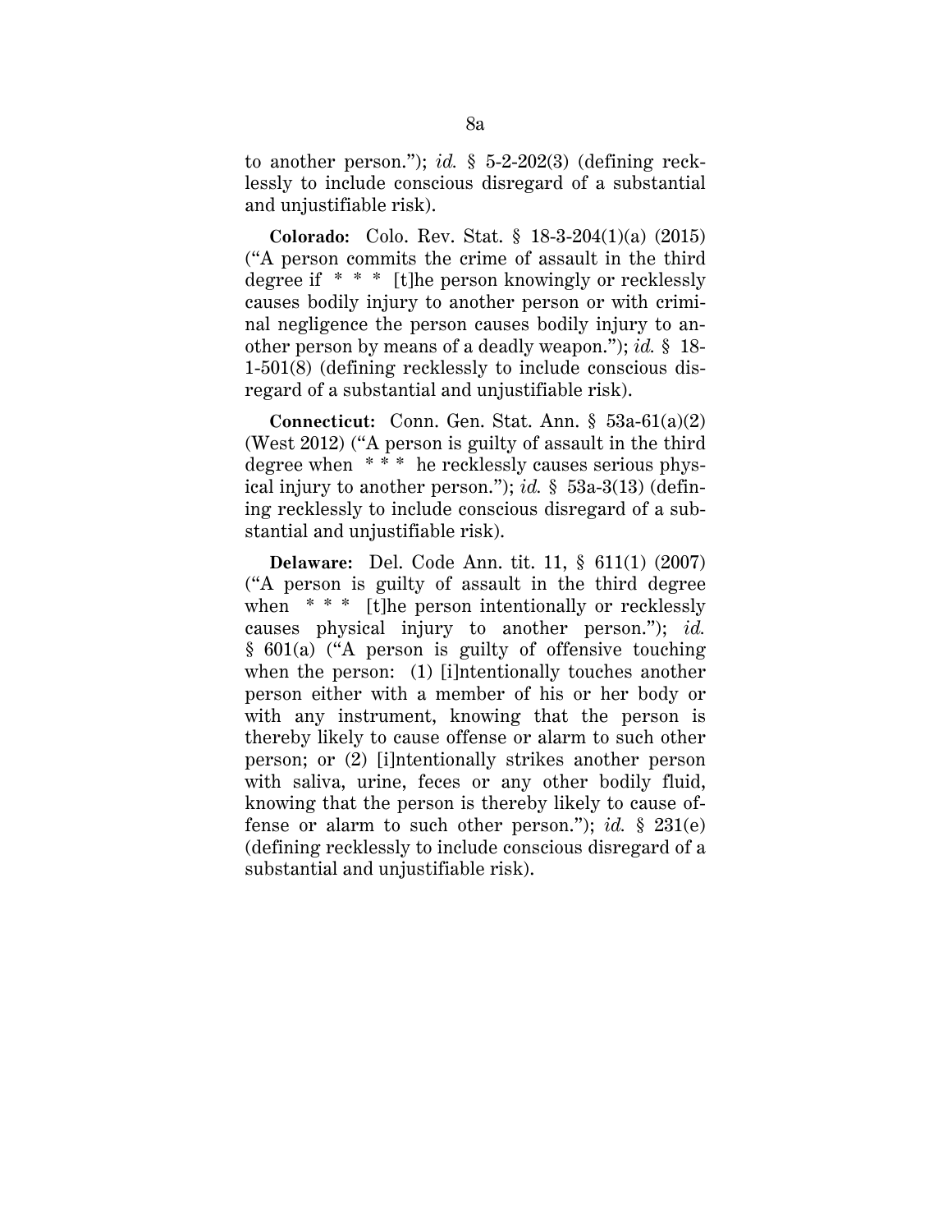to another person."); *id.* § 5-2-202(3) (defining recklessly to include conscious disregard of a substantial and unjustifiable risk).

**Colorado:** Colo. Rev. Stat. § 18-3-204(1)(a) (2015) ("A person commits the crime of assault in the third degree if * * * [t]he person knowingly or recklessly causes bodily injury to another person or with criminal negligence the person causes bodily injury to another person by means of a deadly weapon."); *id.* § 18-1-501(8) (defining recklessly to include conscious disregard of a substantial and unjustifiable risk).

**Connecticut:** Conn. Gen. Stat. Ann. § 53a-61(a)(2) (West 2012) ("A person is guilty of assault in the third degree when * * * he recklessly causes serious physical injury to another person."); *id.* § 53a-3(13) (defining recklessly to include conscious disregard of a substantial and unjustifiable risk).

**Delaware:** Del. Code Ann. tit. 11, § 611(1) (2007) ("A person is guilty of assault in the third degree when * * * [t]he person intentionally or recklessly causes physical injury to another person."); *id.* § 601(a) ("A person is guilty of offensive touching when the person: (1) [i]ntentionally touches another person either with a member of his or her body or with any instrument, knowing that the person is thereby likely to cause offense or alarm to such other person; or (2) [i]ntentionally strikes another person with saliva, urine, feces or any other bodily fluid, knowing that the person is thereby likely to cause offense or alarm to such other person."); *id.* § 231(e) (defining recklessly to include conscious disregard of a substantial and unjustifiable risk).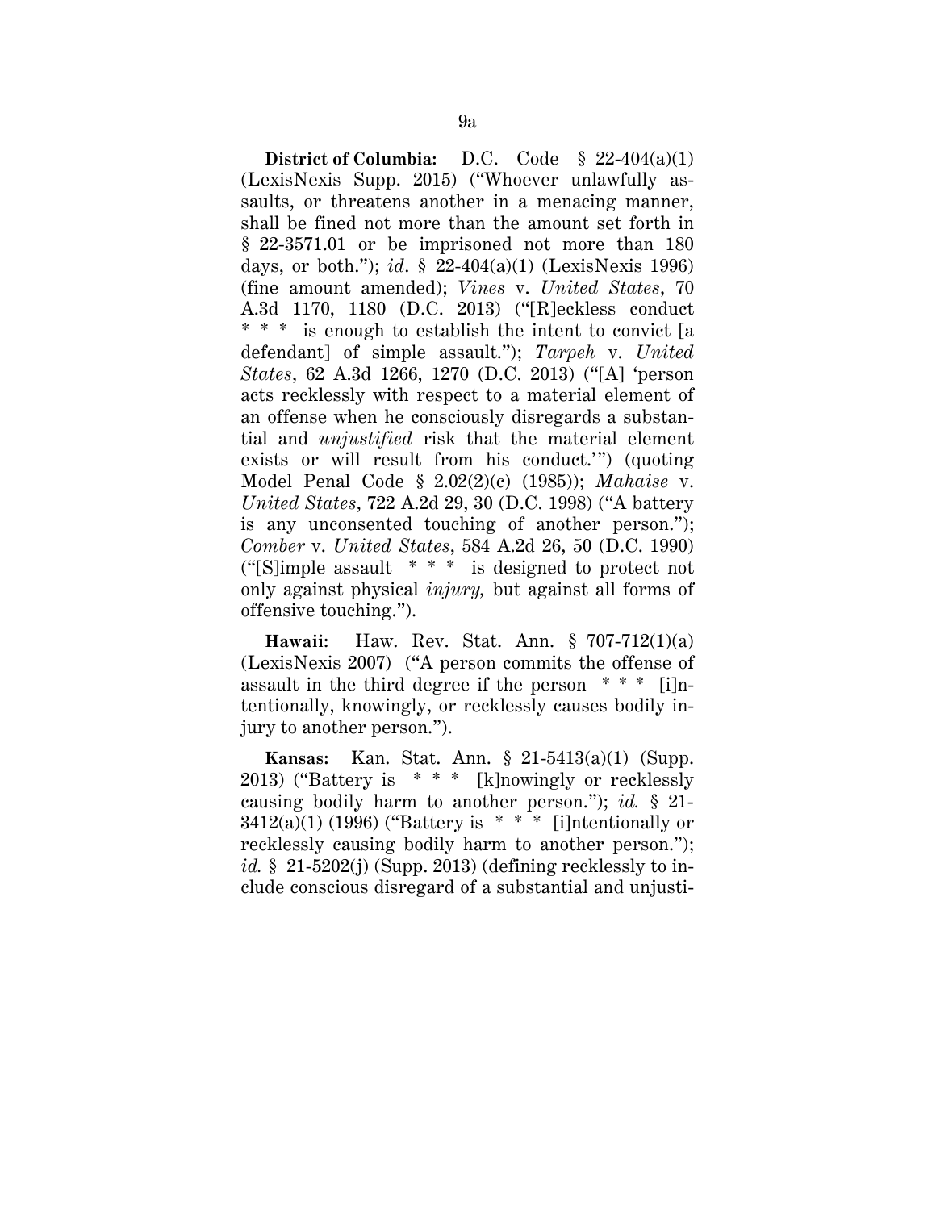**District of Columbia:** D.C. Code § 22-404(a)(1) (LexisNexis Supp. 2015) ("Whoever unlawfully assaults, or threatens another in a menacing manner, shall be fined not more than the amount set forth in § 22-3571.01 or be imprisoned not more than 180 days, or both."); *id*. § 22-404(a)(1) (LexisNexis 1996) (fine amount amended); *Vines* v. *United States*, 70 A.3d 1170, 1180 (D.C. 2013) ("[R]eckless conduct * * * is enough to establish the intent to convict [a defendant] of simple assault."); *Tarpeh* v. *United States*, 62 A.3d 1266, 1270 (D.C. 2013) ("[A] 'person acts recklessly with respect to a material element of an offense when he consciously disregards a substantial and *unjustified* risk that the material element exists or will result from his conduct.'") (quoting Model Penal Code § 2.02(2)(c) (1985)); *Mahaise* v. *United States*, 722 A.2d 29, 30 (D.C. 1998) ("A battery is any unconsented touching of another person."); *Comber* v. *United States*, 584 A.2d 26, 50 (D.C. 1990) ("[S]imple assault * * * is designed to protect not only against physical *injury,* but against all forms of offensive touching.").

**Hawaii:** Haw. Rev. Stat. Ann. § 707-712(1)(a) (LexisNexis 2007) ("A person commits the offense of assault in the third degree if the person * * * [i]ntentionally, knowingly, or recklessly causes bodily injury to another person.").

**Kansas:** Kan. Stat. Ann. § 21-5413(a)(1) (Supp. 2013) ("Battery is * * * [k]nowingly or recklessly causing bodily harm to another person."); *id.* § 21-3412(a)(1) (1996) ("Battery is * * * [i]ntentionally or recklessly causing bodily harm to another person."); *id.* § 21-5202(j) (Supp. 2013) (defining recklessly to include conscious disregard of a substantial and unjusti-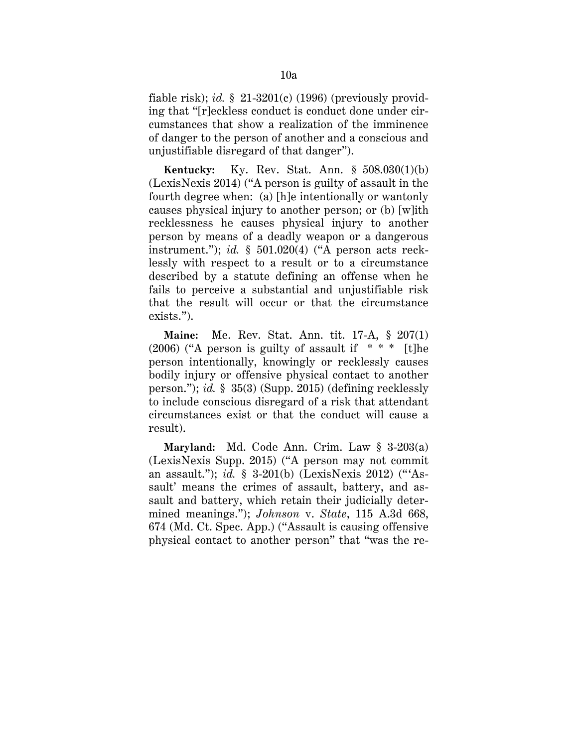fiable risk); *id.* § 21-3201(c) (1996) (previously providing that "[r]eckless conduct is conduct done under circumstances that show a realization of the imminence of danger to the person of another and a conscious and unjustifiable disregard of that danger").

**Kentucky:** Ky. Rev. Stat. Ann. § 508.030(1)(b) (LexisNexis 2014) ("A person is guilty of assault in the fourth degree when: (a) [h]e intentionally or wantonly causes physical injury to another person; or (b) [w]ith recklessness he causes physical injury to another person by means of a deadly weapon or a dangerous instrument."); *id.* § 501.020(4) ("A person acts recklessly with respect to a result or to a circumstance described by a statute defining an offense when he fails to perceive a substantial and unjustifiable risk that the result will occur or that the circumstance exists.").

**Maine:** Me. Rev. Stat. Ann. tit. 17-A, § 207(1) (2006) ("A person is guilty of assault if * * * [t]he person intentionally, knowingly or recklessly causes bodily injury or offensive physical contact to another person."); *id.* § 35(3) (Supp. 2015) (defining recklessly to include conscious disregard of a risk that attendant circumstances exist or that the conduct will cause a result).

**Maryland:** Md. Code Ann. Crim. Law § 3-203(a) (LexisNexis Supp. 2015) ("A person may not commit an assault."); *id.* § 3-201(b) (LexisNexis 2012) ("'Assault' means the crimes of assault, battery, and assault and battery, which retain their judicially determined meanings."); *Johnson* v. *State*, 115 A.3d 668, 674 (Md. Ct. Spec. App.) ("Assault is causing offensive physical contact to another person" that "was the re-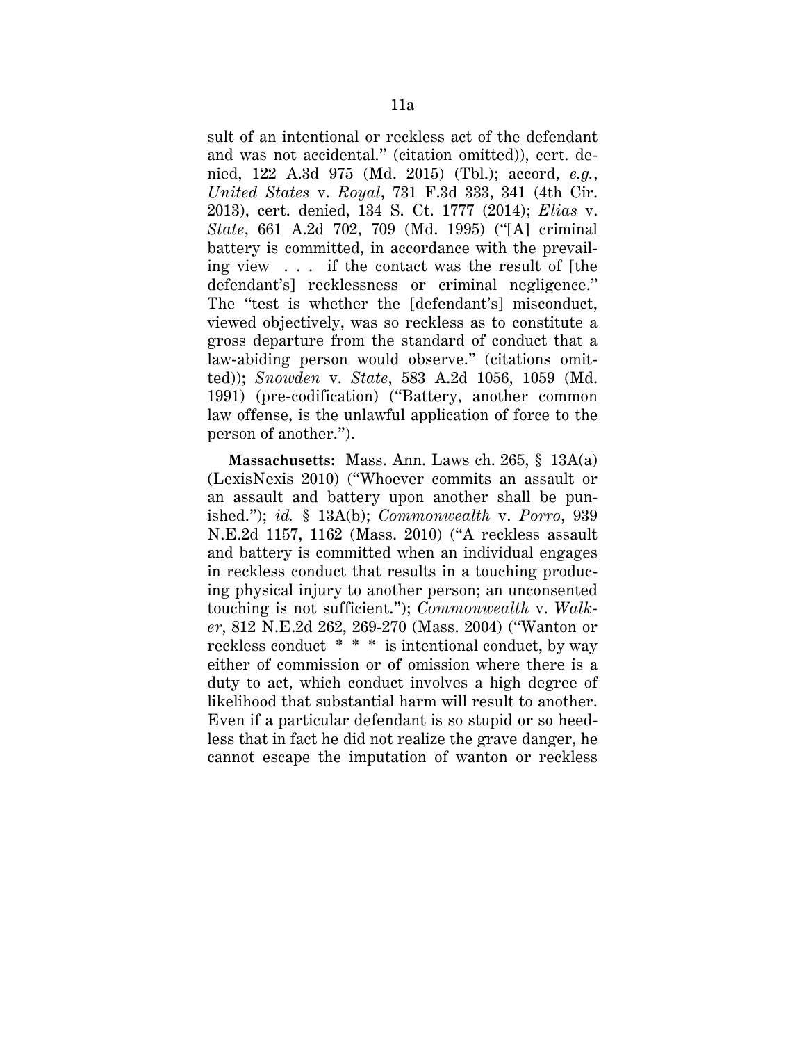sult of an intentional or reckless act of the defendant and was not accidental." (citation omitted)), cert. denied, 122 A.3d 975 (Md. 2015) (Tbl.); accord, *e.g.*, *United States* v. *Royal*, 731 F.3d 333, 341 (4th Cir. 2013), cert. denied, 134 S. Ct. 1777 (2014); *Elias* v. *State*, 661 A.2d 702, 709 (Md. 1995) ("[A] criminal battery is committed, in accordance with the prevailing view . . . if the contact was the result of [the defendant's] recklessness or criminal negligence." The "test is whether the [defendant's] misconduct, viewed objectively, was so reckless as to constitute a gross departure from the standard of conduct that a law-abiding person would observe." (citations omitted)); *Snowden* v. *State*, 583 A.2d 1056, 1059 (Md. 1991) (pre-codification) ("Battery, another common law offense, is the unlawful application of force to the person of another.").

**Massachusetts:** Mass. Ann. Laws ch. 265, § 13A(a) (LexisNexis 2010) ("Whoever commits an assault or an assault and battery upon another shall be punished."); *id.* § 13A(b); *Commonwealth* v. *Porro*, 939 N.E.2d 1157, 1162 (Mass. 2010) ("A reckless assault and battery is committed when an individual engages in reckless conduct that results in a touching producing physical injury to another person; an unconsented touching is not sufficient."); *Commonwealth* v. *Walker*, 812 N.E.2d 262, 269-270 (Mass. 2004) ("Wanton or reckless conduct * * * is intentional conduct, by way either of commission or of omission where there is a duty to act, which conduct involves a high degree of likelihood that substantial harm will result to another. Even if a particular defendant is so stupid or so heedless that in fact he did not realize the grave danger, he cannot escape the imputation of wanton or reckless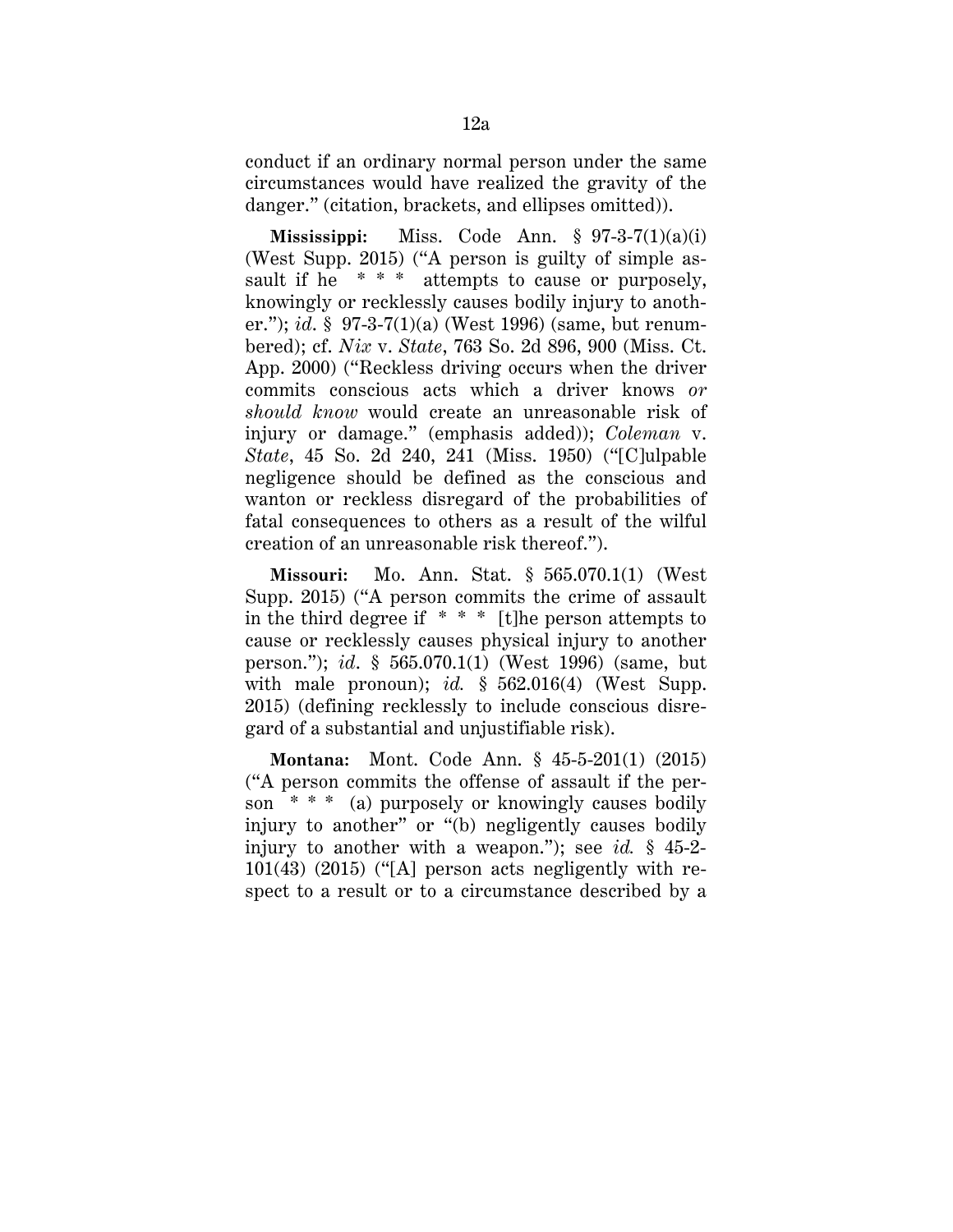conduct if an ordinary normal person under the same circumstances would have realized the gravity of the danger." (citation, brackets, and ellipses omitted)).

**Mississippi:** Miss. Code Ann. § 97-3-7(1)(a)(i) (West Supp. 2015) ("A person is guilty of simple assault if he * * * attempts to cause or purposely, knowingly or recklessly causes bodily injury to another."); *id*. § 97-3-7(1)(a) (West 1996) (same, but renumbered); cf. *Nix* v. *State*, 763 So. 2d 896, 900 (Miss. Ct. App. 2000) ("Reckless driving occurs when the driver commits conscious acts which a driver knows *or should know* would create an unreasonable risk of injury or damage." (emphasis added)); *Coleman* v. *State*, 45 So. 2d 240, 241 (Miss. 1950) ("[C]ulpable negligence should be defined as the conscious and wanton or reckless disregard of the probabilities of fatal consequences to others as a result of the wilful creation of an unreasonable risk thereof.").

**Missouri:** Mo. Ann. Stat. § 565.070.1(1) (West Supp. 2015) ("A person commits the crime of assault in the third degree if * * * [t]he person attempts to cause or recklessly causes physical injury to another person."); *id*. § 565.070.1(1) (West 1996) (same, but with male pronoun); *id.* § 562.016(4) (West Supp. 2015) (defining recklessly to include conscious disregard of a substantial and unjustifiable risk).

**Montana:** Mont. Code Ann. § 45-5-201(1) (2015) ("A person commits the offense of assault if the person * * * (a) purposely or knowingly causes bodily injury to another" or "(b) negligently causes bodily injury to another with a weapon."); see *id.* § 45-2-101(43) (2015) ("[A] person acts negligently with respect to a result or to a circumstance described by a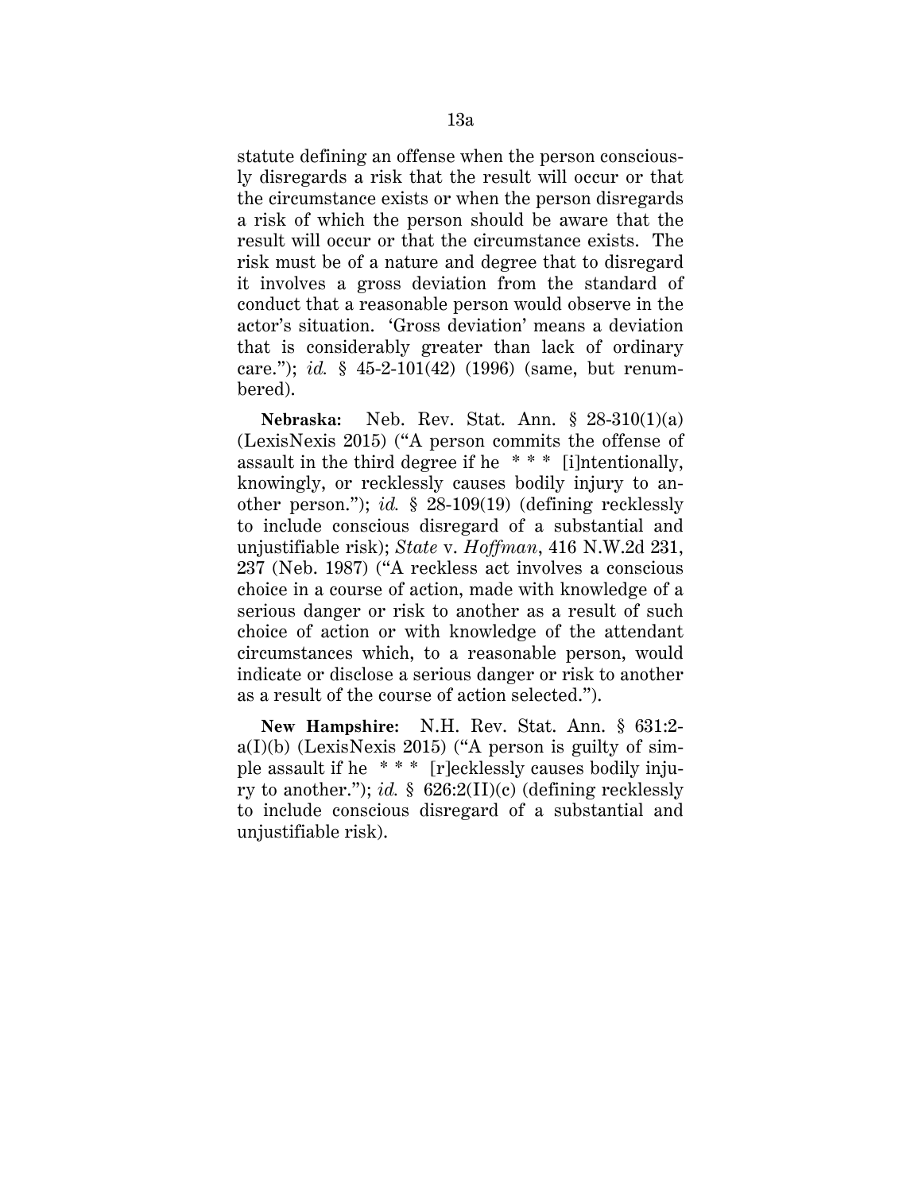statute defining an offense when the person consciously disregards a risk that the result will occur or that the circumstance exists or when the person disregards a risk of which the person should be aware that the result will occur or that the circumstance exists. The risk must be of a nature and degree that to disregard it involves a gross deviation from the standard of conduct that a reasonable person would observe in the actor's situation. 'Gross deviation' means a deviation that is considerably greater than lack of ordinary care."); *id.* § 45-2-101(42) (1996) (same, but renumbered).

**Nebraska:** Neb. Rev. Stat. Ann. § 28-310(1)(a) (LexisNexis 2015) ("A person commits the offense of assault in the third degree if he * * * [i]ntentionally, knowingly, or recklessly causes bodily injury to another person."); *id.* § 28-109(19) (defining recklessly to include conscious disregard of a substantial and unjustifiable risk); *State* v. *Hoffman*, 416 N.W.2d 231, 237 (Neb. 1987) ("A reckless act involves a conscious choice in a course of action, made with knowledge of a serious danger or risk to another as a result of such choice of action or with knowledge of the attendant circumstances which, to a reasonable person, would indicate or disclose a serious danger or risk to another as a result of the course of action selected.").

**New Hampshire:** N.H. Rev. Stat. Ann. § 631:2-a(I)(b) (LexisNexis 2015) ("A person is guilty of simple assault if he * * * [r]ecklessly causes bodily injury to another."); *id.* § 626:2(II)(c) (defining recklessly to include conscious disregard of a substantial and unjustifiable risk).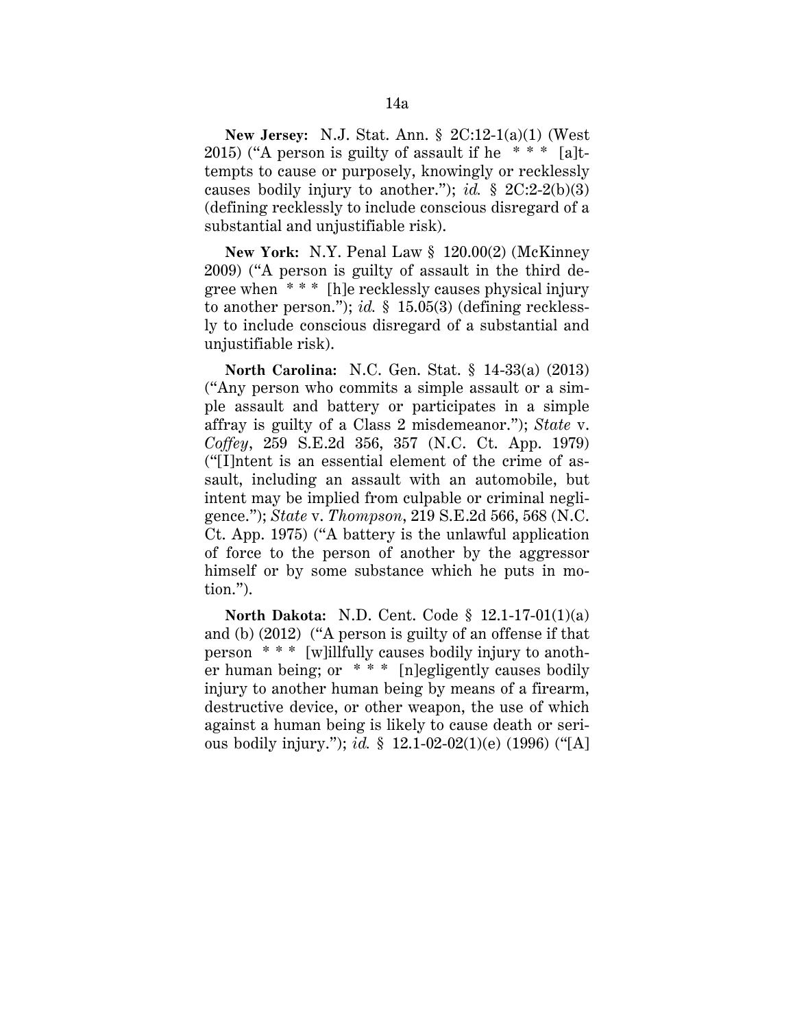**New Jersey:** N.J. Stat. Ann. § 2C:12-1(a)(1) (West 2015) ("A person is guilty of assault if he * * * [a]ttempts to cause or purposely, knowingly or recklessly causes bodily injury to another."); *id.* § 2C:2-2(b)(3) (defining recklessly to include conscious disregard of a substantial and unjustifiable risk).

**New York:** N.Y. Penal Law § 120.00(2) (McKinney 2009) ("A person is guilty of assault in the third degree when * * * [h]e recklessly causes physical injury to another person."); *id.* § 15.05(3) (defining recklessly to include conscious disregard of a substantial and unjustifiable risk).

**North Carolina:** N.C. Gen. Stat. § 14-33(a) (2013) ("Any person who commits a simple assault or a simple assault and battery or participates in a simple affray is guilty of a Class 2 misdemeanor."); *State* v. *Coffey*, 259 S.E.2d 356, 357 (N.C. Ct. App. 1979) ("[I]ntent is an essential element of the crime of assault, including an assault with an automobile, but intent may be implied from culpable or criminal negligence."); *State* v. *Thompson*, 219 S.E.2d 566, 568 (N.C. Ct. App. 1975) ("A battery is the unlawful application of force to the person of another by the aggressor himself or by some substance which he puts in motion.").

**North Dakota:** N.D. Cent. Code § 12.1-17-01(1)(a) and (b) (2012) ("A person is guilty of an offense if that person * * * [w]illfully causes bodily injury to another human being; or * * * [n]egligently causes bodily injury to another human being by means of a firearm, destructive device, or other weapon, the use of which against a human being is likely to cause death or serious bodily injury."); *id.* § 12.1-02-02(1)(e) (1996) ("[A]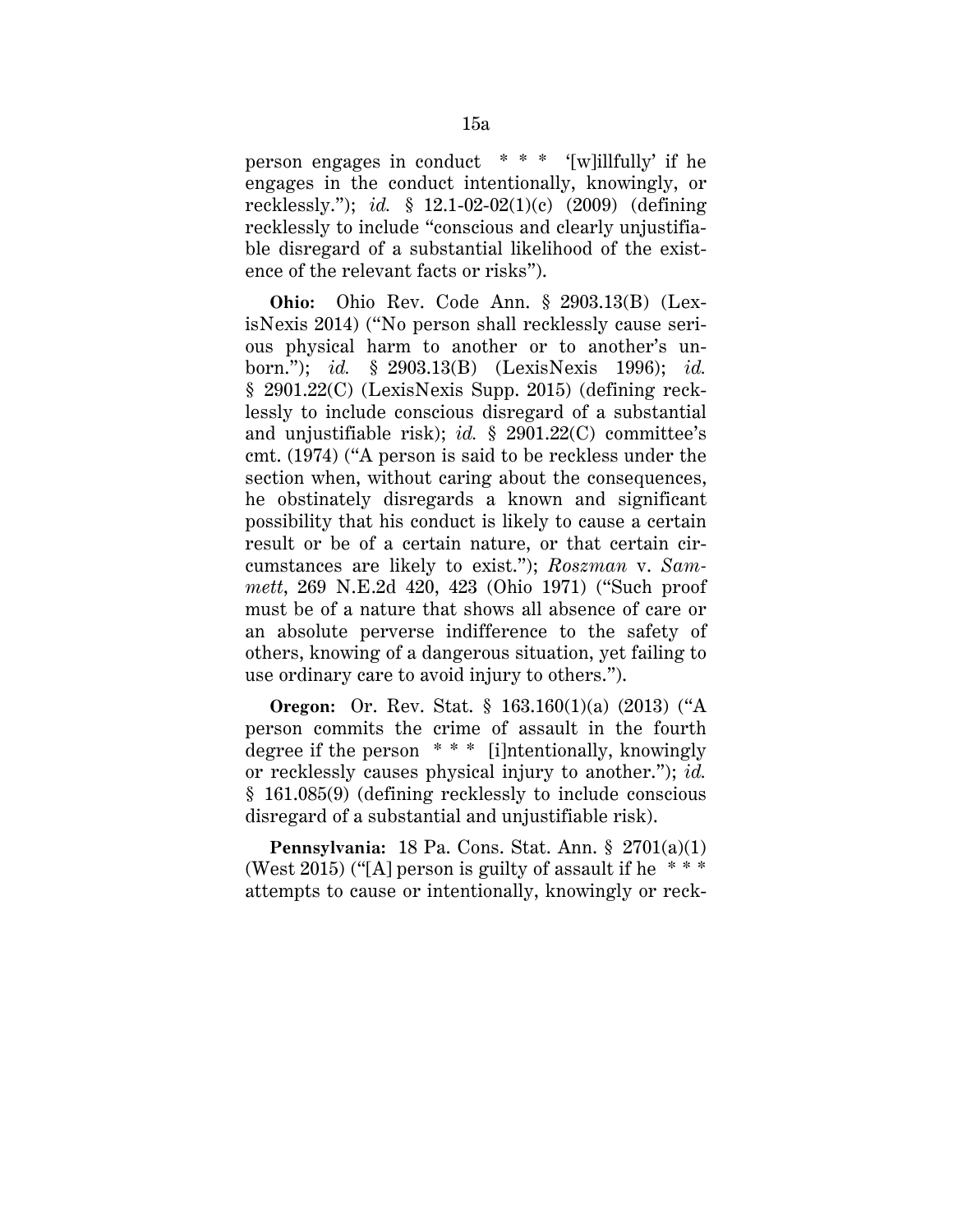person engages in conduct * * * '[w]illfully' if he engages in the conduct intentionally, knowingly, or recklessly."); *id.* § 12.1-02-02(1)(c) (2009) (defining recklessly to include "conscious and clearly unjustifiable disregard of a substantial likelihood of the existence of the relevant facts or risks").

**Ohio:** Ohio Rev. Code Ann. § 2903.13(B) (LexisNexis 2014) ("No person shall recklessly cause serious physical harm to another or to another's unborn."); *id.* § 2903.13(B) (LexisNexis 1996); *id.* § 2901.22(C) (LexisNexis Supp. 2015) (defining recklessly to include conscious disregard of a substantial and unjustifiable risk); *id.* § 2901.22(C) committee's cmt. (1974) ("A person is said to be reckless under the section when, without caring about the consequences, he obstinately disregards a known and significant possibility that his conduct is likely to cause a certain result or be of a certain nature, or that certain circumstances are likely to exist."); *Roszman* v. *Sammett*, 269 N.E.2d 420, 423 (Ohio 1971) ("Such proof must be of a nature that shows all absence of care or an absolute perverse indifference to the safety of others, knowing of a dangerous situation, yet failing to use ordinary care to avoid injury to others.").

**Oregon:** Or. Rev. Stat. § 163.160(1)(a) (2013) ("A person commits the crime of assault in the fourth degree if the person * * * [i]ntentionally, knowingly or recklessly causes physical injury to another."); *id.* § 161.085(9) (defining recklessly to include conscious disregard of a substantial and unjustifiable risk).

**Pennsylvania:** 18 Pa. Cons. Stat. Ann. § 2701(a)(1) (West 2015) ("[A] person is guilty of assault if he * * * attempts to cause or intentionally, knowingly or reck-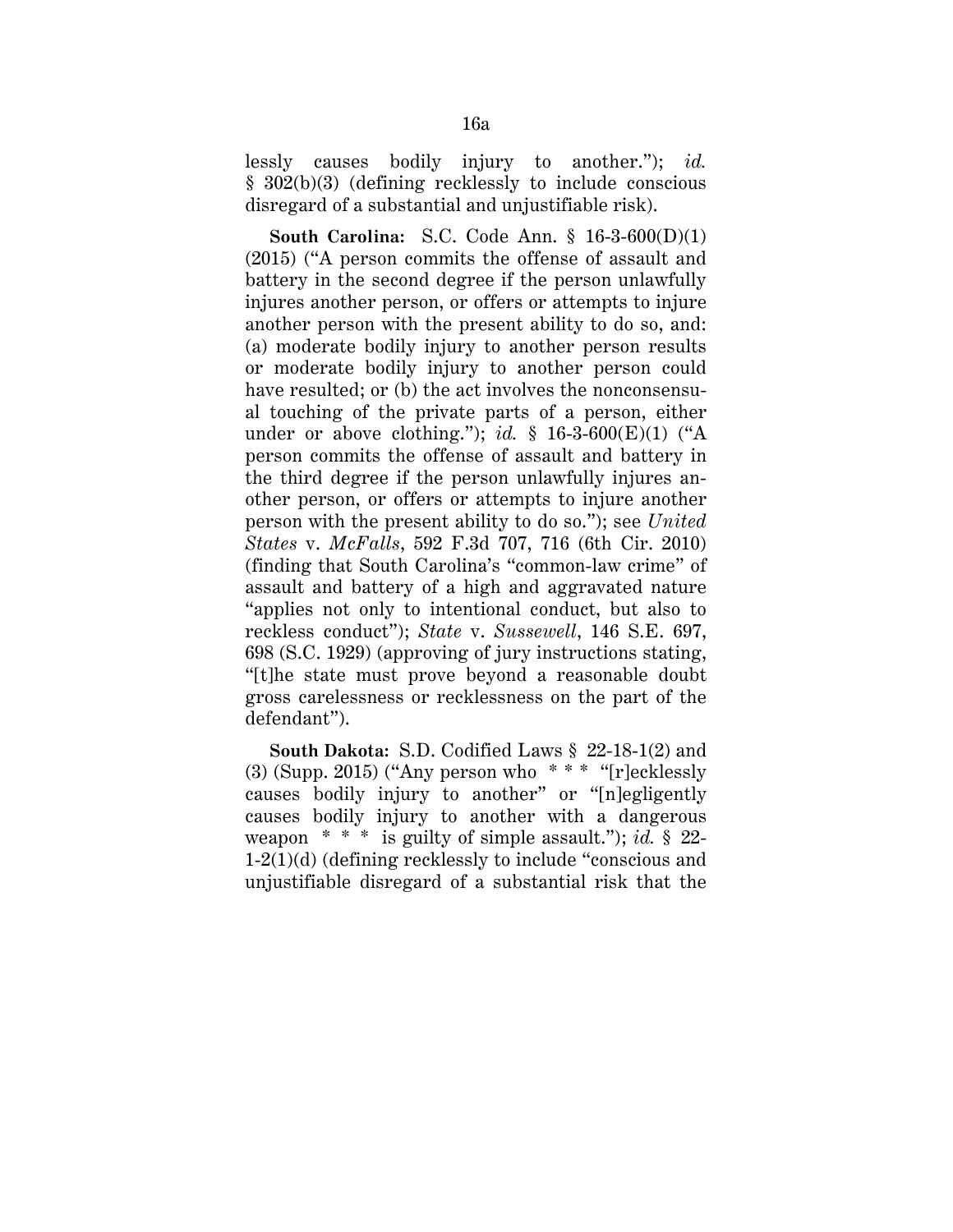lessly causes bodily injury to another."); *id.* § 302(b)(3) (defining recklessly to include conscious disregard of a substantial and unjustifiable risk).

**South Carolina:** S.C. Code Ann. § 16-3-600(D)(1) (2015) ("A person commits the offense of assault and battery in the second degree if the person unlawfully injures another person, or offers or attempts to injure another person with the present ability to do so, and: (a) moderate bodily injury to another person results or moderate bodily injury to another person could have resulted; or (b) the act involves the nonconsensual touching of the private parts of a person, either under or above clothing."); *id.* § 16-3-600(E)(1) ("A person commits the offense of assault and battery in the third degree if the person unlawfully injures another person, or offers or attempts to injure another person with the present ability to do so."); see *United States* v. *McFalls*, 592 F.3d 707, 716 (6th Cir. 2010) (finding that South Carolina's "common-law crime" of assault and battery of a high and aggravated nature "applies not only to intentional conduct, but also to reckless conduct"); *State* v. *Sussewell*, 146 S.E. 697, 698 (S.C. 1929) (approving of jury instructions stating, "[t]he state must prove beyond a reasonable doubt gross carelessness or recklessness on the part of the defendant").

**South Dakota:** S.D. Codified Laws § 22-18-1(2) and (3) (Supp. 2015) ("Any person who * * * "[r]ecklessly causes bodily injury to another" or "[n]egligently causes bodily injury to another with a dangerous weapon * * * is guilty of simple assault."); *id.* § 22-1-2(1)(d) (defining recklessly to include "conscious and unjustifiable disregard of a substantial risk that the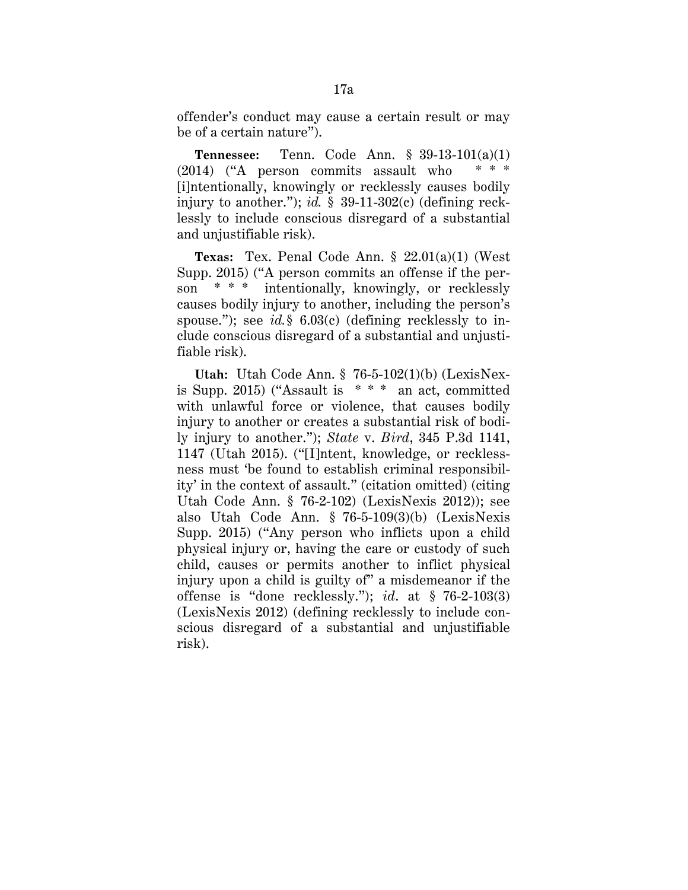offender's conduct may cause a certain result or may be of a certain nature").

**Tennessee:** Tenn. Code Ann. § 39-13-101(a)(1) (2014) ("A person commits assault who * * * [i]ntentionally, knowingly or recklessly causes bodily injury to another."); *id.* § 39-11-302(c) (defining recklessly to include conscious disregard of a substantial and unjustifiable risk).

**Texas:** Tex. Penal Code Ann. § 22.01(a)(1) (West Supp. 2015) ("A person commits an offense if the person * * * intentionally, knowingly, or recklessly causes bodily injury to another, including the person's spouse."); see *id.* § 6.03(c) (defining recklessly to include conscious disregard of a substantial and unjustifiable risk).

**Utah:** Utah Code Ann. § 76-5-102(1)(b) (LexisNexis Supp. 2015) ("Assault is * * * an act, committed with unlawful force or violence, that causes bodily injury to another or creates a substantial risk of bodily injury to another."); *State* v. *Bird*, 345 P.3d 1141, 1147 (Utah 2015). ("[I]ntent, knowledge, or recklessness must 'be found to establish criminal responsibility' in the context of assault." (citation omitted) (citing Utah Code Ann. § 76-2-102) (LexisNexis 2012)); see also Utah Code Ann. § 76-5-109(3)(b) (LexisNexis Supp. 2015) ("Any person who inflicts upon a child physical injury or, having the care or custody of such child, causes or permits another to inflict physical injury upon a child is guilty of" a misdemeanor if the offense is "done recklessly."); *id*. at § 76-2-103(3) (LexisNexis 2012) (defining recklessly to include conscious disregard of a substantial and unjustifiable risk).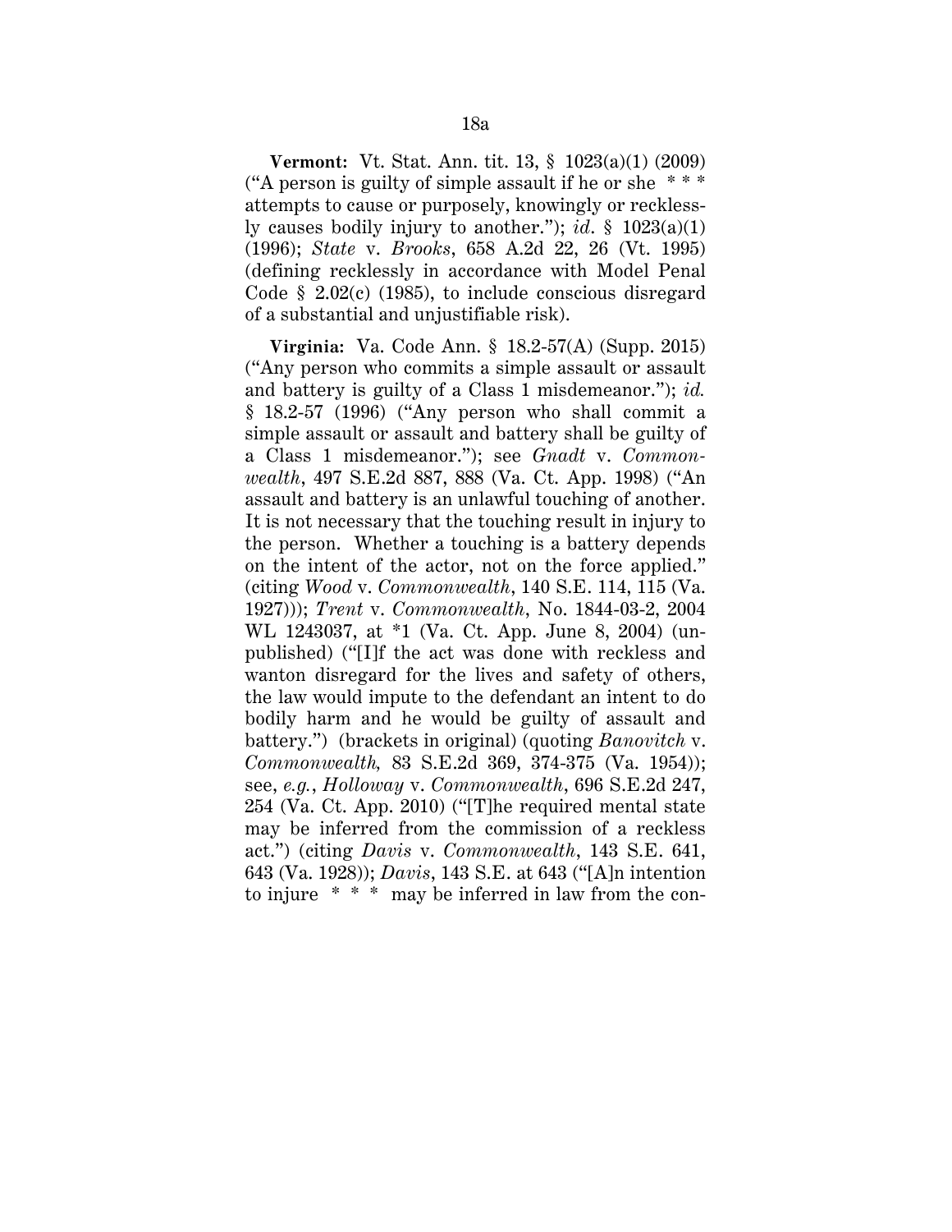**Vermont:** Vt. Stat. Ann. tit. 13, § 1023(a)(1) (2009) ("A person is guilty of simple assault if he or she * * * attempts to cause or purposely, knowingly or recklessly causes bodily injury to another."); *id.* § 1023(a)(1) (1996); *State* v. *Brooks*, 658 A.2d 22, 26 (Vt. 1995) (defining recklessly in accordance with Model Penal Code § 2.02(c) (1985), to include conscious disregard of a substantial and unjustifiable risk).

**Virginia:** Va. Code Ann. § 18.2-57(A) (Supp. 2015) ("Any person who commits a simple assault or assault and battery is guilty of a Class 1 misdemeanor."); *id.* § 18.2-57 (1996) ("Any person who shall commit a simple assault or assault and battery shall be guilty of a Class 1 misdemeanor."); see *Gnadt* v. *Commonwealth*, 497 S.E.2d 887, 888 (Va. Ct. App. 1998) ("An assault and battery is an unlawful touching of another. It is not necessary that the touching result in injury to the person. Whether a touching is a battery depends on the intent of the actor, not on the force applied." (citing *Wood* v. *Commonwealth*, 140 S.E. 114, 115 (Va. 1927))); *Trent* v. *Commonwealth*, No. 1844-03-2, 2004 WL 1243037, at *1 (Va. Ct. App. June 8, 2004) (unpublished) ("[I]f the act was done with reckless and wanton disregard for the lives and safety of others, the law would impute to the defendant an intent to do bodily harm and he would be guilty of assault and battery.") (brackets in original) (quoting *Banovitch* v. *Commonwealth*, 83 S.E.2d 369, 374-375 (Va. 1954)); see, *e.g.*, *Holloway* v. *Commonwealth*, 696 S.E.2d 247, 254 (Va. Ct. App. 2010) ("[T]he required mental state may be inferred from the commission of a reckless act.") (citing *Davis* v. *Commonwealth*, 143 S.E. 641, 643 (Va. 1928)); *Davis*, 143 S.E. at 643 ("[A]n intention to injure * * * may be inferred in law from the con-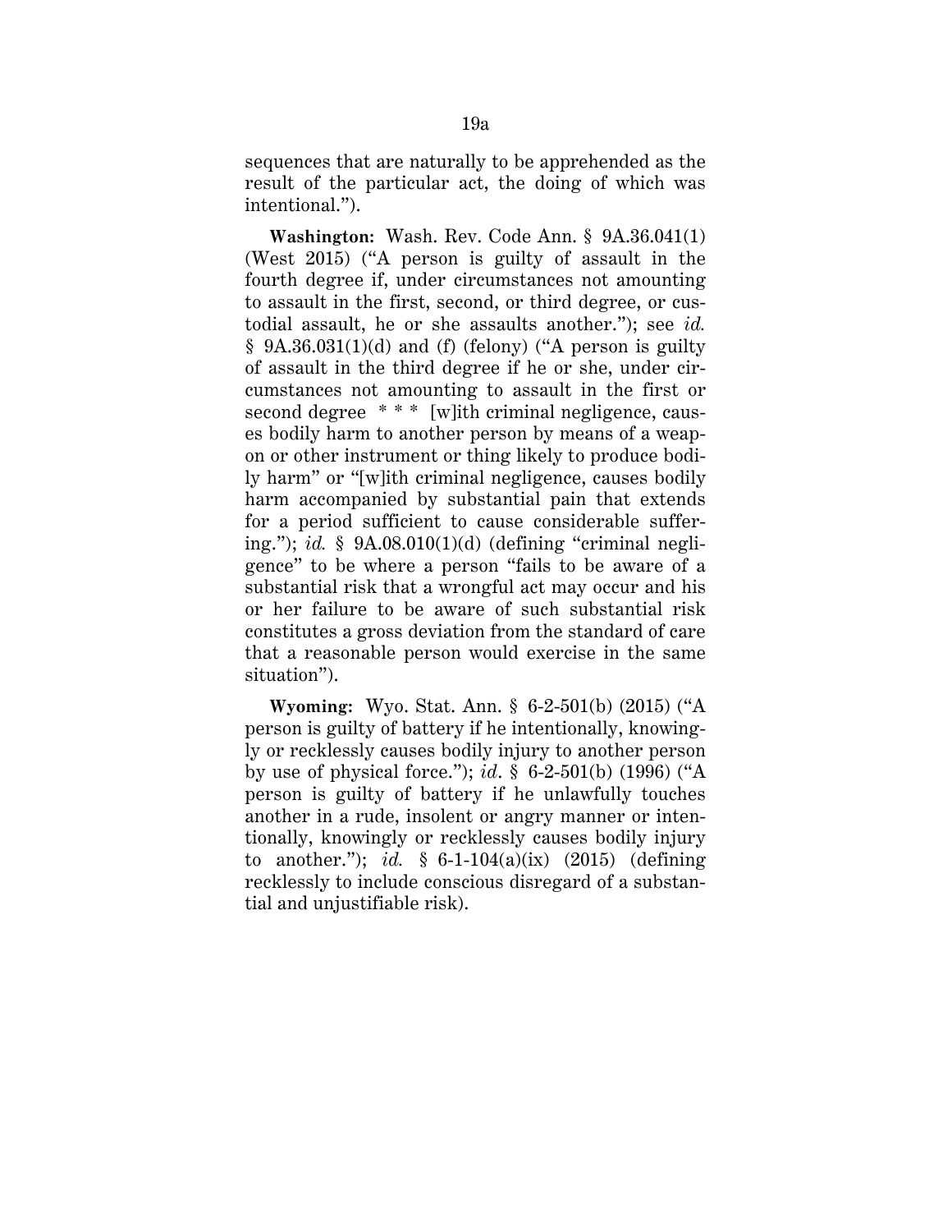sequences that are naturally to be apprehended as the result of the particular act, the doing of which was intentional.").

**Washington:** Wash. Rev. Code Ann. § 9A.36.041(1) (West 2015) ("A person is guilty of assault in the fourth degree if, under circumstances not amounting to assault in the first, second, or third degree, or custodial assault, he or she assaults another."); see *id.* § 9A.36.031(1)(d) and (f) (felony) ("A person is guilty of assault in the third degree if he or she, under circumstances not amounting to assault in the first or second degree * * * [w]ith criminal negligence, causes bodily harm to another person by means of a weapon or other instrument or thing likely to produce bodily harm" or "[w]ith criminal negligence, causes bodily harm accompanied by substantial pain that extends for a period sufficient to cause considerable suffering."); *id.* § 9A.08.010(1)(d) (defining "criminal negligence" to be where a person "fails to be aware of a substantial risk that a wrongful act may occur and his or her failure to be aware of such substantial risk constitutes a gross deviation from the standard of care that a reasonable person would exercise in the same situation").

**Wyoming:** Wyo. Stat. Ann. § 6-2-501(b) (2015) ("A person is guilty of battery if he intentionally, knowingly or recklessly causes bodily injury to another person by use of physical force."); *id*. § 6-2-501(b) (1996) ("A person is guilty of battery if he unlawfully touches another in a rude, insolent or angry manner or intentionally, knowingly or recklessly causes bodily injury to another."); *id.* § 6-1-104(a)(ix) (2015) (defining recklessly to include conscious disregard of a substantial and unjustifiable risk).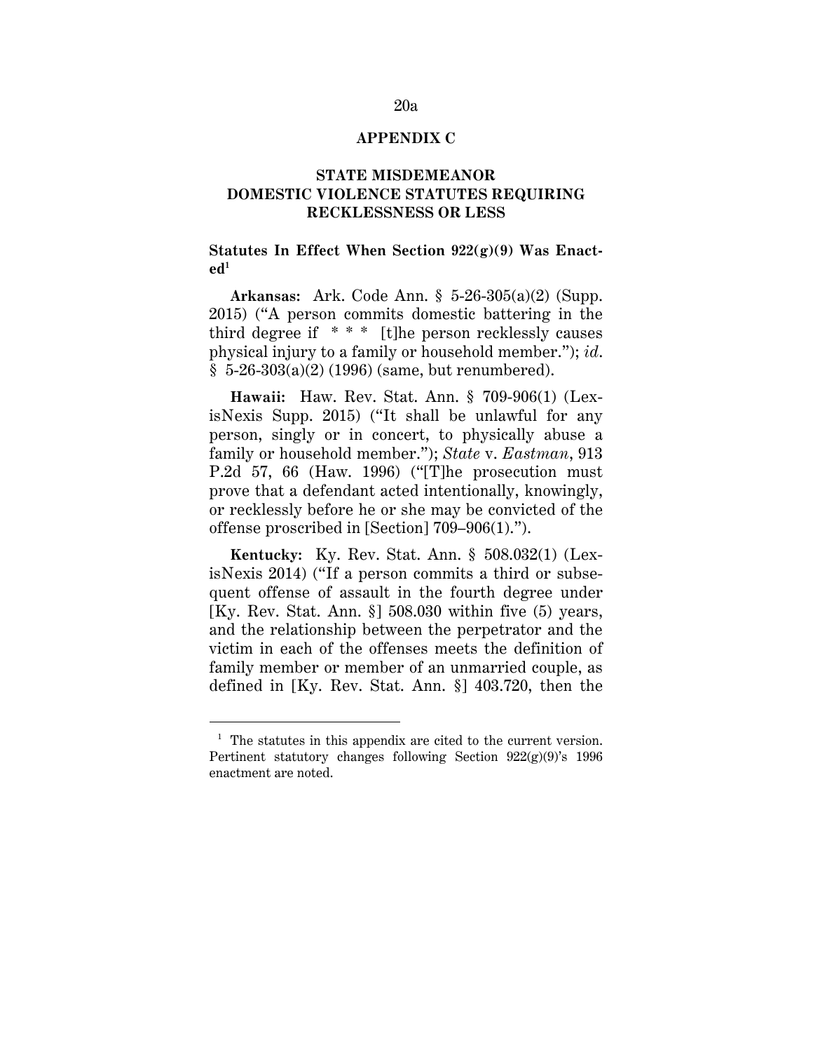## APPENDIX C

### STATE MISDEMEANOR DOMESTIC VIOLENCE STATUTES REQUIRING RECKLESSNESS OR LESS

**Statutes In Effect When Section 922(g)(9) Was Enacted**[1]

**Arkansas:** Ark. Code Ann. § 5-26-305(a)(2) (Supp. 2015) ("A person commits domestic battering in the third degree if * * * [t]he person recklessly causes physical injury to a family or household member."); *id*. § 5-26-303(a)(2) (1996) (same, but renumbered).

**Hawaii:** Haw. Rev. Stat. Ann. § 709-906(1) (LexisNexis Supp. 2015) ("It shall be unlawful for any person, singly or in concert, to physically abuse a family or household member."); *State* v. *Eastman*, 913 P.2d 57, 66 (Haw. 1996) ("[T]he prosecution must prove that a defendant acted intentionally, knowingly, or recklessly before he or she may be convicted of the offense proscribed in [Section] 709–906(1).").

**Kentucky:** Ky. Rev. Stat. Ann. § 508.032(1) (LexisNexis 2014) ("If a person commits a third or subsequent offense of assault in the fourth degree under [Ky. Rev. Stat. Ann. §] 508.030 within five (5) years, and the relationship between the perpetrator and the victim in each of the offenses meets the definition of family member or member of an unmarried couple, as defined in [Ky. Rev. Stat. Ann. §] 403.720, then the

---

[1] The statutes in this appendix are cited to the current version. Pertinent statutory changes following Section 922(g)(9)'s 1996 enactment are noted.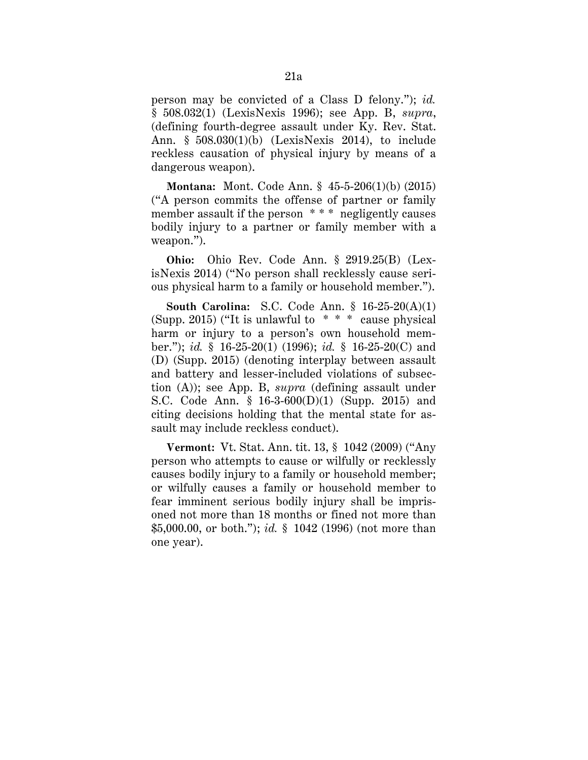person may be convicted of a Class D felony."); *id.* § 508.032(1) (LexisNexis 1996); see App. B, *supra*, (defining fourth-degree assault under Ky. Rev. Stat. Ann. § 508.030(1)(b) (LexisNexis 2014), to include reckless causation of physical injury by means of a dangerous weapon).

**Montana:** Mont. Code Ann. § 45-5-206(1)(b) (2015) ("A person commits the offense of partner or family member assault if the person * * * negligently causes bodily injury to a partner or family member with a weapon.").

**Ohio:** Ohio Rev. Code Ann. § 2919.25(B) (LexisNexis 2014) ("No person shall recklessly cause serious physical harm to a family or household member.").

**South Carolina:** S.C. Code Ann. § 16-25-20(A)(1) (Supp. 2015) ("It is unlawful to * * * cause physical harm or injury to a person's own household member."); *id.* § 16-25-20(1) (1996); *id.* § 16-25-20(C) and (D) (Supp. 2015) (denoting interplay between assault and battery and lesser-included violations of subsection (A)); see App. B, *supra* (defining assault under S.C. Code Ann. § 16-3-600(D)(1) (Supp. 2015) and citing decisions holding that the mental state for assault may include reckless conduct).

**Vermont:** Vt. Stat. Ann. tit. 13, § 1042 (2009) ("Any person who attempts to cause or wilfully or recklessly causes bodily injury to a family or household member; or wilfully causes a family or household member to fear imminent serious bodily injury shall be imprisoned not more than 18 months or fined not more than $5,000.00, or both."); *id.* § 1042 (1996) (not more than one year).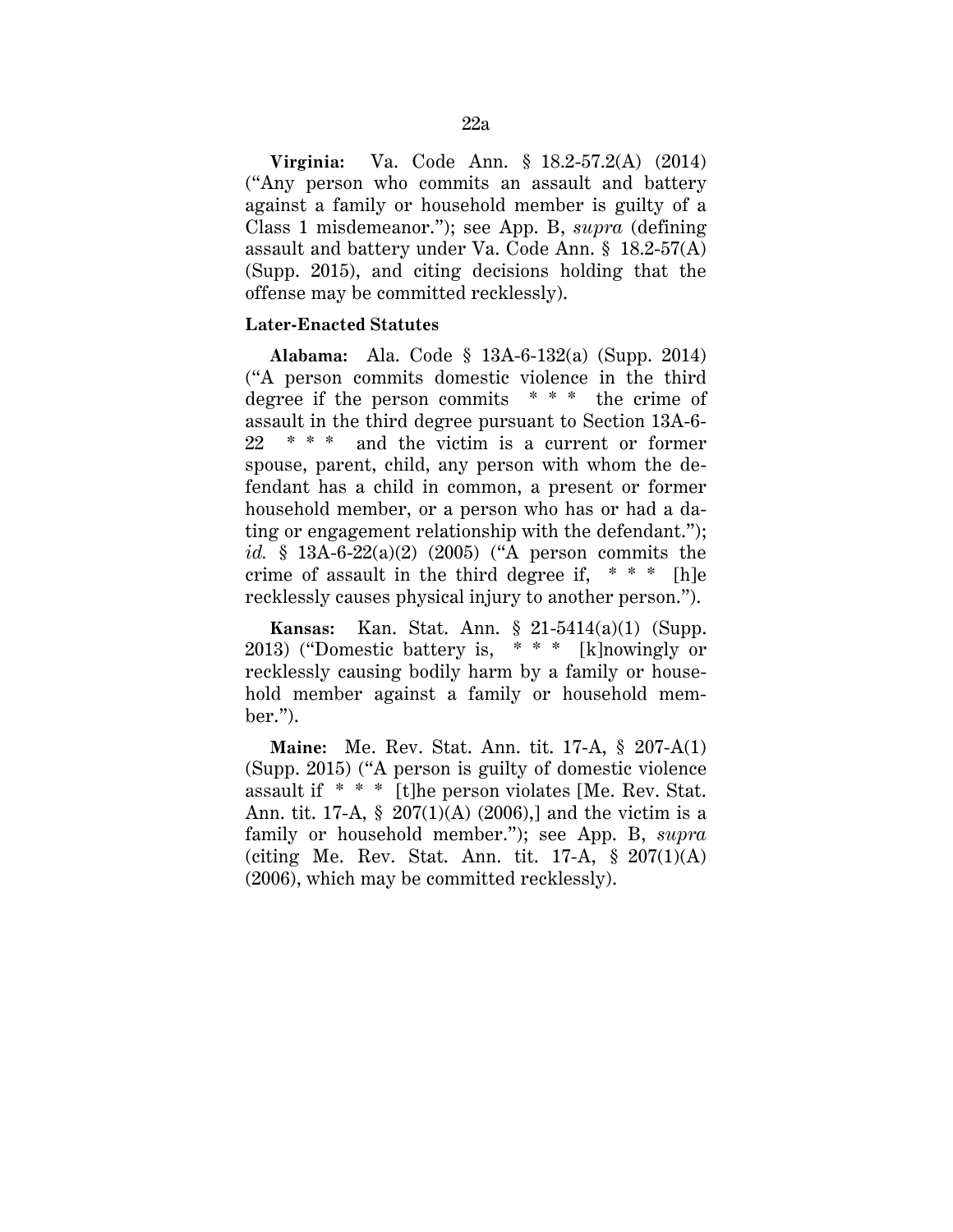**Virginia:** Va. Code Ann. § 18.2-57.2(A) (2014) ("Any person who commits an assault and battery against a family or household member is guilty of a Class 1 misdemeanor."); see App. B, *supra* (defining assault and battery under Va. Code Ann. § 18.2-57(A) (Supp. 2015), and citing decisions holding that the offense may be committed recklessly).

**Later-Enacted Statutes**

**Alabama:** Ala. Code § 13A-6-132(a) (Supp. 2014) ("A person commits domestic violence in the third degree if the person commits * * * the crime of assault in the third degree pursuant to Section 13A-6-22 * * * and the victim is a current or former spouse, parent, child, any person with whom the defendant has a child in common, a present or former household member, or a person who has or had a dating or engagement relationship with the defendant."); *id.* § 13A-6-22(a)(2) (2005) ("A person commits the crime of assault in the third degree if, * * * [h]e recklessly causes physical injury to another person.").

**Kansas:** Kan. Stat. Ann. § 21-5414(a)(1) (Supp. 2013) ("Domestic battery is, * * * [k]nowingly or recklessly causing bodily harm by a family or household member against a family or household member.").

**Maine:** Me. Rev. Stat. Ann. tit. 17-A, § 207-A(1) (Supp. 2015) ("A person is guilty of domestic violence assault if * * * [t]he person violates [Me. Rev. Stat. Ann. tit. 17-A, § 207(1)(A) (2006),] and the victim is a family or household member."); see App. B, *supra* (citing Me. Rev. Stat. Ann. tit. 17-A, § 207(1)(A) (2006), which may be committed recklessly).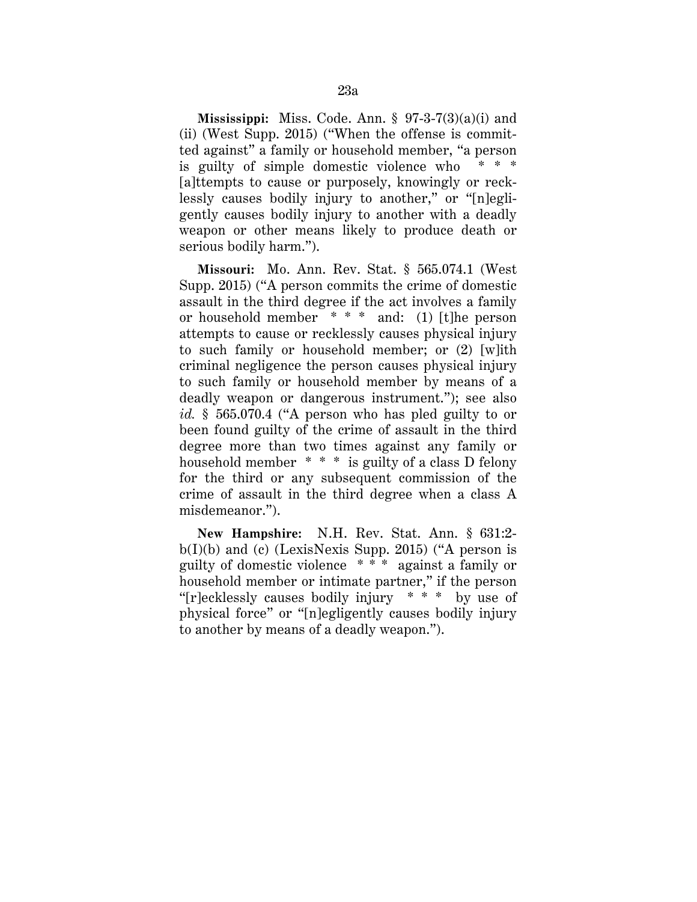**Mississippi:** Miss. Code. Ann. § 97-3-7(3)(a)(i) and (ii) (West Supp. 2015) ("When the offense is committed against" a family or household member, "a person is guilty of simple domestic violence who * * * [a]ttempts to cause or purposely, knowingly or recklessly causes bodily injury to another," or "[n]egligently causes bodily injury to another with a deadly weapon or other means likely to produce death or serious bodily harm.").

**Missouri:** Mo. Ann. Rev. Stat. § 565.074.1 (West Supp. 2015) ("A person commits the crime of domestic assault in the third degree if the act involves a family or household member * * * and: (1) [t]he person attempts to cause or recklessly causes physical injury to such family or household member; or (2) [w]ith criminal negligence the person causes physical injury to such family or household member by means of a deadly weapon or dangerous instrument."); see also *id.* § 565.070.4 ("A person who has pled guilty to or been found guilty of the crime of assault in the third degree more than two times against any family or household member * * * is guilty of a class D felony for the third or any subsequent commission of the crime of assault in the third degree when a class A misdemeanor.").

**New Hampshire:** N.H. Rev. Stat. Ann. § 631:2-b(I)(b) and (c) (LexisNexis Supp. 2015) ("A person is guilty of domestic violence * * * against a family or household member or intimate partner," if the person "[r]ecklessly causes bodily injury * * * by use of physical force" or "[n]egligently causes bodily injury to another by means of a deadly weapon.").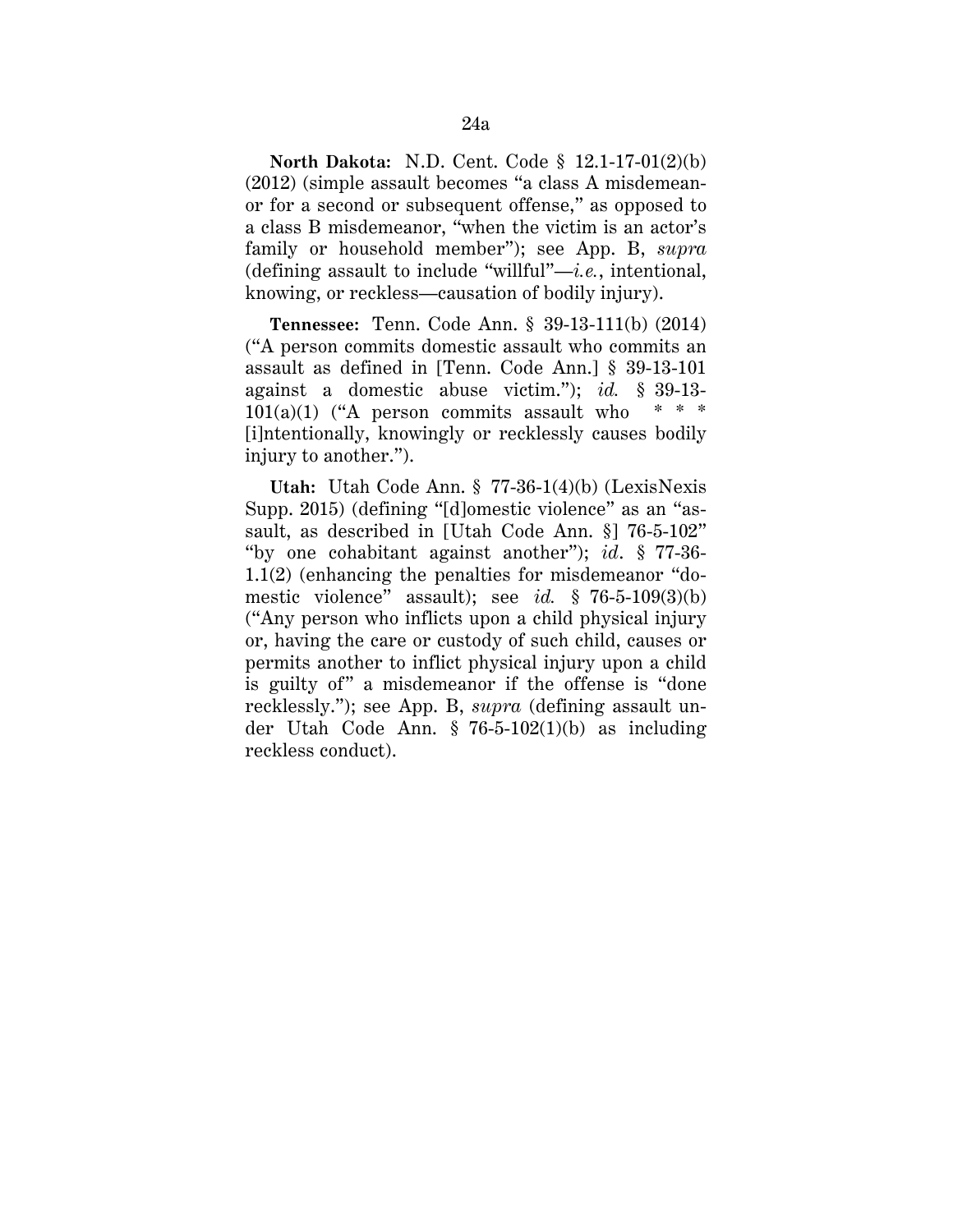**North Dakota:** N.D. Cent. Code § 12.1-17-01(2)(b) (2012) (simple assault becomes "a class A misdemeanor for a second or subsequent offense," as opposed to a class B misdemeanor, "when the victim is an actor's family or household member"); see App. B, *supra* (defining assault to include "willful"—*i.e.*, intentional, knowing, or reckless—causation of bodily injury).

**Tennessee:** Tenn. Code Ann. § 39-13-111(b) (2014) ("A person commits domestic assault who commits an assault as defined in [Tenn. Code Ann.] § 39-13-101 against a domestic abuse victim."); *id.* § 39-13-101(a)(1) ("A person commits assault who \* \* \* [i]ntentionally, knowingly or recklessly causes bodily injury to another.").

**Utah:** Utah Code Ann. § 77-36-1(4)(b) (LexisNexis Supp. 2015) (defining "[d]omestic violence" as an "assault, as described in [Utah Code Ann. §] 76-5-102" "by one cohabitant against another"); *id*. § 77-36-1.1(2) (enhancing the penalties for misdemeanor "domestic violence" assault); see *id.* § 76-5-109(3)(b) ("Any person who inflicts upon a child physical injury or, having the care or custody of such child, causes or permits another to inflict physical injury upon a child is guilty of" a misdemeanor if the offense is "done recklessly."); see App. B, *supra* (defining assault under Utah Code Ann. § 76-5-102(1)(b) as including reckless conduct).